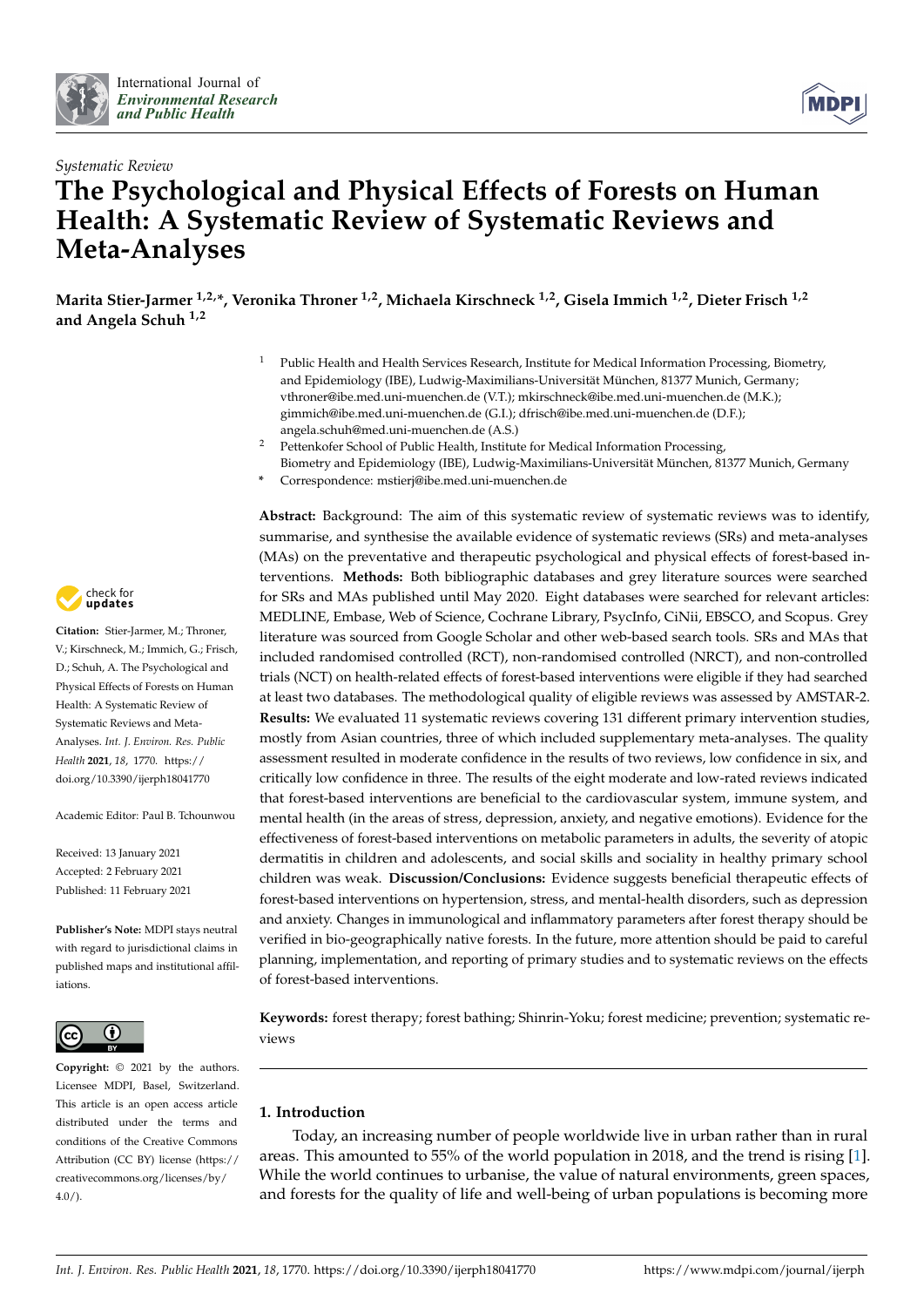International Journal of *Environmental Research and Public Health*

*Systematic Review*

# The Psychological and Physical Effects of Forests on Human Health: A Systematic Review of Systematic Reviews and Meta-Analyses

**Marita Stier-Jarmer [1,2,*], Veronika Throner [1,2], Michaela Kirschneck [1,2], Gisela Immich [1,2], Dieter Frisch [1,2] and Angela Schuh [1,2]**

[1] Public Health and Health Services Research, Institute for Medical Information Processing, Biometry, and Epidemiology (IBE), Ludwig-Maximilians-Universität München, 81377 Munich, Germany; vthroner@ibe.med.uni-muenchen.de (V.T.); mkirschneck@ibe.med.uni-muenchen.de (M.K.); gimmich@ibe.med.uni-muenchen.de (G.I.); dfrisch@ibe.med.uni-muenchen.de (D.F.); angela.schuh@med.uni-muenchen.de (A.S.)

[2] Pettenkofer School of Public Health, Institute for Medical Information Processing, Biometry and Epidemiology (IBE), Ludwig-Maximilians-Universität München, 81377 Munich, Germany

\* Correspondence: mstierj@ibe.med.uni-muenchen.de

**Citation:** Stier-Jarmer, M.; Throner, V.; Kirschneck, M.; Immich, G.; Frisch, D.; Schuh, A. The Psychological and Physical Effects of Forests on Human Health: A Systematic Review of Systematic Reviews and Meta-Analyses. *Int. J. Environ. Res. Public Health* **2021**, *18*, 1770. https://doi.org/10.3390/ijerph18041770

Academic Editor: Paul B. Tchounwou

Received: 13 January 2021
Accepted: 2 February 2021
Published: 11 February 2021

**Publisher's Note:** MDPI stays neutral with regard to jurisdictional claims in published maps and institutional affiliations.

**Copyright:** © 2021 by the authors. Licensee MDPI, Basel, Switzerland. This article is an open access article distributed under the terms and conditions of the Creative Commons Attribution (CC BY) license (https://creativecommons.org/licenses/by/4.0/).

**Abstract:** Background: The aim of this systematic review of systematic reviews was to identify, summarise, and synthesise the available evidence of systematic reviews (SRs) and meta-analyses (MAs) on the preventative and therapeutic psychological and physical effects of forest-based interventions. **Methods:** Both bibliographic databases and grey literature sources were searched for SRs and MAs published until May 2020. Eight databases were searched for relevant articles: MEDLINE, Embase, Web of Science, Cochrane Library, PsycInfo, CiNii, EBSCO, and Scopus. Grey literature was sourced from Google Scholar and other web-based search tools. SRs and MAs that included randomised controlled (RCT), non-randomised controlled (NRCT), and non-controlled trials (NCT) on health-related effects of forest-based interventions were eligible if they had searched at least two databases. The methodological quality of eligible reviews was assessed by AMSTAR-2. **Results:** We evaluated 11 systematic reviews covering 131 different primary intervention studies, mostly from Asian countries, three of which included supplementary meta-analyses. The quality assessment resulted in moderate confidence in the results of two reviews, low confidence in six, and critically low confidence in three. The results of the eight moderate and low-rated reviews indicated that forest-based interventions are beneficial to the cardiovascular system, immune system, and mental health (in the areas of stress, depression, anxiety, and negative emotions). Evidence for the effectiveness of forest-based interventions on metabolic parameters in adults, the severity of atopic dermatitis in children and adolescents, and social skills and sociality in healthy primary school children was weak. **Discussion/Conclusions:** Evidence suggests beneficial therapeutic effects of forest-based interventions on hypertension, stress, and mental-health disorders, such as depression and anxiety. Changes in immunological and inflammatory parameters after forest therapy should be verified in bio-geographically native forests. In the future, more attention should be paid to careful planning, implementation, and reporting of primary studies and to systematic reviews on the effects of forest-based interventions.

**Keywords:** forest therapy; forest bathing; Shinrin-Yoku; forest medicine; prevention; systematic reviews

## 1. Introduction

Today, an increasing number of people worldwide live in urban rather than in rural areas. This amounted to 55% of the world population in 2018, and the trend is rising [1]. While the world continues to urbanise, the value of natural environments, green spaces, and forests for the quality of life and well-being of urban populations is becoming more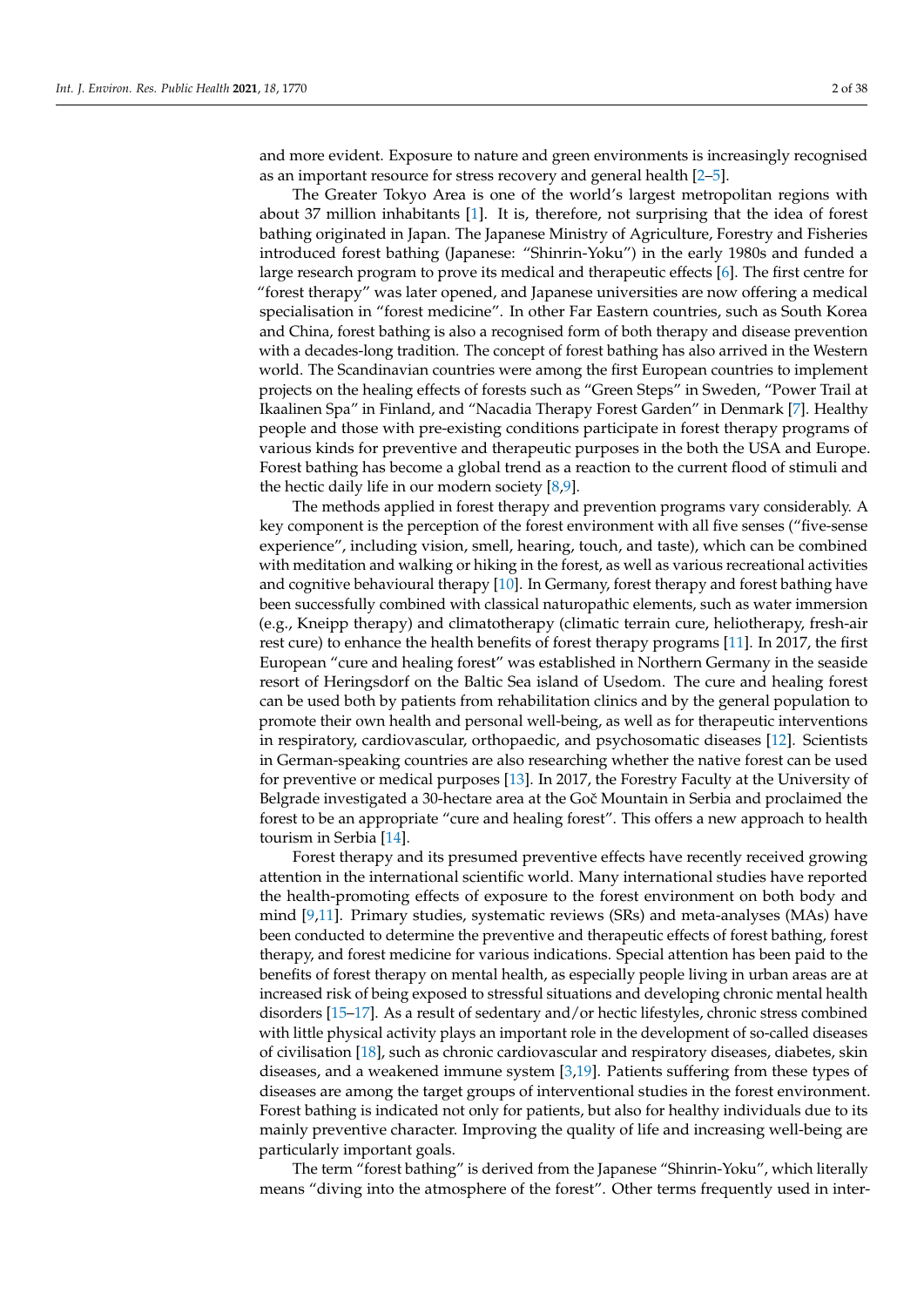and more evident. Exposure to nature and green environments is increasingly recognised as an important resource for stress recovery and general health [2–5].

The Greater Tokyo Area is one of the world's largest metropolitan regions with about 37 million inhabitants [1]. It is, therefore, not surprising that the idea of forest bathing originated in Japan. The Japanese Ministry of Agriculture, Forestry and Fisheries introduced forest bathing (Japanese: "Shinrin-Yoku") in the early 1980s and funded a large research program to prove its medical and therapeutic effects [6]. The first centre for "forest therapy" was later opened, and Japanese universities are now offering a medical specialisation in "forest medicine". In other Far Eastern countries, such as South Korea and China, forest bathing is also a recognised form of both therapy and disease prevention with a decades-long tradition. The concept of forest bathing has also arrived in the Western world. The Scandinavian countries were among the first European countries to implement projects on the healing effects of forests such as "Green Steps" in Sweden, "Power Trail at Ikaalinen Spa" in Finland, and "Nacadia Therapy Forest Garden" in Denmark [7]. Healthy people and those with pre-existing conditions participate in forest therapy programs of various kinds for preventive and therapeutic purposes in the both the USA and Europe. Forest bathing has become a global trend as a reaction to the current flood of stimuli and the hectic daily life in our modern society [8,9].

The methods applied in forest therapy and prevention programs vary considerably. A key component is the perception of the forest environment with all five senses ("five-sense experience", including vision, smell, hearing, touch, and taste), which can be combined with meditation and walking or hiking in the forest, as well as various recreational activities and cognitive behavioural therapy [10]. In Germany, forest therapy and forest bathing have been successfully combined with classical naturopathic elements, such as water immersion (e.g., Kneipp therapy) and climatotherapy (climatic terrain cure, heliotherapy, fresh-air rest cure) to enhance the health benefits of forest therapy programs [11]. In 2017, the first European "cure and healing forest" was established in Northern Germany in the seaside resort of Heringsdorf on the Baltic Sea island of Usedom. The cure and healing forest can be used both by patients from rehabilitation clinics and by the general population to promote their own health and personal well-being, as well as for therapeutic interventions in respiratory, cardiovascular, orthopaedic, and psychosomatic diseases [12]. Scientists in German-speaking countries are also researching whether the native forest can be used for preventive or medical purposes [13]. In 2017, the Forestry Faculty at the University of Belgrade investigated a 30-hectare area at the Goč Mountain in Serbia and proclaimed the forest to be an appropriate "cure and healing forest". This offers a new approach to health tourism in Serbia [14].

Forest therapy and its presumed preventive effects have recently received growing attention in the international scientific world. Many international studies have reported the health-promoting effects of exposure to the forest environment on both body and mind [9,11]. Primary studies, systematic reviews (SRs) and meta-analyses (MAs) have been conducted to determine the preventive and therapeutic effects of forest bathing, forest therapy, and forest medicine for various indications. Special attention has been paid to the benefits of forest therapy on mental health, as especially people living in urban areas are at increased risk of being exposed to stressful situations and developing chronic mental health disorders [15–17]. As a result of sedentary and/or hectic lifestyles, chronic stress combined with little physical activity plays an important role in the development of so-called diseases of civilisation [18], such as chronic cardiovascular and respiratory diseases, diabetes, skin diseases, and a weakened immune system [3,19]. Patients suffering from these types of diseases are among the target groups of interventional studies in the forest environment. Forest bathing is indicated not only for patients, but also for healthy individuals due to its mainly preventive character. Improving the quality of life and increasing well-being are particularly important goals.

The term "forest bathing" is derived from the Japanese "Shinrin-Yoku", which literally means "diving into the atmosphere of the forest". Other terms frequently used in inter-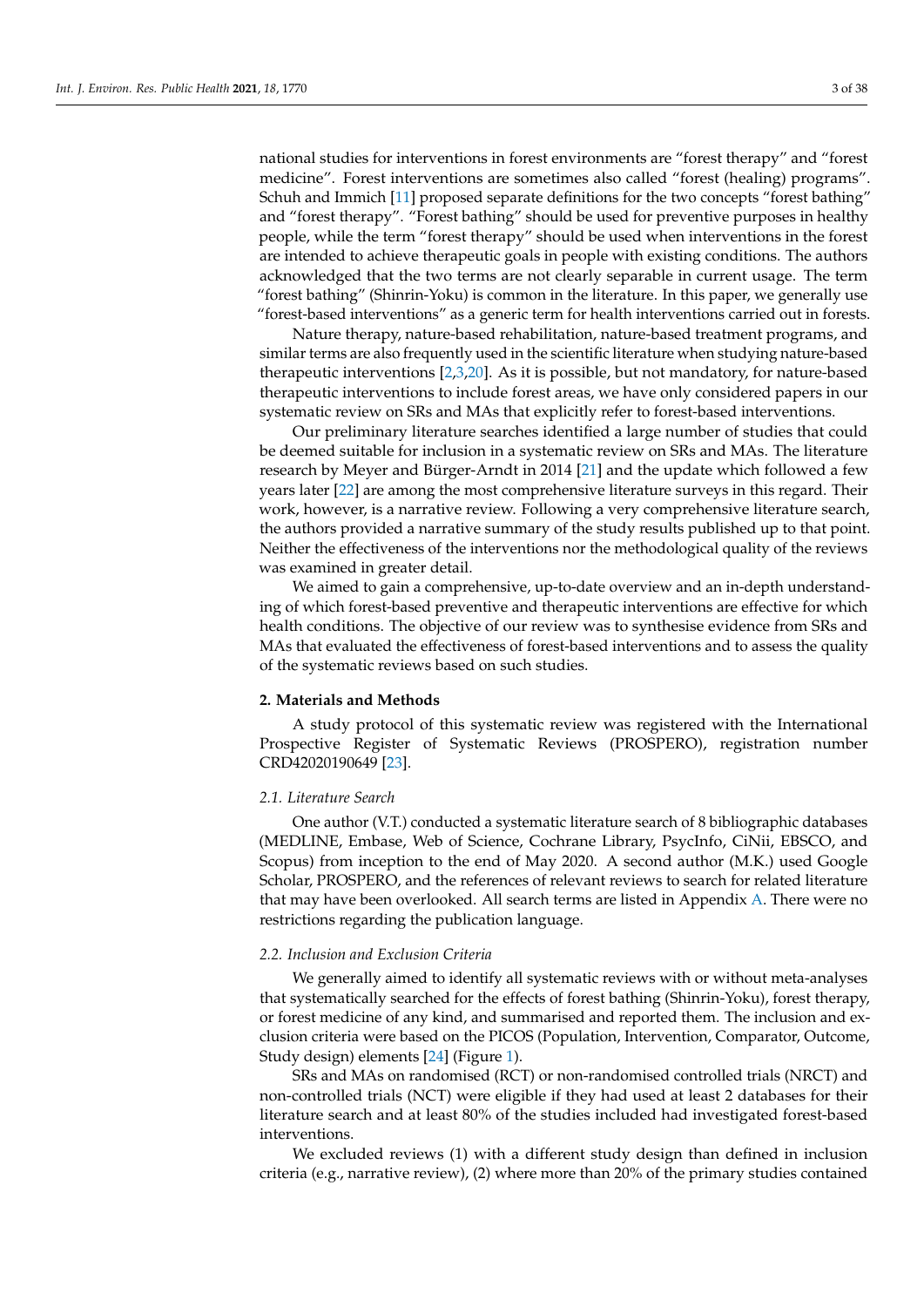national studies for interventions in forest environments are "forest therapy" and "forest medicine". Forest interventions are sometimes also called "forest (healing) programs". Schuh and Immich [11] proposed separate definitions for the two concepts "forest bathing" and "forest therapy". "Forest bathing" should be used for preventive purposes in healthy people, while the term "forest therapy" should be used when interventions in the forest are intended to achieve therapeutic goals in people with existing conditions. The authors acknowledged that the two terms are not clearly separable in current usage. The term "forest bathing" (Shinrin-Yoku) is common in the literature. In this paper, we generally use "forest-based interventions" as a generic term for health interventions carried out in forests.

Nature therapy, nature-based rehabilitation, nature-based treatment programs, and similar terms are also frequently used in the scientific literature when studying nature-based therapeutic interventions [2,3,20]. As it is possible, but not mandatory, for nature-based therapeutic interventions to include forest areas, we have only considered papers in our systematic review on SRs and MAs that explicitly refer to forest-based interventions.

Our preliminary literature searches identified a large number of studies that could be deemed suitable for inclusion in a systematic review on SRs and MAs. The literature research by Meyer and Bürger-Arndt in 2014 [21] and the update which followed a few years later [22] are among the most comprehensive literature surveys in this regard. Their work, however, is a narrative review. Following a very comprehensive literature search, the authors provided a narrative summary of the study results published up to that point. Neither the effectiveness of the interventions nor the methodological quality of the reviews was examined in greater detail.

We aimed to gain a comprehensive, up-to-date overview and an in-depth understanding of which forest-based preventive and therapeutic interventions are effective for which health conditions. The objective of our review was to synthesise evidence from SRs and MAs that evaluated the effectiveness of forest-based interventions and to assess the quality of the systematic reviews based on such studies.

## 2. Materials and Methods

A study protocol of this systematic review was registered with the International Prospective Register of Systematic Reviews (PROSPERO), registration number CRD42020190649 [23].

### 2.1. Literature Search

One author (V.T.) conducted a systematic literature search of 8 bibliographic databases (MEDLINE, Embase, Web of Science, Cochrane Library, PsycInfo, CiNii, EBSCO, and Scopus) from inception to the end of May 2020. A second author (M.K.) used Google Scholar, PROSPERO, and the references of relevant reviews to search for related literature that may have been overlooked. All search terms are listed in Appendix A. There were no restrictions regarding the publication language.

### 2.2. Inclusion and Exclusion Criteria

We generally aimed to identify all systematic reviews with or without meta-analyses that systematically searched for the effects of forest bathing (Shinrin-Yoku), forest therapy, or forest medicine of any kind, and summarised and reported them. The inclusion and exclusion criteria were based on the PICOS (Population, Intervention, Comparator, Outcome, Study design) elements [24] (Figure 1).

SRs and MAs on randomised (RCT) or non-randomised controlled trials (NRCT) and non-controlled trials (NCT) were eligible if they had used at least 2 databases for their literature search and at least 80% of the studies included had investigated forest-based interventions.

We excluded reviews (1) with a different study design than defined in inclusion criteria (e.g., narrative review), (2) where more than 20% of the primary studies contained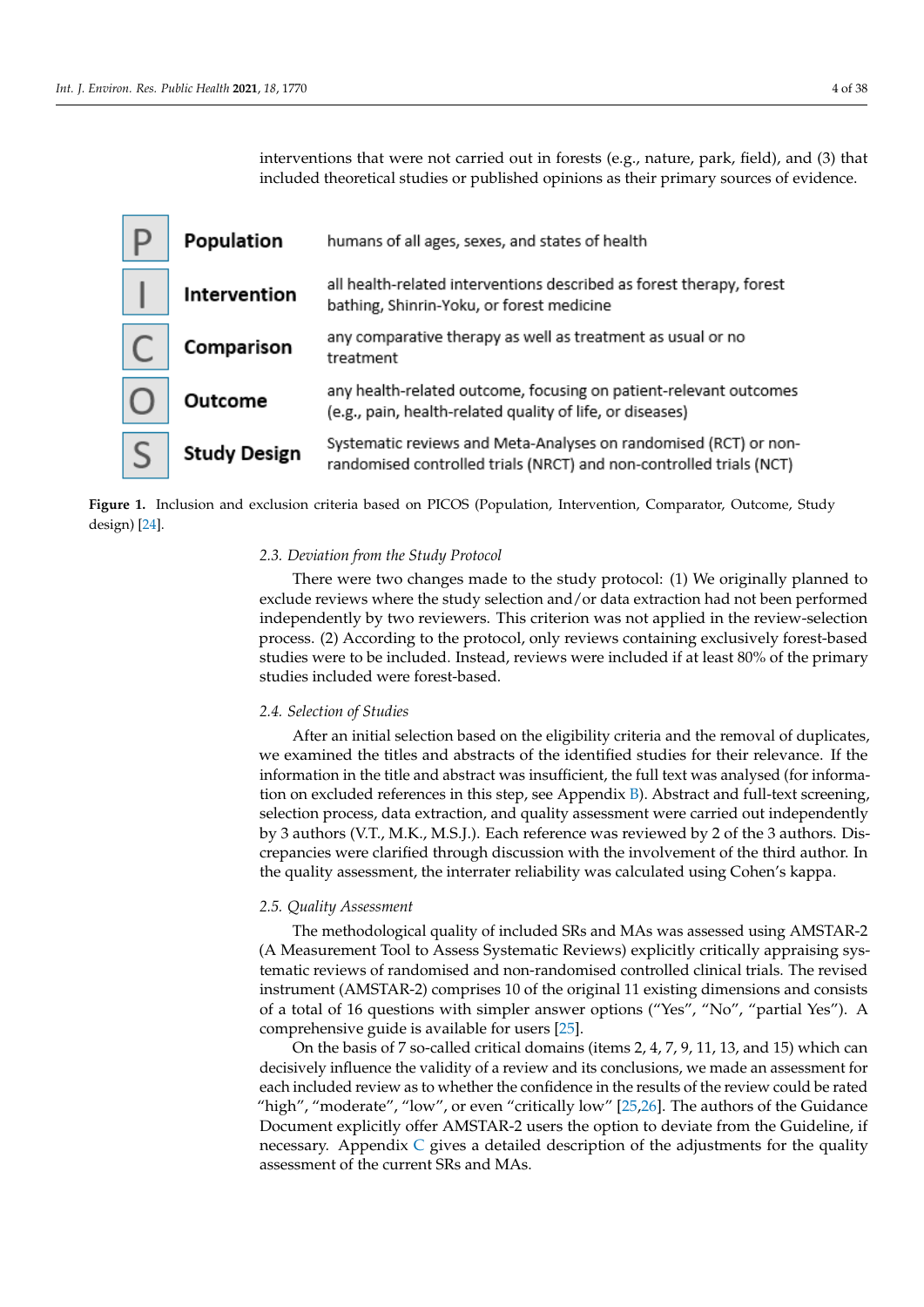interventions that were not carried out in forests (e.g., nature, park, field), and (3) that included theoretical studies or published opinions as their primary sources of evidence.

| | | |
|---|---|---|
| P | **Population** | humans of all ages, sexes, and states of health |
| I | **Intervention** | all health-related interventions described as forest therapy, forest bathing, Shinrin-Yoku, or forest medicine |
| C | **Comparison** | any comparative therapy as well as treatment as usual or no treatment |
| O | **Outcome** | any health-related outcome, focusing on patient-relevant outcomes (e.g., pain, health-related quality of life, or diseases) |
| S | **Study Design** | Systematic reviews and Meta-Analyses on randomised (RCT) or non-randomised controlled trials (NRCT) and non-controlled trials (NCT) |

**Figure 1.** Inclusion and exclusion criteria based on PICOS (Population, Intervention, Comparator, Outcome, Study design) [24].

### 2.3. Deviation from the Study Protocol

There were two changes made to the study protocol: (1) We originally planned to exclude reviews where the study selection and/or data extraction had not been performed independently by two reviewers. This criterion was not applied in the review-selection process. (2) According to the protocol, only reviews containing exclusively forest-based studies were to be included. Instead, reviews were included if at least 80% of the primary studies included were forest-based.

### 2.4. Selection of Studies

After an initial selection based on the eligibility criteria and the removal of duplicates, we examined the titles and abstracts of the identified studies for their relevance. If the information in the title and abstract was insufficient, the full text was analysed (for information on excluded references in this step, see Appendix B). Abstract and full-text screening, selection process, data extraction, and quality assessment were carried out independently by 3 authors (V.T., M.K., M.S.J.). Each reference was reviewed by 2 of the 3 authors. Discrepancies were clarified through discussion with the involvement of the third author. In the quality assessment, the interrater reliability was calculated using Cohen's kappa.

### 2.5. Quality Assessment

The methodological quality of included SRs and MAs was assessed using AMSTAR-2 (A Measurement Tool to Assess Systematic Reviews) explicitly critically appraising systematic reviews of randomised and non-randomised controlled clinical trials. The revised instrument (AMSTAR-2) comprises 10 of the original 11 existing dimensions and consists of a total of 16 questions with simpler answer options ("Yes", "No", "partial Yes"). A comprehensive guide is available for users [25].

On the basis of 7 so-called critical domains (items 2, 4, 7, 9, 11, 13, and 15) which can decisively influence the validity of a review and its conclusions, we made an assessment for each included review as to whether the confidence in the results of the review could be rated "high", "moderate", "low", or even "critically low" [25,26]. The authors of the Guidance Document explicitly offer AMSTAR-2 users the option to deviate from the Guideline, if necessary. Appendix C gives a detailed description of the adjustments for the quality assessment of the current SRs and MAs.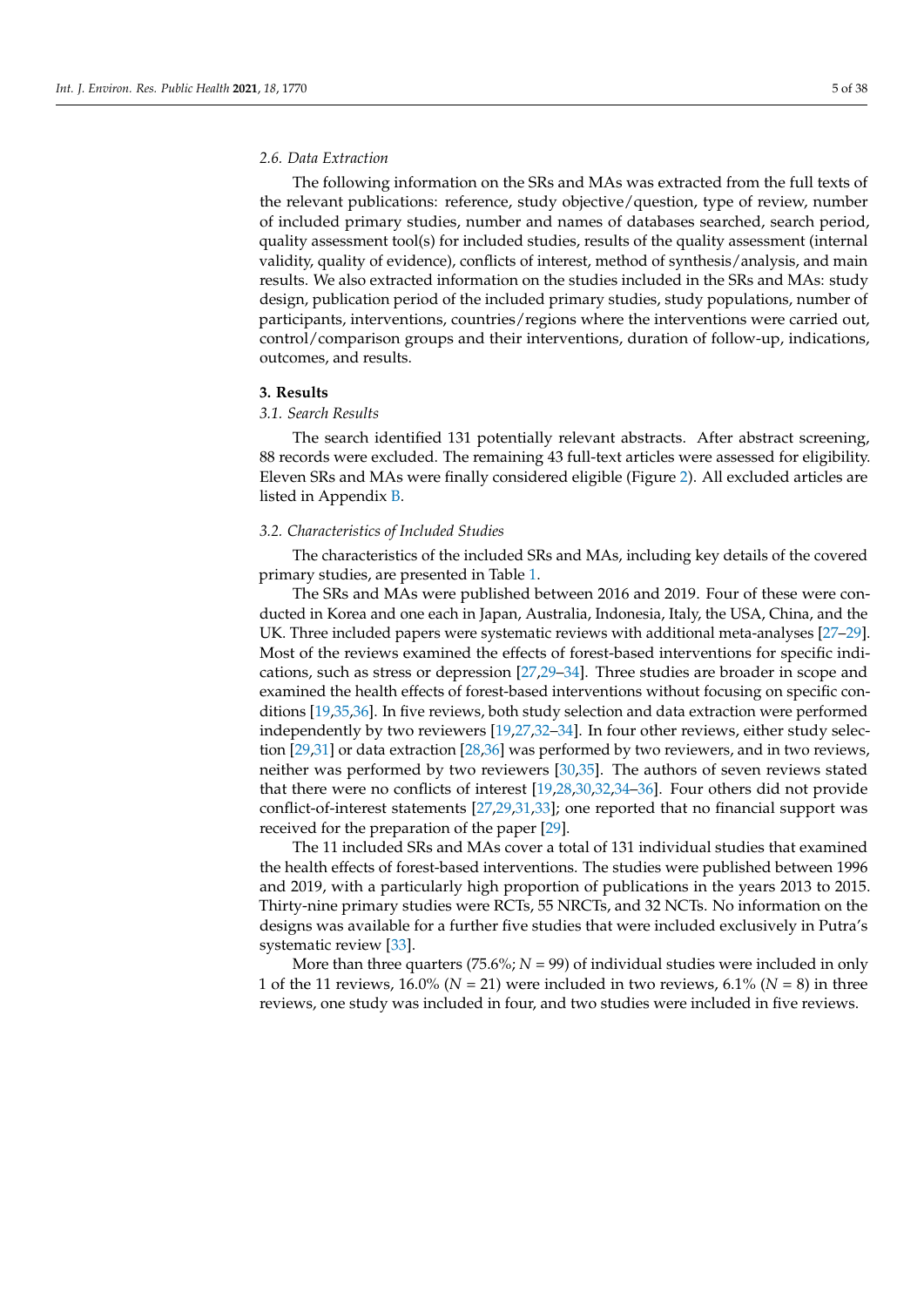### 2.6. Data Extraction

The following information on the SRs and MAs was extracted from the full texts of the relevant publications: reference, study objective/question, type of review, number of included primary studies, number and names of databases searched, search period, quality assessment tool(s) for included studies, results of the quality assessment (internal validity, quality of evidence), conflicts of interest, method of synthesis/analysis, and main results. We also extracted information on the studies included in the SRs and MAs: study design, publication period of the included primary studies, study populations, number of participants, interventions, countries/regions where the interventions were carried out, control/comparison groups and their interventions, duration of follow-up, indications, outcomes, and results.

## 3. Results

### 3.1. Search Results

The search identified 131 potentially relevant abstracts. After abstract screening, 88 records were excluded. The remaining 43 full-text articles were assessed for eligibility. Eleven SRs and MAs were finally considered eligible (Figure 2). All excluded articles are listed in Appendix B.

### 3.2. Characteristics of Included Studies

The characteristics of the included SRs and MAs, including key details of the covered primary studies, are presented in Table 1.

The SRs and MAs were published between 2016 and 2019. Four of these were conducted in Korea and one each in Japan, Australia, Indonesia, Italy, the USA, China, and the UK. Three included papers were systematic reviews with additional meta-analyses [27–29]. Most of the reviews examined the effects of forest-based interventions for specific indications, such as stress or depression [27,29–34]. Three studies are broader in scope and examined the health effects of forest-based interventions without focusing on specific conditions [19,35,36]. In five reviews, both study selection and data extraction were performed independently by two reviewers [19,27,32–34]. In four other reviews, either study selection [29,31] or data extraction [28,36] was performed by two reviewers, and in two reviews, neither was performed by two reviewers [30,35]. The authors of seven reviews stated that there were no conflicts of interest [19,28,30,32,34–36]. Four others did not provide conflict-of-interest statements [27,29,31,33]; one reported that no financial support was received for the preparation of the paper [29].

The 11 included SRs and MAs cover a total of 131 individual studies that examined the health effects of forest-based interventions. The studies were published between 1996 and 2019, with a particularly high proportion of publications in the years 2013 to 2015. Thirty-nine primary studies were RCTs, 55 NRCTs, and 32 NCTs. No information on the designs was available for a further five studies that were included exclusively in Putra's systematic review [33].

More than three quarters (75.6%; *N* = 99) of individual studies were included in only 1 of the 11 reviews, 16.0% (*N* = 21) were included in two reviews, 6.1% (*N* = 8) in three reviews, one study was included in four, and two studies were included in five reviews.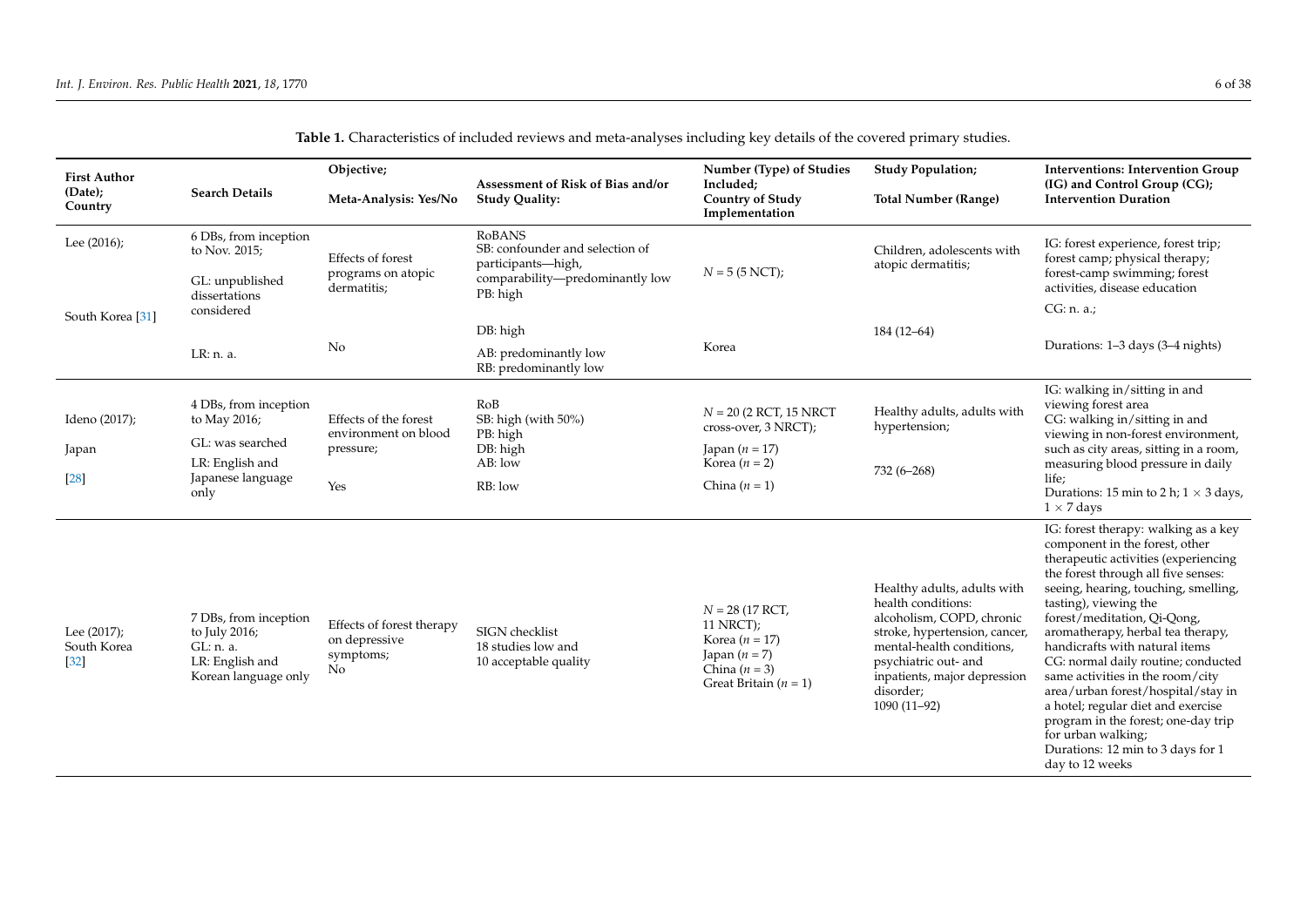**Table 1.** Characteristics of included reviews and meta-analyses including key details of the covered primary studies.

| First Author (Date); Country | Search Details | Objective; Meta-Analysis: Yes/No | Assessment of Risk of Bias and/or Study Quality: | Number (Type) of Studies Included; Country of Study Implementation | Study Population; Total Number (Range) | Interventions: Intervention Group (IG) and Control Group (CG); Intervention Duration |
|---|---|---|---|---|---|---|
| Lee (2016); South Korea [31] | 6 DBs, from inception to Nov. 2015; GL: unpublished dissertations considered LR: n. a. | Effects of forest programs on atopic dermatitis; No | RoBANS SB: confounder and selection of participants—high, comparability—predominantly low PB: high DB: high AB: predominantly low RB: predominantly low | $N = 5$ (5 NCT); Korea | Children, adolescents with atopic dermatitis; 184 (12–64) | IG: forest experience, forest trip; forest camp; physical therapy; forest-camp swimming; forest activities, disease education CG: n. a.; Durations: 1–3 days (3–4 nights) |
| Ideno (2017); Japan [28] | 4 DBs, from inception to May 2016; GL: was searched LR: English and Japanese language only | Effects of the forest environment on blood pressure; Yes | RoB SB: high (with 50%) PB: high DB: high AB: low RB: low | $N = 20$ (2 RCT, 15 NRCT cross-over, 3 NRCT); Japan ($n = 17$) Korea ($n = 2$) China ($n = 1$) | Healthy adults, adults with hypertension; 732 (6–268) | IG: walking in/sitting in and viewing forest area CG: walking in/sitting in and viewing in non-forest environment, such as city areas, sitting in a room, measuring blood pressure in daily life; Durations: 15 min to 2 h; $1 \times 3$ days, $1 \times 7$ days |
| Lee (2017); South Korea [32] | 7 DBs, from inception to July 2016; GL: n. a. LR: English and Korean language only | Effects of forest therapy on depressive symptoms; No | SIGN checklist 18 studies low and 10 acceptable quality | $N = 28$ (17 RCT, 11 NRCT); Korea ($n = 17$) Japan ($n = 7$) China ($n = 3$) Great Britain ($n = 1$) | Healthy adults, adults with health conditions: alcoholism, COPD, chronic stroke, hypertension, cancer, mental-health conditions, psychiatric out- and inpatients, major depression disorder; 1090 (11–92) | IG: forest therapy: walking as a key component in the forest, other therapeutic activities (experiencing the forest through all five senses: seeing, hearing, touching, smelling, tasting), viewing the forest/meditation, Qi-Qong, aromatherapy, herbal tea therapy, handicrafts with natural items CG: normal daily routine; conducted same activities in the room/city area/urban forest/hospital/stay in a hotel; regular diet and exercise program in the forest; one-day trip for urban walking; Durations: 12 min to 3 days for 1 day to 12 weeks |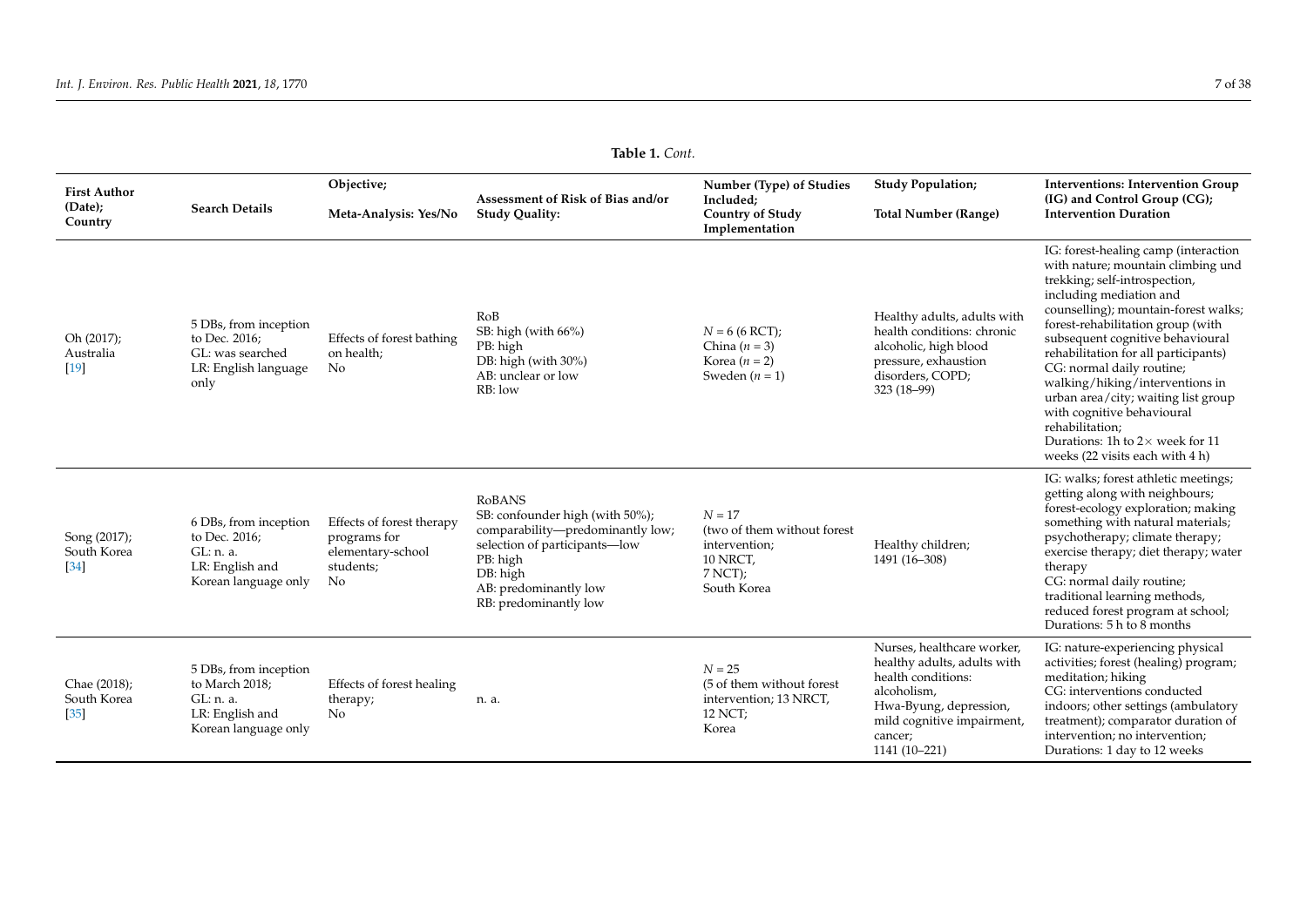**Table 1.** *Cont.*

| First Author (Date); Country | Search Details | Objective; Meta-Analysis: Yes/No | Assessment of Risk of Bias and/or Study Quality: | Number (Type) of Studies Included; Country of Study Implementation | Study Population; Total Number (Range) | Interventions: Intervention Group (IG) and Control Group (CG); Intervention Duration |
|---|---|---|---|---|---|---|
| Oh (2017); Australia [19] | 5 DBs, from inception to Dec. 2016; GL: was searched LR: English language only | Effects of forest bathing on health; No | RoB SB: high (with 66%) PB: high DB: high (with 30%) AB: unclear or low RB: low | *N* = 6 (6 RCT); China (*n* = 3) Korea (*n* = 2) Sweden (*n* = 1) | Healthy adults, adults with health conditions: chronic alcoholic, high blood pressure, exhaustion disorders, COPD; 323 (18–99) | IG: forest-healing camp (interaction with nature; mountain climbing und trekking; self-introspection, including mediation and counselling); mountain-forest walks; forest-rehabilitation group (with subsequent cognitive behavioural rehabilitation for all participants) CG: normal daily routine; walking/hiking/interventions in urban area/city; waiting list group with cognitive behavioural rehabilitation; Durations: 1h to 2× week for 11 weeks (22 visits each with 4 h) |
| Song (2017); South Korea [34] | 6 DBs, from inception to Dec. 2016; GL: n. a. LR: English and Korean language only | Effects of forest therapy programs for elementary-school students; No | RoBANS SB: confounder high (with 50%); comparability—predominantly low; selection of participants—low PB: high DB: high AB: predominantly low RB: predominantly low | *N* = 17 (two of them without forest intervention; 10 NRCT, 7 NCT); South Korea | Healthy children; 1491 (16–308) | IG: walks; forest athletic meetings; getting along with neighbours; forest-ecology exploration; making something with natural materials; psychotherapy; climate therapy; exercise therapy; diet therapy; water therapy CG: normal daily routine; traditional learning methods, reduced forest program at school; Durations: 5 h to 8 months |
| Chae (2018); South Korea [35] | 5 DBs, from inception to March 2018; GL: n. a. LR: English and Korean language only | Effects of forest healing therapy; No | n. a. | *N* = 25 (5 of them without forest intervention; 13 NRCT, 12 NCT; Korea | Nurses, healthcare worker, healthy adults, adults with health conditions: alcoholism, Hwa-Byung, depression, mild cognitive impairment, cancer; 1141 (10–221) | IG: nature-experiencing physical activities; forest (healing) program; meditation; hiking CG: interventions conducted indoors; other settings (ambulatory treatment); comparator duration of intervention; no intervention; Durations: 1 day to 12 weeks |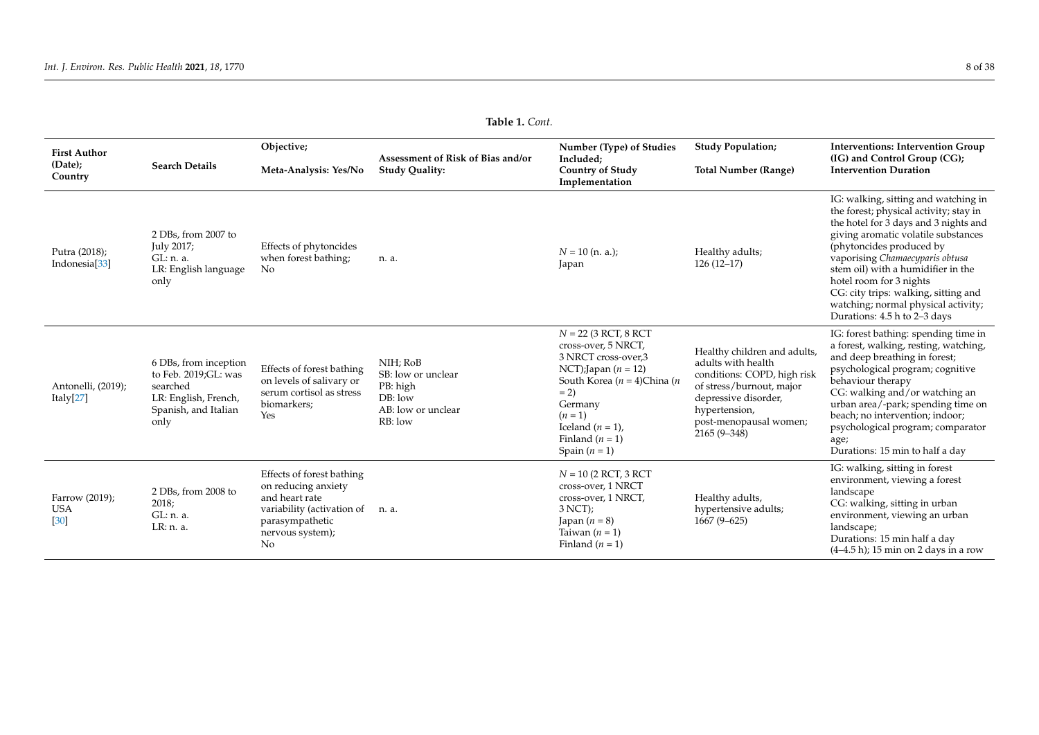**Table 1.** *Cont.*

| First Author (Date); Country | Search Details | Objective; Meta-Analysis: Yes/No | Assessment of Risk of Bias and/or Study Quality: | Number (Type) of Studies Included; Country of Study Implementation | Study Population; Total Number (Range) | Interventions: Intervention Group (IG) and Control Group (CG); Intervention Duration |
|---|---|---|---|---|---|---|
| Putra (2018); Indonesia[33] | 2 DBs, from 2007 to July 2017; GL: n. a. LR: English language only | Effects of phytoncides when forest bathing; No | n. a. | $N = 10$ (n. a.); Japan | Healthy adults; 126 (12–17) | IG: walking, sitting and watching in the forest; physical activity; stay in the hotel for 3 days and 3 nights and giving aromatic volatile substances (phytoncides produced by vaporising *Chamaecyparis obtusa* stem oil) with a humidifier in the hotel room for 3 nights CG: city trips: walking, sitting and watching; normal physical activity; Durations: 4.5 h to 2–3 days |
| Antonelli, (2019); Italy[27] | 6 DBs, from inception to Feb. 2019;GL: was searched LR: English, French, Spanish, and Italian only | Effects of forest bathing on levels of salivary or serum cortisol as stress biomarkers; Yes | NIH; RoB SB: low or unclear PB: high DB: low AB: low or unclear RB: low | $N = 22$ (3 RCT, 8 RCT cross-over, 5 NRCT, 3 NRCT cross-over,3 NCT);Japan ($n = 12$) South Korea ($n = 4$)China ($n = 2$) Germany ($n = 1$) Iceland ($n = 1$), Finland ($n = 1$) Spain ($n = 1$) | Healthy children and adults, adults with health conditions: COPD, high risk of stress/burnout, major depressive disorder, hypertension, post-menopausal women; 2165 (9–348) | IG: forest bathing: spending time in a forest, walking, resting, watching, and deep breathing in forest; psychological program; cognitive behaviour therapy CG: walking and/or watching an urban area/-park; spending time on beach; no intervention; indoor; psychological program; comparator age; Durations: 15 min to half a day |
| Farrow (2019); USA [30] | 2 DBs, from 2008 to 2018; GL: n. a. LR: n. a. | Effects of forest bathing on reducing anxiety and heart rate variability (activation of parasympathetic nervous system); No | n. a. | $N = 10$ (2 RCT, 3 RCT cross-over, 1 NRCT cross-over, 1 NRCT, 3 NCT); Japan ($n = 8$) Taiwan ($n = 1$) Finland ($n = 1$) | Healthy adults, hypertensive adults; 1667 (9–625) | IG: walking, sitting in forest environment, viewing a forest landscape CG: walking, sitting in urban environment, viewing an urban landscape; Durations: 15 min half a day (4–4.5 h); 15 min on 2 days in a row |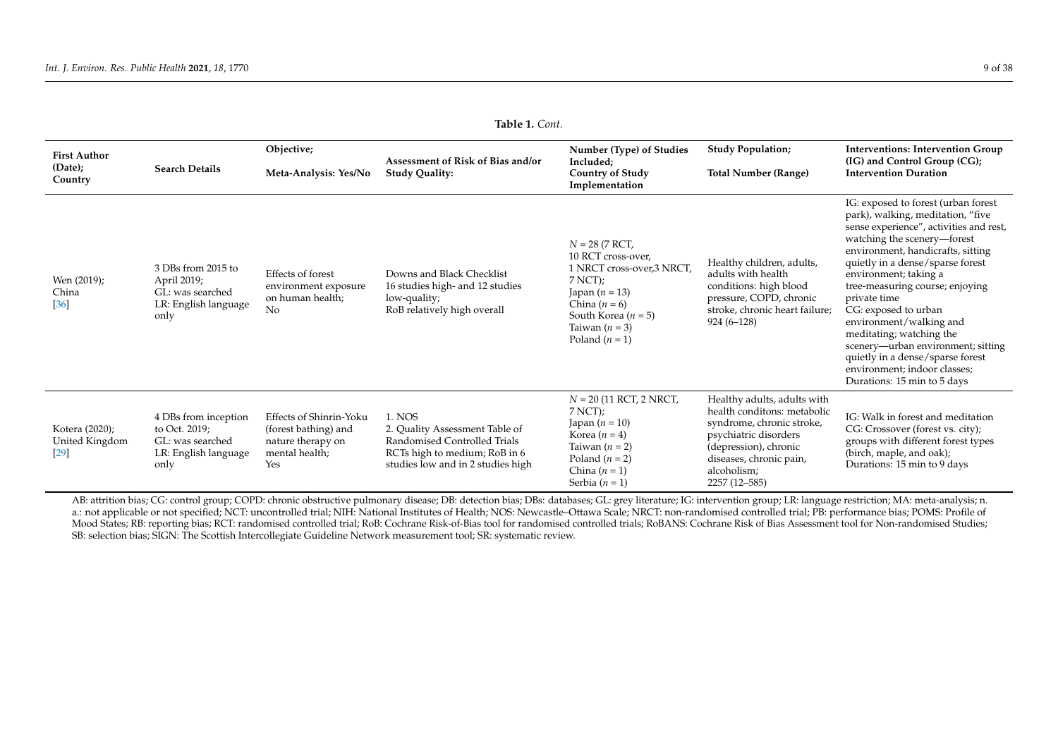**Table 1.** *Cont.*

| First Author (Date); Country | Search Details | Objective; Meta-Analysis: Yes/No | Assessment of Risk of Bias and/or Study Quality: | Number (Type) of Studies Included; Country of Study Implementation | Study Population; Total Number (Range) | Interventions: Intervention Group (IG) and Control Group (CG); Intervention Duration |
|---|---|---|---|---|---|---|
| Wen (2019); China [36] | 3 DBs from 2015 to April 2019; GL: was searched LR: English language only | Effects of forest environment exposure on human health; No | Downs and Black Checklist 16 studies high- and 12 studies low-quality; RoB relatively high overall | *N* = 28 (7 RCT, 10 RCT cross-over, 1 NRCT cross-over,3 NRCT, 7 NCT); Japan (*n* = 13) China (*n* = 6) South Korea (*n* = 5) Taiwan (*n* = 3) Poland (*n* = 1) | Healthy children, adults, adults with health conditions: high blood pressure, COPD, chronic stroke, chronic heart failure; 924 (6–128) | IG: exposed to forest (urban forest park), walking, meditation, "five sense experience", activities and rest, watching the scenery—forest environment, handicrafts, sitting quietly in a dense/sparse forest environment; taking a tree-measuring course; enjoying private time CG: exposed to urban environment/walking and meditating; watching the scenery—urban environment; sitting quietly in a dense/sparse forest environment; indoor classes; Durations: 15 min to 5 days |
| Kotera (2020); United Kingdom [29] | 4 DBs from inception to Oct. 2019; GL: was searched LR: English language only | Effects of Shinrin-Yoku (forest bathing) and nature therapy on mental health; Yes | 1. NOS 2. Quality Assessment Table of Randomised Controlled Trials RCTs high to medium; RoB in 6 studies low and in 2 studies high | *N* = 20 (11 RCT, 2 NRCT, 7 NCT); Japan (*n* = 10) Korea (*n* = 4) Taiwan (*n* = 2) Poland (*n* = 2) China (*n* = 1) Serbia (*n* = 1) | Healthy adults, adults with health conditons: metabolic syndrome, chronic stroke, psychiatric disorders (depression), chronic diseases, chronic pain, alcoholism; 2257 (12–585) | IG: Walk in forest and meditation CG: Crossover (forest vs. city); groups with different forest types (birch, maple, and oak); Durations: 15 min to 9 days |

AB: attrition bias; CG: control group; COPD: chronic obstructive pulmonary disease; DB: detection bias; DBs: databases; GL: grey literature; IG: intervention group; LR: language restriction; MA: meta-analysis; n. a.: not applicable or not specified; NCT: uncontrolled trial; NIH: National Institutes of Health; NOS: Newcastle–Ottawa Scale; NRCT: non-randomised controlled trial; PB: performance bias; POMS: Profile of Mood States; RB: reporting bias; RCT: randomised controlled trial; RoB: Cochrane Risk-of-Bias tool for randomised controlled trials; RoBANS: Cochrane Risk of Bias Assessment tool for Non-randomised Studies; SB: selection bias; SIGN: The Scottish Intercollegiate Guideline Network measurement tool; SR: systematic review.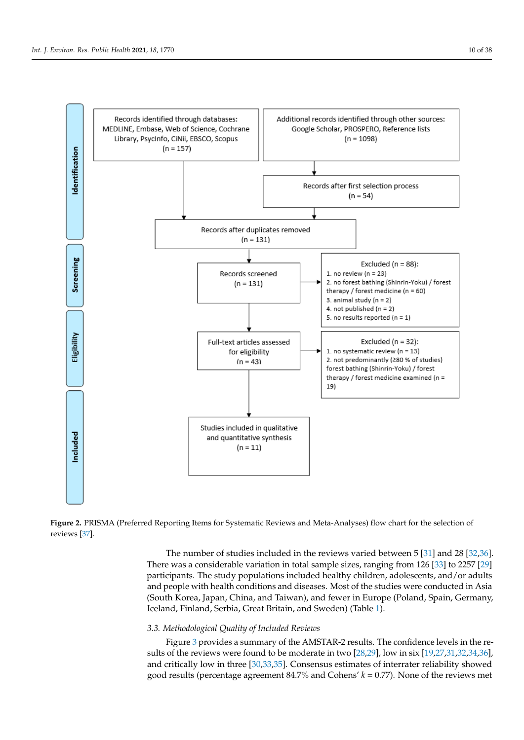Records identified through databases: MEDLINE, Embase, Web of Science, Cochrane Library, PsycInfo, CiNii, EBSCO, Scopus (n = 157)

Additional records identified through other sources: Google Scholar, PROSPERO, Reference lists (n = 1098)

Records after first selection process (n = 54)

Records after duplicates removed (n = 131)

Records screened (n = 131)

Excluded (n = 88):
1. no review (n = 23)
2. no forest bathing (Shinrin-Yoku) / forest therapy / forest medicine (n = 60)
3. animal study (n = 2)
4. not published (n = 2)
5. no results reported (n = 1)

Full-text articles assessed for eligibility (n = 43)

Excluded (n = 32):
1. no systematic review (n = 13)
2. not predominantly (≥80 % of studies) forest bathing (Shinrin-Yoku) / forest therapy / forest medicine examined (n = 19)

Studies included in qualitative and quantitative synthesis (n = 11)

Identification | Screening | Eligibility | Included

**Figure 2.** PRISMA (Preferred Reporting Items for Systematic Reviews and Meta-Analyses) flow chart for the selection of reviews [37].

The number of studies included in the reviews varied between 5 [31] and 28 [32,36]. There was a considerable variation in total sample sizes, ranging from 126 [33] to 2257 [29] participants. The study populations included healthy children, adolescents, and/or adults and people with health conditions and diseases. Most of the studies were conducted in Asia (South Korea, Japan, China, and Taiwan), and fewer in Europe (Poland, Spain, Germany, Iceland, Finland, Serbia, Great Britain, and Sweden) (Table 1).

### 3.3. Methodological Quality of Included Reviews

Figure 3 provides a summary of the AMSTAR-2 results. The confidence levels in the results of the reviews were found to be moderate in two [28,29], low in six [19,27,31,32,34,36], and critically low in three [30,33,35]. Consensus estimates of interrater reliability showed good results (percentage agreement 84.7% and Cohens' $k = 0.77$). None of the reviews met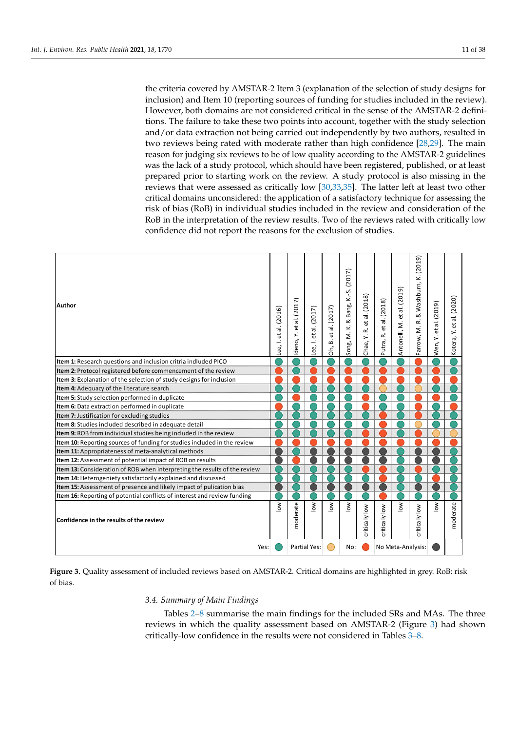the criteria covered by AMSTAR-2 Item 3 (explanation of the selection of study designs for inclusion) and Item 10 (reporting sources of funding for studies included in the review). However, both domains are not considered critical in the sense of the AMSTAR-2 definitions. The failure to take these two points into account, together with the study selection and/or data extraction not being carried out independently by two authors, resulted in two reviews being rated with moderate rather than high confidence [28,29]. The main reason for judging six reviews to be of low quality according to the AMSTAR-2 guidelines was the lack of a study protocol, which should have been registered, published, or at least prepared prior to starting work on the review. A study protocol is also missing in the reviews that were assessed as critically low [30,33,35]. The latter left at least two other critical domains unconsidered: the application of a satisfactory technique for assessing the risk of bias (RoB) in individual studies included in the review and consideration of the RoB in the interpretation of the review results. Two of the reviews rated with critically low confidence did not report the reasons for the exclusion of studies.

| Author | Lee, I. et al. (2016) | Ideno, Y. et al. (2017) | Lee, I. et al. (2017) | Oh, B. et al. (2017) | Song, M. K. & Bang, K.-S. (2017) | Chae, Y. R. et al. (2018) | Putra, R. et al. (2018) | Antonelli, M. et al. (2019) | Farrow, M. R. & Washburn, K. (2019) | Wen, Y. et al. (2019) | Kotera, Y. et al. (2020) |
|---|---|---|---|---|---|---|---|---|---|---|---|
| **Item 1:** Research questions and inclusion critria indluded PICO | Yes | Yes | Yes | Yes | Yes | Yes | Yes | Yes | No | Yes | Yes |
| **Item 2:** Protocol registered before commencement of the review | No | Yes | No | No | No | No | No | No | No | No | Yes |
| **Item 3:** Explanation of the selection of study designs for inclusion | No | No | No | No | No | No | No | No | No | No | No |
| **Item 4:** Adequacy of the literature search | Yes | No | Yes | Yes | Yes | Yes | Partial Yes | Yes | Partial Yes | Yes | Yes |
| **Item 5:** Study selection performed in duplicate | Yes | No | Yes | Yes | Yes | No | Yes | Yes | No | No | Yes |
| **Item 6:** Data extraction performed in duplicate | No | Yes | Yes | Yes | Yes | No | Yes | Yes | No | Yes | No |
| **Item 7:** Justification for excluding studies | Yes | Yes | Yes | Yes | Yes | Yes | No | Yes | No | Yes | Yes |
| **Item 8:** Studies included described in adequate detail | Yes | Yes | Yes | Yes | Yes | Yes | No | Yes | Partial Yes | Yes | Yes |
| **Item 9:** ROB from individual studies being included in the review | Yes | Yes | Yes | Yes | Yes | No | No | Yes | No | Partial Yes | Partial Yes |
| **Item 10:** Reporting sources of funding for studies included in the review | No | No | No | Yes | No | No | No | No | No | No | No |
| **Item 11:** Appropriateness of meta-analytical methods | No Meta-Analysis | Yes | No Meta-Analysis | No Meta-Analysis | No Meta-Analysis | No Meta-Analysis | No Meta-Analysis | Yes | No Meta-Analysis | No Meta-Analysis | Yes |
| **Item 12:** Assessment of potential impact of ROB on results | No Meta-Analysis | No | No Meta-Analysis | No Meta-Analysis | No Meta-Analysis | No Meta-Analysis | No Meta-Analysis | Yes | No Meta-Analysis | No Meta-Analysis | Yes |
| **Item 13:** Consideration of ROB when interpreting the results of the review | Yes | Yes | Yes | Yes | Yes | No | No | Yes | Yes | Yes | Yes |
| **Item 14:** Heterogeniety satisfactorily explained and discussed | Yes | Yes | Yes | Yes | Yes | Yes | No | Yes | Yes | No | Yes |
| **Item 15:** Assessment of presence and likely impact of pulication bias | No Meta-Analysis | Yes | No Meta-Analysis | No Meta-Analysis | No Meta-Analysis | No Meta-Analysis | No Meta-Analysis | Yes | No Meta-Analysis | No Meta-Analysis | Yes |
| **Item 16:** Reporting of potential conflicts of interest and review funding | Yes | Yes | Yes | Yes | Yes | Yes | No | Yes | Yes | Yes | Yes |
| **Confidence in the results of the review** | low | moderate | low | low | low | critically low | critically low | low | critically low | low | moderate |

Legend: Yes / Partial Yes / No / No Meta-Analysis

**Figure 3.** Quality assessment of included reviews based on AMSTAR-2. Critical domains are highlighted in grey. RoB: risk of bias.

### 3.4. Summary of Main Findings

Tables 2–8 summarise the main findings for the included SRs and MAs. The three reviews in which the quality assessment based on AMSTAR-2 (Figure 3) had shown critically-low confidence in the results were not considered in Tables 3–8.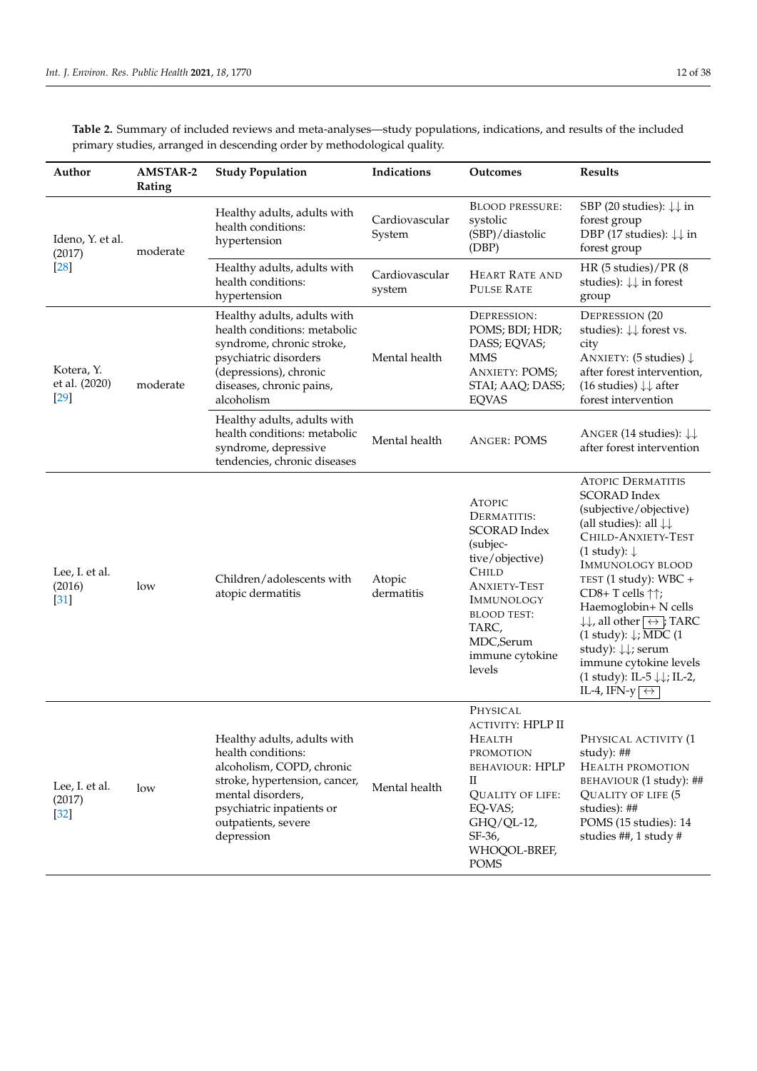**Table 2.** Summary of included reviews and meta-analyses—study populations, indications, and results of the included primary studies, arranged in descending order by methodological quality.

| Author | AMSTAR-2 Rating | Study Population | Indications | Outcomes | Results |
|---|---|---|---|---|---|
| Ideno, Y. et al. (2017) [28] | moderate | Healthy adults, adults with health conditions: hypertension | Cardiovascular System | BLOOD PRESSURE: systolic (SBP)/diastolic (DBP) | SBP (20 studies): ↓↓ in forest group<br>DBP (17 studies): ↓↓ in forest group |
| | | Healthy adults, adults with health conditions: hypertension | Cardiovascular system | HEART RATE AND PULSE RATE | HR (5 studies)/PR (8 studies): ↓↓ in forest group |
| Kotera, Y. et al. (2020) [29] | moderate | Healthy adults, adults with health conditions: metabolic syndrome, chronic stroke, psychiatric disorders (depressions), chronic diseases, chronic pains, alcoholism | Mental health | DEPRESSION: POMS; BDI; HDR; DASS; EQVAS; MMS<br>ANXIETY: POMS; STAI; AAQ; DASS; EQVAS | DEPRESSION (20 studies): ↓↓ forest vs. city<br>ANXIETY: (5 studies) ↓ after forest intervention, (16 studies) ↓↓ after forest intervention |
| | | Healthy adults, adults with health conditions: metabolic syndrome, depressive tendencies, chronic diseases | Mental health | ANGER: POMS | ANGER (14 studies): ↓↓ after forest intervention |
| Lee, I. et al. (2016) [31] | low | Children/adolescents with atopic dermatitis | Atopic dermatitis | ATOPIC DERMATITIS: SCORAD Index (subjective/objective)<br>CHILD ANXIETY-TEST<br>IMMUNOLOGY BLOOD TEST: TARC, MDC,Serum immune cytokine levels | ATOPIC DERMATITIS SCORAD Index (subjective/objective) (all studies): all ↓↓<br>CHILD-ANXIETY-TEST (1 study): ↓<br>IMMUNOLOGY BLOOD TEST (1 study): WBC + CD8+ T cells ↑↑; Haemoglobin+ N cells ↓↓, all other ↔; TARC (1 study): ↓; MDC (1 study): ↓↓; serum immune cytokine levels (1 study): IL-5 ↓↓; IL-2, IL-4, IFN-y ↔ |
| Lee, I. et al. (2017) [32] | low | Healthy adults, adults with health conditions: alcoholism, COPD, chronic stroke, hypertension, cancer, mental disorders, psychiatric inpatients or outpatients, severe depression | Mental health | PHYSICAL ACTIVITY: HPLP II<br>HEALTH PROMOTION BEHAVIOUR: HPLP II<br>QUALITY OF LIFE: EQ-VAS; GHQ/QL-12, SF-36, WHOQOL-BREF, POMS | PHYSICAL ACTIVITY (1 study): ##<br>HEALTH PROMOTION BEHAVIOUR (1 study): ##<br>QUALITY OF LIFE (5 studies): ##<br>POMS (15 studies): 14 studies ##, 1 study # |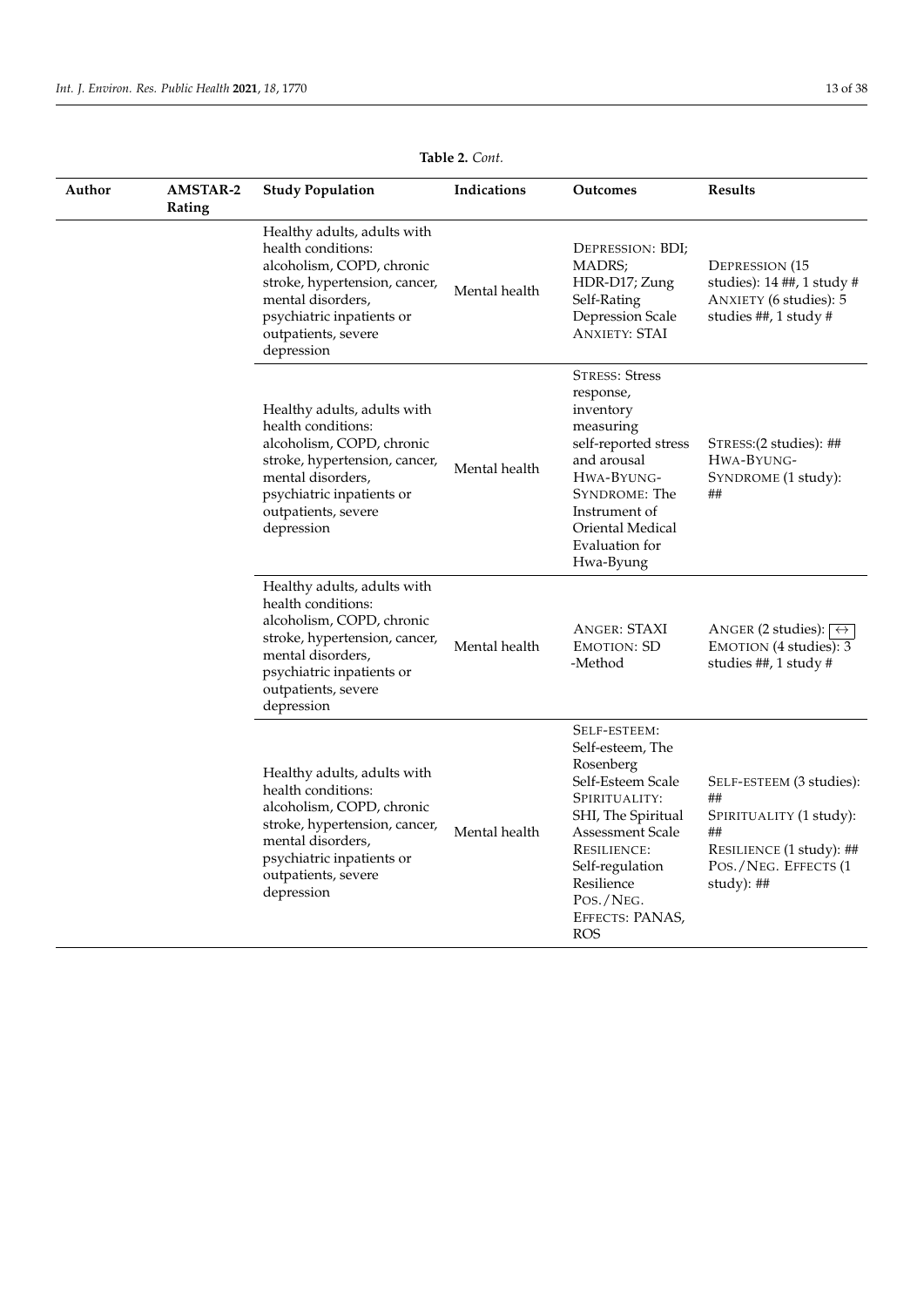**Table 2.** *Cont.*

| Author | AMSTAR-2 Rating | Study Population | Indications | Outcomes | Results |
|---|---|---|---|---|---|
| | | Healthy adults, adults with health conditions: alcoholism, COPD, chronic stroke, hypertension, cancer, mental disorders, psychiatric inpatients or outpatients, severe depression | Mental health | DEPRESSION: BDI; MADRS; HDR-D17; Zung Self-Rating Depression Scale ANXIETY: STAI | DEPRESSION (15 studies): 14 ##, 1 study # ANXIETY (6 studies): 5 studies ##, 1 study # |
| | | Healthy adults, adults with health conditions: alcoholism, COPD, chronic stroke, hypertension, cancer, mental disorders, psychiatric inpatients or outpatients, severe depression | Mental health | STRESS: Stress response, inventory measuring self-reported stress and arousal HWA-BYUNG-SYNDROME: The Instrument of Oriental Medical Evaluation for Hwa-Byung | STRESS:(2 studies): ## HWA-BYUNG-SYNDROME (1 study): ## |
| | | Healthy adults, adults with health conditions: alcoholism, COPD, chronic stroke, hypertension, cancer, mental disorders, psychiatric inpatients or outpatients, severe depression | Mental health | ANGER: STAXI EMOTION: SD -Method | ANGER (2 studies): ↔ EMOTION (4 studies): 3 studies ##, 1 study # |
| | | Healthy adults, adults with health conditions: alcoholism, COPD, chronic stroke, hypertension, cancer, mental disorders, psychiatric inpatients or outpatients, severe depression | Mental health | SELF-ESTEEM: Self-esteem, The Rosenberg Self-Esteem Scale SPIRITUALITY: SHI, The Spiritual Assessment Scale RESILIENCE: Self-regulation Resilience POS./NEG. EFFECTS: PANAS, ROS | SELF-ESTEEM (3 studies): ## SPIRITUALITY (1 study): ## RESILIENCE (1 study): ## POS./NEG. EFFECTS (1 study): ## |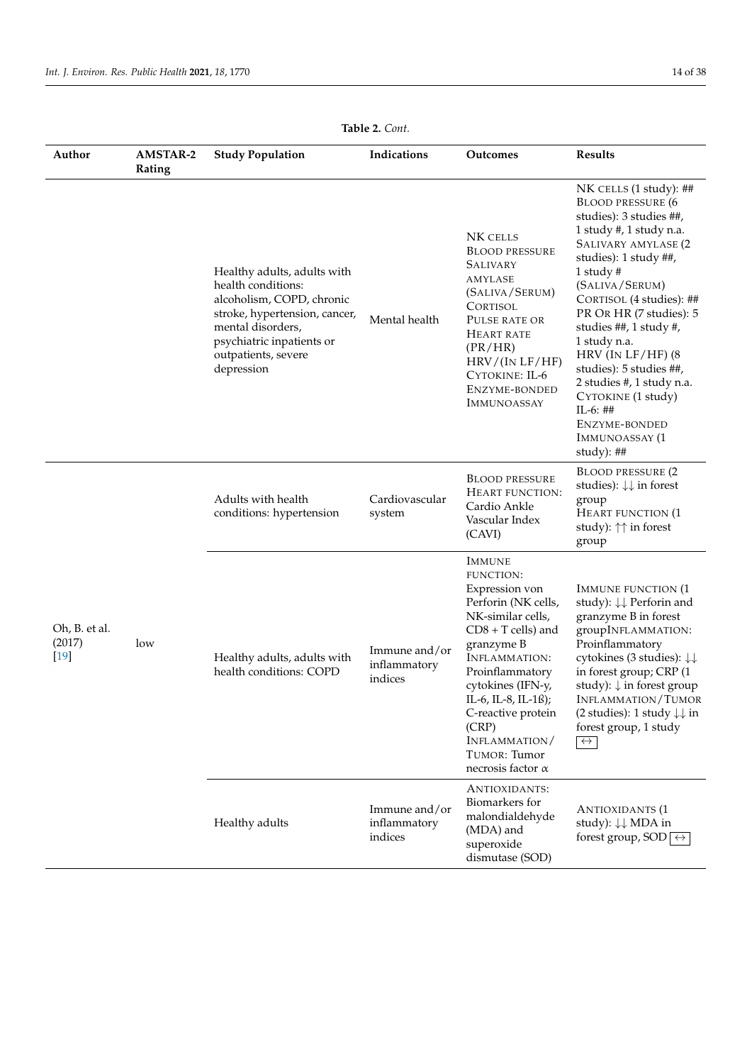**Table 2.** *Cont.*

| Author | AMSTAR-2 Rating | Study Population | Indications | Outcomes | Results |
|---|---|---|---|---|---|
| | | Healthy adults, adults with health conditions: alcoholism, COPD, chronic stroke, hypertension, cancer, mental disorders, psychiatric inpatients or outpatients, severe depression | Mental health | NK CELLS<br>BLOOD PRESSURE<br>SALIVARY AMYLASE (SALIVA/SERUM)<br>CORTISOL<br>PULSE RATE OR HEART RATE (PR/HR)<br>HRV/(IN LF/HF)<br>CYTOKINE: IL-6<br>ENZYME-BONDED IMMUNOASSAY | NK CELLS (1 study): ##<br>BLOOD PRESSURE (6 studies): 3 studies ##, 1 study #, 1 study n.a.<br>SALIVARY AMYLASE (2 studies): 1 study ##, 1 study #<br>(SALIVA/SERUM) CORTISOL (4 studies): ##<br>PR OR HR (7 studies): 5 studies ##, 1 study #, 1 study n.a.<br>HRV (IN LF/HF) (8 studies): 5 studies ##, 2 studies #, 1 study n.a.<br>CYTOKINE (1 study) IL-6: ##<br>ENZYME-BONDED IMMUNOASSAY (1 study): ## |
| Oh, B. et al. (2017) [19] | low | Adults with health conditions: hypertension | Cardiovascular system | BLOOD PRESSURE<br>HEART FUNCTION: Cardio Ankle Vascular Index (CAVI) | BLOOD PRESSURE (2 studies): ↓↓ in forest group<br>HEART FUNCTION (1 study): ↑↑ in forest group |
| | | Healthy adults, adults with health conditions: COPD | Immune and/or inflammatory indices | IMMUNE FUNCTION: Expression von Perforin (NK cells, NK-similar cells, CD8 + T cells) and granzyme B<br>INFLAMMATION: Proinflammatory cytokines (IFN-y, IL-6, IL-8, IL-1ß); C-reactive protein (CRP)<br>INFLAMMATION/TUMOR: Tumor necrosis factor α | IMMUNE FUNCTION (1 study): ↓↓ Perforin and granzyme B in forest groupINFLAMMATION: Proinflammatory cytokines (3 studies): ↓↓ in forest group; CRP (1 study): ↓ in forest group<br>INFLAMMATION/TUMOR (2 studies): 1 study ↓↓ in forest group, 1 study ↔ |
| | | Healthy adults | Immune and/or inflammatory indices | ANTIOXIDANTS: Biomarkers for malondialdehyde (MDA) and superoxide dismutase (SOD) | ANTIOXIDANTS (1 study): ↓↓ MDA in forest group, SOD ↔ |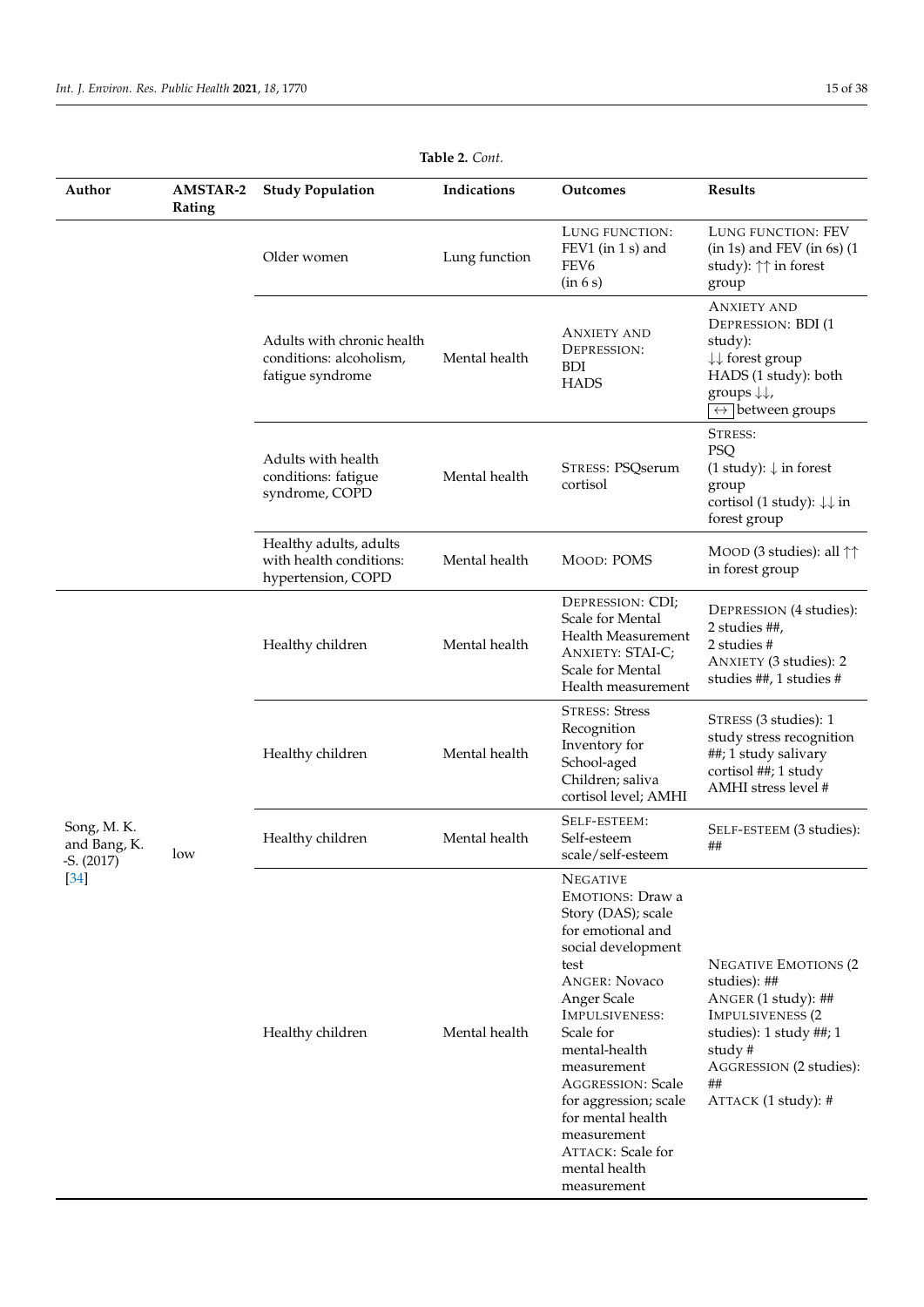**Table 2.** *Cont.*

| Author | AMSTAR-2 Rating | Study Population | Indications | Outcomes | Results |
|---|---|---|---|---|---|
| | | Older women | Lung function | LUNG FUNCTION: FEV1 (in 1 s) and FEV6 (in 6 s) | LUNG FUNCTION: FEV (in 1s) and FEV (in 6s) (1 study): ↑↑ in forest group |
| | | Adults with chronic health conditions: alcoholism, fatigue syndrome | Mental health | ANXIETY AND DEPRESSION: BDI HADS | ANXIETY AND DEPRESSION: BDI (1 study): ↓↓ forest group HADS (1 study): both groups ↓↓, ↔ between groups |
| | | Adults with health conditions: fatigue syndrome, COPD | Mental health | STRESS: PSQserum cortisol | STRESS: PSQ (1 study): ↓ in forest group cortisol (1 study): ↓↓ in forest group |
| | | Healthy adults, adults with health conditions: hypertension, COPD | Mental health | MOOD: POMS | MOOD (3 studies): all ↑↑ in forest group |
| Song, M. K. and Bang, K. -S. (2017) [34] | low | Healthy children | Mental health | DEPRESSION: CDI; Scale for Mental Health Measurement ANXIETY: STAI-C; Scale for Mental Health measurement | DEPRESSION (4 studies): 2 studies ##, 2 studies # ANXIETY (3 studies): 2 studies ##, 1 studies # |
| | | Healthy children | Mental health | STRESS: Stress Recognition Inventory for School-aged Children; saliva cortisol level; AMHI | STRESS (3 studies): 1 study stress recognition ##; 1 study salivary cortisol ##; 1 study AMHI stress level # |
| | | Healthy children | Mental health | SELF-ESTEEM: Self-esteem scale/self-esteem | SELF-ESTEEM (3 studies): ## |
| | | Healthy children | Mental health | NEGATIVE EMOTIONS: Draw a Story (DAS); scale for emotional and social development test ANGER: Novaco Anger Scale IMPULSIVENESS: Scale for mental-health measurement AGGRESSION: Scale for aggression; scale for mental health measurement ATTACK: Scale for mental health measurement | NEGATIVE EMOTIONS (2 studies): ## ANGER (1 study): ## IMPULSIVENESS (2 studies): 1 study ##; 1 study # AGGRESSION (2 studies): ## ATTACK (1 study): # |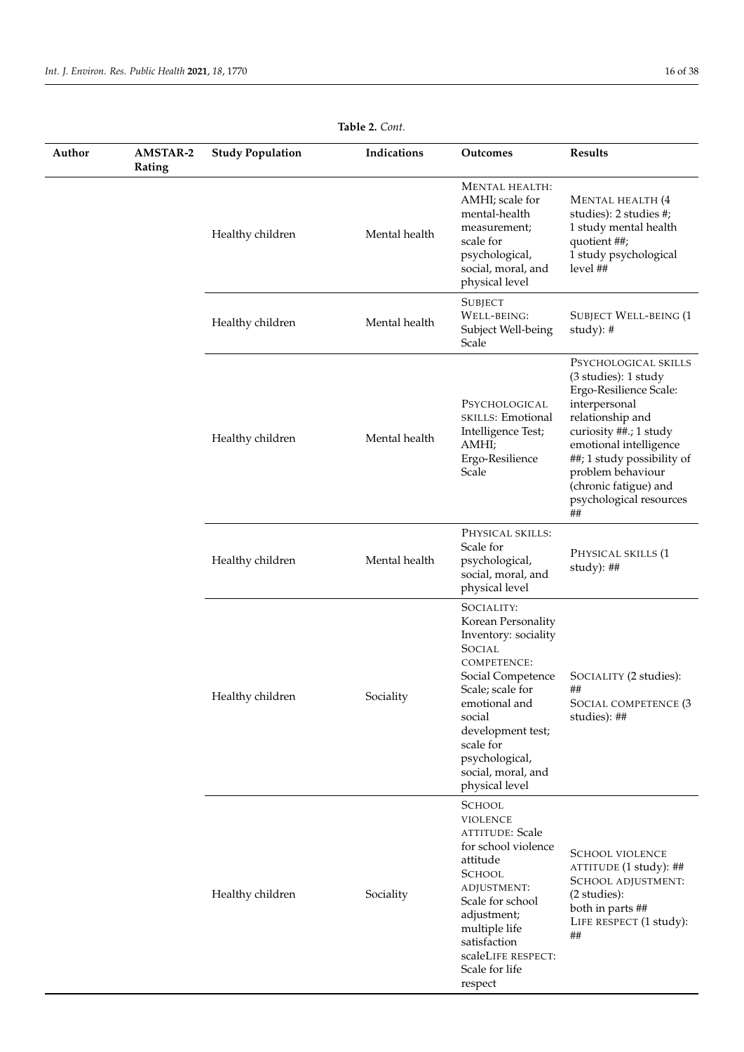**Table 2.** *Cont.*

| Author | AMSTAR-2 Rating | Study Population | Indications | Outcomes | Results |
|---|---|---|---|---|---|
| | | Healthy children | Mental health | MENTAL HEALTH: AMHI; scale for mental-health measurement; scale for psychological, social, moral, and physical level | MENTAL HEALTH (4 studies): 2 studies #; 1 study mental health quotient ##; 1 study psychological level ## |
| | | Healthy children | Mental health | SUBJECT WELL-BEING: Subject Well-being Scale | SUBJECT WELL-BEING (1 study): # |
| | | Healthy children | Mental health | PSYCHOLOGICAL SKILLS: Emotional Intelligence Test; AMHI; Ergo-Resilience Scale | PSYCHOLOGICAL SKILLS (3 studies): 1 study Ergo-Resilience Scale: interpersonal relationship and curiosity ##.; 1 study emotional intelligence ##; 1 study possibility of problem behaviour (chronic fatigue) and psychological resources ## |
| | | Healthy children | Mental health | PHYSICAL SKILLS: Scale for psychological, social, moral, and physical level | PHYSICAL SKILLS (1 study): ## |
| | | Healthy children | Sociality | SOCIALITY: Korean Personality Inventory: sociality SOCIAL COMPETENCE: Social Competence Scale; scale for emotional and social development test; scale for psychological, social, moral, and physical level | SOCIALITY (2 studies): ## SOCIAL COMPETENCE (3 studies): ## |
| | | Healthy children | Sociality | SCHOOL VIOLENCE ATTITUDE: Scale for school violence attitude SCHOOL ADJUSTMENT: Scale for school adjustment; multiple life satisfaction scaleLIFE RESPECT: Scale for life respect | SCHOOL VIOLENCE ATTITUDE (1 study): ## SCHOOL ADJUSTMENT: (2 studies): both in parts ## LIFE RESPECT (1 study): ## |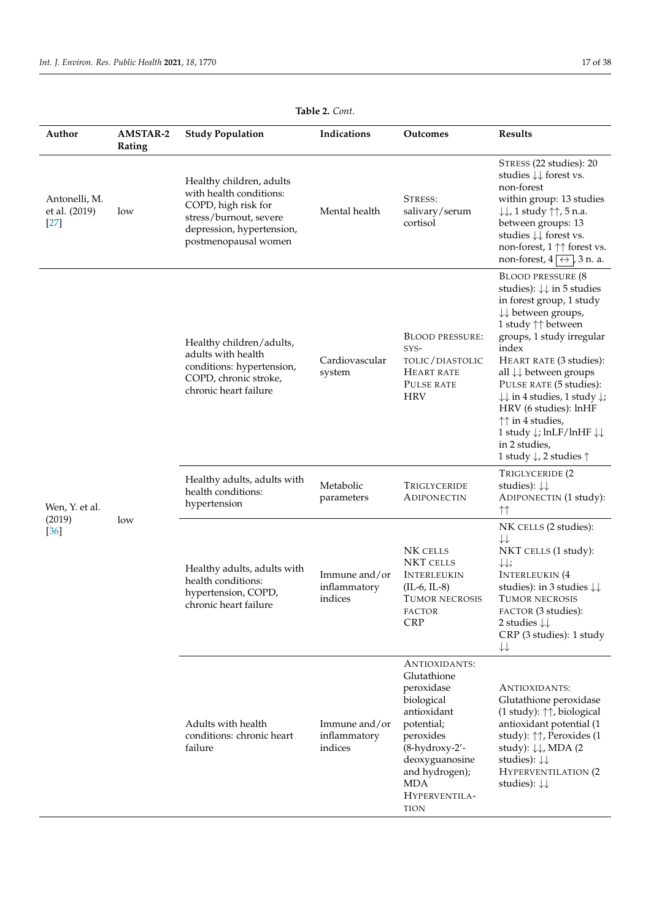**Table 2.** *Cont.*

| Author | AMSTAR-2 Rating | Study Population | Indications | Outcomes | Results |
|---|---|---|---|---|---|
| Antonelli, M. et al. (2019) [27] | low | Healthy children, adults with health conditions: COPD, high risk for stress/burnout, severe depression, hypertension, postmenopausal women | Mental health | STRESS: salivary/serum cortisol | STRESS (22 studies): 20 studies ↓↓ forest vs. non-forest within group: 13 studies ↓↓, 1 study ↑↑, 5 n.a. between groups: 13 studies ↓↓ forest vs. non-forest, 1 ↑↑ forest vs. non-forest, 4 ↔, 3 n. a. |
| Wen, Y. et al. (2019) [36] | low | Healthy children/adults, adults with health conditions: hypertension, COPD, chronic stroke, chronic heart failure | Cardiovascular system | BLOOD PRESSURE: SYSTOLIC/DIASTOLIC HEART RATE PULSE RATE HRV | BLOOD PRESSURE (8 studies): ↓↓ in 5 studies in forest group, 1 study ↓↓ between groups, 1 study ↑↑ between groups, 1 study irregular index HEART RATE (3 studies): all ↓↓ between groups PULSE RATE (5 studies): ↓↓ in 4 studies, 1 study ↓; HRV (6 studies): lnHF ↑↑ in 4 studies, 1 study ↓; lnLF/lnHF ↓↓ in 2 studies, 1 study ↓, 2 studies ↑ |
| | | Healthy adults, adults with health conditions: hypertension | Metabolic parameters | TRIGLYCERIDE ADIPONECTIN | TRIGLYCERIDE (2 studies): ↓↓ ADIPONECTIN (1 study): ↑↑ |
| | | Healthy adults, adults with health conditions: hypertension, COPD, chronic heart failure | Immune and/or inflammatory indices | NK CELLS NKT CELLS INTERLEUKIN (IL-6, IL-8) TUMOR NECROSIS FACTOR CRP | NK CELLS (2 studies): ↓↓ NKT CELLS (1 study): ↓↓; INTERLEUKIN (4 studies): in 3 studies ↓↓ TUMOR NECROSIS FACTOR (3 studies): 2 studies ↓↓ CRP (3 studies): 1 study ↓↓ |
| | | Adults with health conditions: chronic heart failure | Immune and/or inflammatory indices | ANTIOXIDANTS: Glutathione peroxidase biological antioxidant potential; peroxides (8-hydroxy-2′-deoxyguanosine and hydrogen); MDA HYPERVENTILATION | ANTIOXIDANTS: Glutathione peroxidase (1 study): ↑↑, biological antioxidant potential (1 study): ↑↑, Peroxides (1 study): ↓↓, MDA (2 studies): ↓↓ HYPERVENTILATION (2 studies): ↓↓ |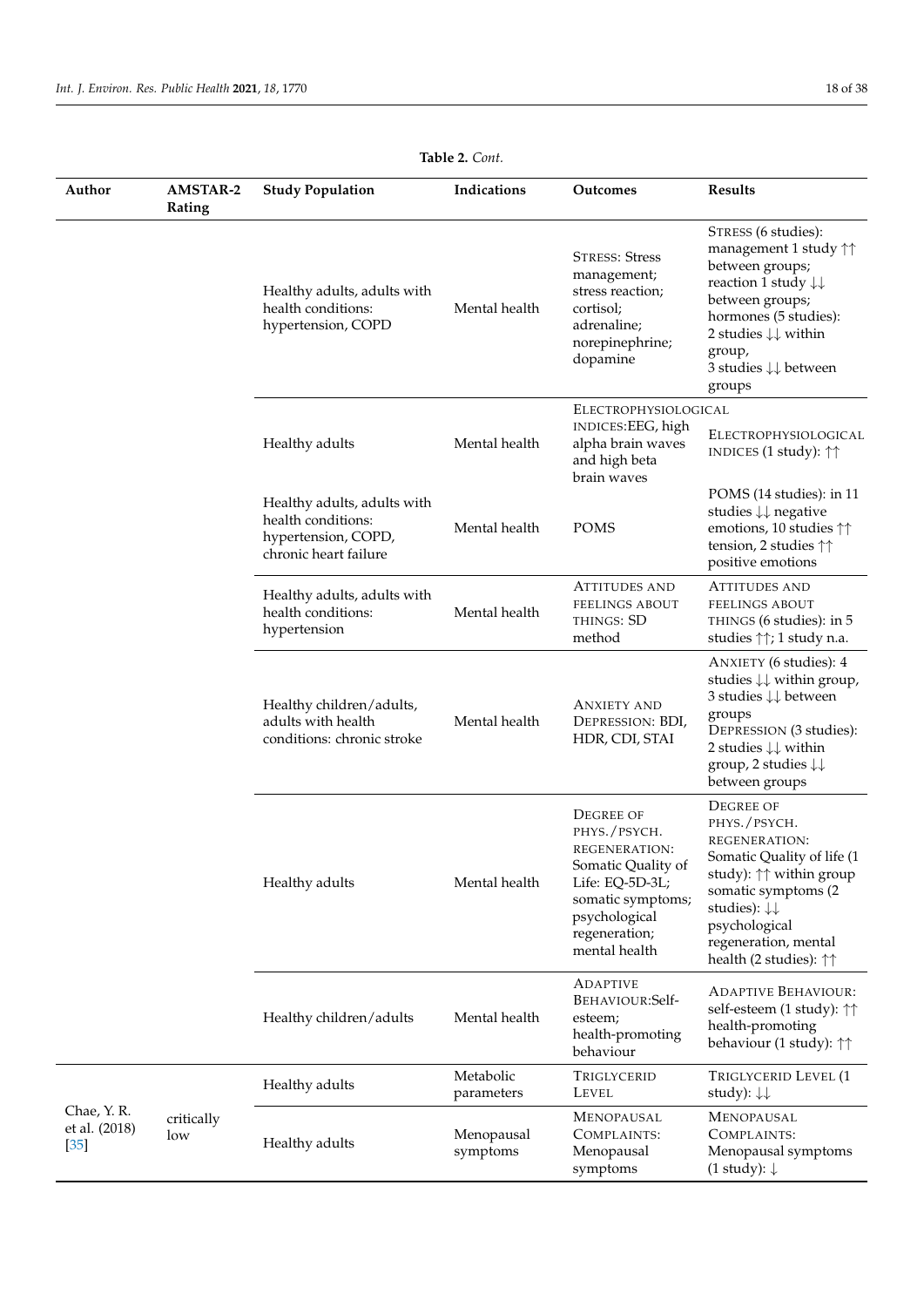**Table 2.** *Cont.*

| Author | AMSTAR-2 Rating | Study Population | Indications | Outcomes | Results |
|---|---|---|---|---|---|
| | | Healthy adults, adults with health conditions: hypertension, COPD | Mental health | STRESS: Stress management; stress reaction; cortisol; adrenaline; norepinephrine; dopamine | STRESS (6 studies): management 1 study ↑↑ between groups; reaction 1 study ↓↓ between groups; hormones (5 studies): 2 studies ↓↓ within group, 3 studies ↓↓ between groups |
| | | Healthy adults | Mental health | ELECTROPHYSIOLOGICAL INDICES: EEG, high alpha brain waves and high beta brain waves | ELECTROPHYSIOLOGICAL INDICES (1 study): ↑↑ |
| | | Healthy adults, adults with health conditions: hypertension, COPD, chronic heart failure | Mental health | POMS | POMS (14 studies): in 11 studies ↓↓ negative emotions, 10 studies ↑↑ tension, 2 studies ↑↑ positive emotions |
| | | Healthy adults, adults with health conditions: hypertension | Mental health | ATTITUDES AND FEELINGS ABOUT THINGS: SD method | ATTITUDES AND FEELINGS ABOUT THINGS (6 studies): in 5 studies ↑↑; 1 study n.a. |
| | | Healthy children/adults, adults with health conditions: chronic stroke | Mental health | ANXIETY AND DEPRESSION: BDI, HDR, CDI, STAI | ANXIETY (6 studies): 4 studies ↓↓ within group, 3 studies ↓↓ between groups<br>DEPRESSION (3 studies): 2 studies ↓↓ within group, 2 studies ↓↓ between groups |
| | | Healthy adults | Mental health | DEGREE OF PHYS./PSYCH. REGENERATION: Somatic Quality of Life: EQ-5D-3L; somatic symptoms; psychological regeneration; mental health | DEGREE OF PHYS./PSYCH. REGENERATION: Somatic Quality of life (1 study): ↑↑ within group somatic symptoms (2 studies): ↓↓ psychological regeneration, mental health (2 studies): ↑↑ |
| | | Healthy children/adults | Mental health | ADAPTIVE BEHAVIOUR: Self-esteem; health-promoting behaviour | ADAPTIVE BEHAVIOUR: self-esteem (1 study): ↑↑ health-promoting behaviour (1 study): ↑↑ |
| Chae, Y. R. et al. (2018) [35] | critically low | Healthy adults | Metabolic parameters | TRIGLYCERID LEVEL | TRIGLYCERID LEVEL (1 study): ↓↓ |
| | | Healthy adults | Menopausal symptoms | MENOPAUSAL COMPLAINTS: Menopausal symptoms | MENOPAUSAL COMPLAINTS: Menopausal symptoms (1 study): ↓ |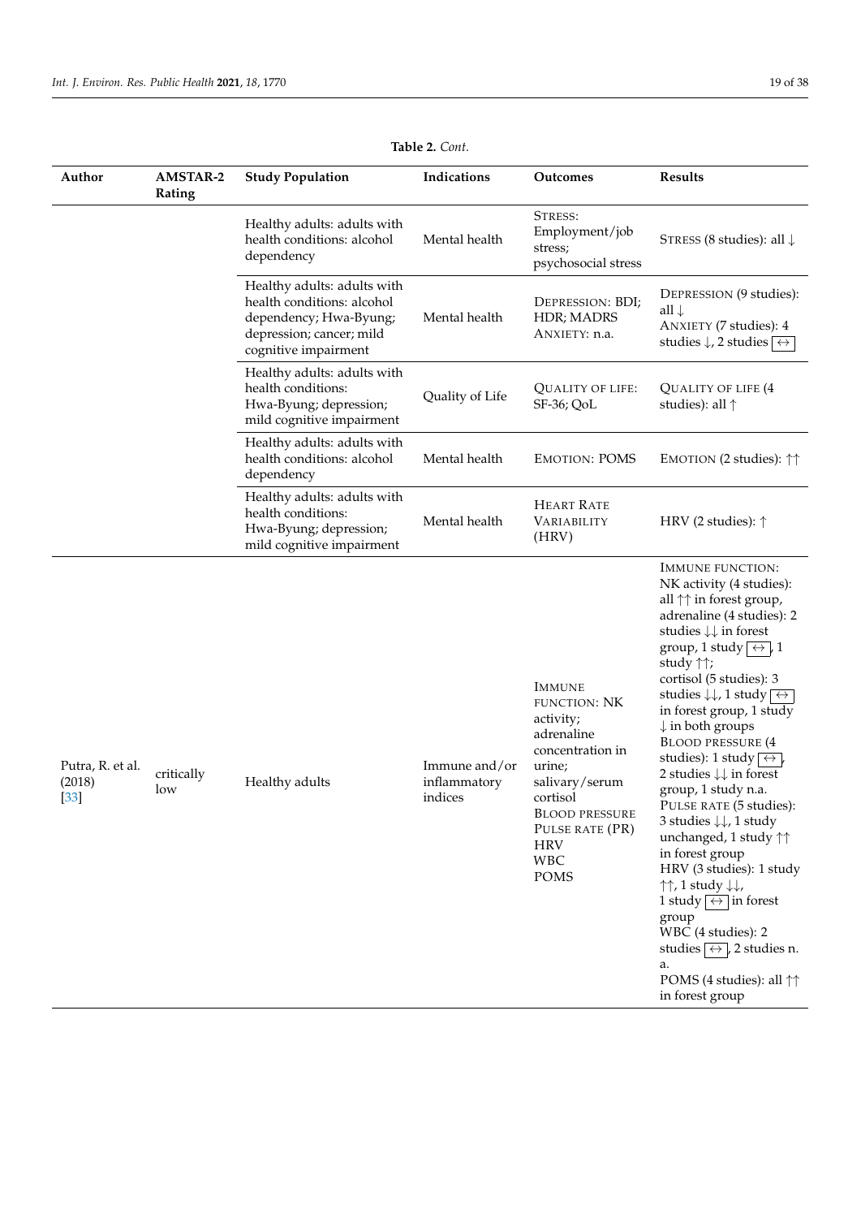**Table 2.** *Cont.*

| Author | AMSTAR-2 Rating | Study Population | Indications | Outcomes | Results |
|---|---|---|---|---|---|
| | | Healthy adults: adults with health conditions: alcohol dependency | Mental health | STRESS: Employment/job stress; psychosocial stress | STRESS (8 studies): all ↓ |
| | | Healthy adults: adults with health conditions: alcohol dependency; Hwa-Byung; depression; cancer; mild cognitive impairment | Mental health | DEPRESSION: BDI; HDR; MADRS ANXIETY: n.a. | DEPRESSION (9 studies): all ↓ ANXIETY (7 studies): 4 studies ↓, 2 studies ↔ |
| | | Healthy adults: adults with health conditions: Hwa-Byung; depression; mild cognitive impairment | Quality of Life | QUALITY OF LIFE: SF-36; QoL | QUALITY OF LIFE (4 studies): all ↑ |
| | | Healthy adults: adults with health conditions: alcohol dependency | Mental health | EMOTION: POMS | EMOTION (2 studies): ↑↑ |
| | | Healthy adults: adults with health conditions: Hwa-Byung; depression; mild cognitive impairment | Mental health | HEART RATE VARIABILITY (HRV) | HRV (2 studies): ↑ |
| Putra, R. et al. (2018) [33] | critically low | Healthy adults | Immune and/or inflammatory indices | IMMUNE FUNCTION: NK activity; adrenaline concentration in urine; salivary/serum cortisol BLOOD PRESSURE PULSE RATE (PR) HRV WBC POMS | IMMUNE FUNCTION: NK activity (4 studies): all ↑↑ in forest group, adrenaline (4 studies): 2 studies ↓↓ in forest group, 1 study ↔, 1 study ↑↑; cortisol (5 studies): 3 studies ↓↓, 1 study ↔ in forest group, 1 study ↓ in both groups BLOOD PRESSURE (4 studies): 1 study ↔, 2 studies ↓↓ in forest group, 1 study n.a. PULSE RATE (5 studies): 3 studies ↓↓, 1 study unchanged, 1 study ↑↑ in forest group HRV (3 studies): 1 study ↑↑, 1 study ↓↓, 1 study ↔ in forest group WBC (4 studies): 2 studies ↔, 2 studies n. a. POMS (4 studies): all ↑↑ in forest group |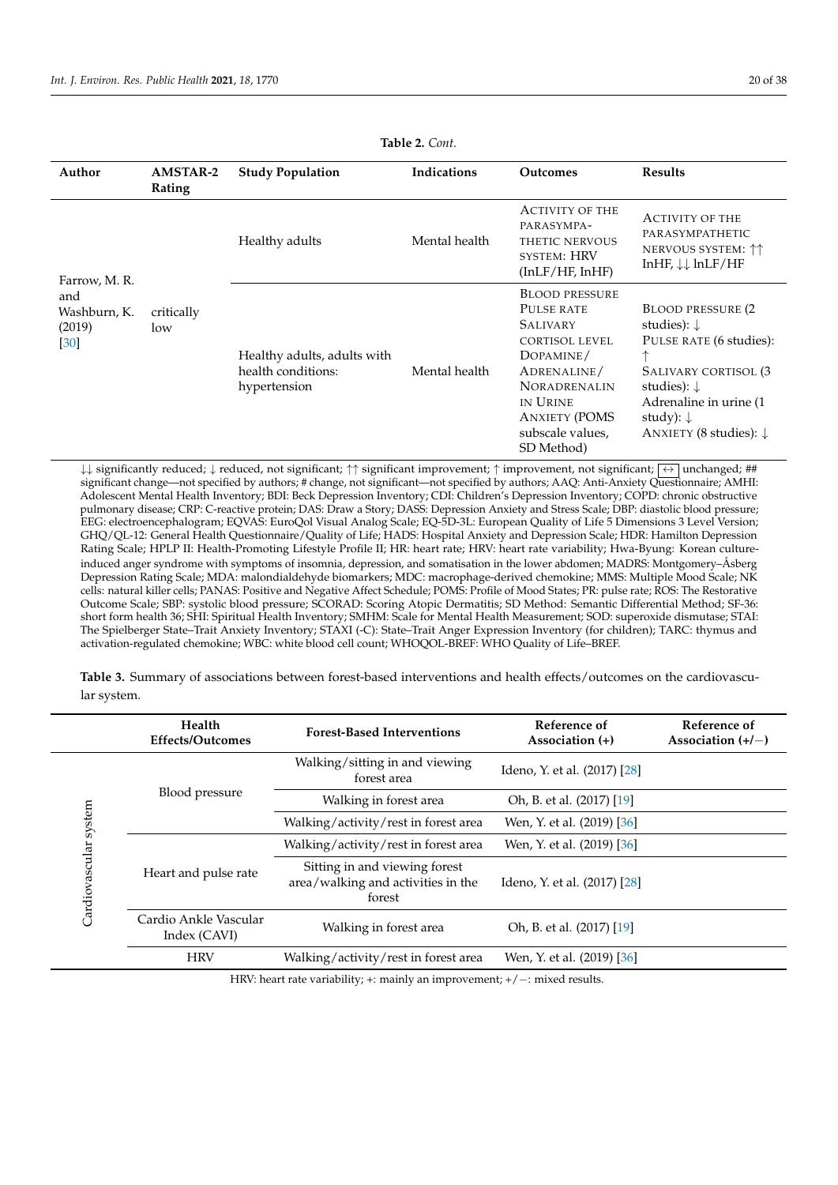**Table 2.** *Cont.*

| Author | AMSTAR-2 Rating | Study Population | Indications | Outcomes | Results |
|---|---|---|---|---|---|
| Farrow, M. R. and Washburn, K. (2019) [30] | critically low | Healthy adults | Mental health | Activity of the parasympathetic nervous system: HRV (lnLF/HF, lnHF) | Activity of the parasympathetic nervous system: ↑↑ lnHF, ↓↓ lnLF/HF |
| | | Healthy adults, adults with health conditions: hypertension | Mental health | Blood pressure<br>Pulse rate<br>Salivary cortisol level<br>Dopamine/Adrenaline/Noradrenalin in Urine<br>Anxiety (POMS subscale values, SD Method) | Blood pressure (2 studies): ↓<br>Pulse rate (6 studies): ↑<br>Salivary cortisol (3 studies): ↓<br>Adrenaline in urine (1 study): ↓<br>Anxiety (8 studies): ↓ |

↓↓ significantly reduced; ↓ reduced, not significant; ↑↑ significant improvement; ↑ improvement, not significant; ↔ unchanged; ## significant change—not specified by authors; # change, not significant—not specified by authors; AAQ: Anti-Anxiety Questionnaire; AMHI: Adolescent Mental Health Inventory; BDI: Beck Depression Inventory; CDI: Children's Depression Inventory; COPD: chronic obstructive pulmonary disease; CRP: C-reactive protein; DAS: Draw a Story; DASS: Depression Anxiety and Stress Scale; DBP: diastolic blood pressure; EEG: electroencephalogram; EQVAS: EuroQol Visual Analog Scale; EQ-5D-3L: European Quality of Life 5 Dimensions 3 Level Version; GHQ/QL-12: General Health Questionnaire/Quality of Life; HADS: Hospital Anxiety and Depression Scale; HDR: Hamilton Depression Rating Scale; HPLP II: Health-Promoting Lifestyle Profile II; HR: heart rate; HRV: heart rate variability; Hwa-Byung: Korean culture-induced anger syndrome with symptoms of insomnia, depression, and somatisation in the lower abdomen; MADRS: Montgomery–Åsberg Depression Rating Scale; MDA: malondialdehyde biomarkers; MDC: macrophage-derived chemokine; MMS: Multiple Mood Scale; NK cells: natural killer cells; PANAS: Positive and Negative Affect Schedule; POMS: Profile of Mood States; PR: pulse rate; ROS: The Restorative Outcome Scale; SBP: systolic blood pressure; SCORAD: Scoring Atopic Dermatitis; SD Method: Semantic Differential Method; SF-36: short form health 36; SHI: Spiritual Health Inventory; SMHM: Scale for Mental Health Measurement; SOD: superoxide dismutase; STAI: The Spielberger State–Trait Anxiety Inventory; STAXI (-C): State–Trait Anger Expression Inventory (for children); TARC: thymus and activation-regulated chemokine; WBC: white blood cell count; WHOQOL-BREF: WHO Quality of Life–BREF.

**Table 3.** Summary of associations between forest-based interventions and health effects/outcomes on the cardiovascular system.

| | Health Effects/Outcomes | Forest-Based Interventions | Reference of Association (+) | Reference of Association (+/−) |
|---|---|---|---|---|
| Cardiovascular system | Blood pressure | Walking/sitting in and viewing forest area | Ideno, Y. et al. (2017) [28] | |
| | | Walking in forest area | Oh, B. et al. (2017) [19] | |
| | | Walking/activity/rest in forest area | Wen, Y. et al. (2019) [36] | |
| | Heart and pulse rate | Walking/activity/rest in forest area | Wen, Y. et al. (2019) [36] | |
| | | Sitting in and viewing forest area/walking and activities in the forest | Ideno, Y. et al. (2017) [28] | |
| | Cardio Ankle Vascular Index (CAVI) | Walking in forest area | Oh, B. et al. (2017) [19] | |
| | HRV | Walking/activity/rest in forest area | Wen, Y. et al. (2019) [36] | |

HRV: heart rate variability; +: mainly an improvement; +/−: mixed results.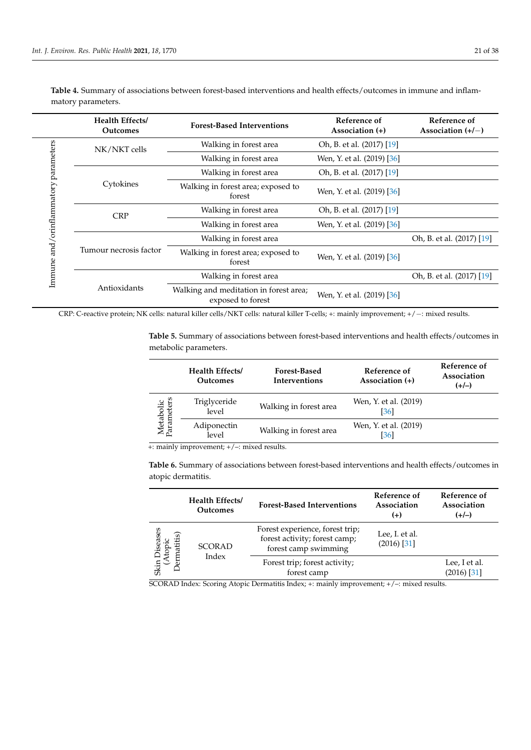**Table 4.** Summary of associations between forest-based interventions and health effects/outcomes in immune and inflammatory parameters.

| | Health Effects/ Outcomes | Forest-Based Interventions | Reference of Association (+) | Reference of Association (+/−) |
|---|---|---|---|---|
| Immune and/orinflammatory parameters | NK/NKT cells | Walking in forest area | Oh, B. et al. (2017) [19] | |
| | | Walking in forest area | Wen, Y. et al. (2019) [36] | |
| | Cytokines | Walking in forest area | Oh, B. et al. (2017) [19] | |
| | | Walking in forest area; exposed to forest | Wen, Y. et al. (2019) [36] | |
| | CRP | Walking in forest area | Oh, B. et al. (2017) [19] | |
| | | Walking in forest area | Wen, Y. et al. (2019) [36] | |
| | Tumour necrosis factor | Walking in forest area | | Oh, B. et al. (2017) [19] |
| | | Walking in forest area; exposed to forest | Wen, Y. et al. (2019) [36] | |
| | Antioxidants | Walking in forest area | | Oh, B. et al. (2017) [19] |
| | | Walking and meditation in forest area; exposed to forest | Wen, Y. et al. (2019) [36] | |

CRP: C-reactive protein; NK cells: natural killer cells/NKT cells: natural killer T-cells; +: mainly improvement; +/−: mixed results.

**Table 5.** Summary of associations between forest-based interventions and health effects/outcomes in metabolic parameters.

| | Health Effects/ Outcomes | Forest-Based Interventions | Reference of Association (+) | Reference of Association (+/–) |
|---|---|---|---|---|
| Metabolic Parameters | Triglyceride level | Walking in forest area | Wen, Y. et al. (2019) [36] | |
| | Adiponectin level | Walking in forest area | Wen, Y. et al. (2019) [36] | |

+: mainly improvement; +/–: mixed results.

**Table 6.** Summary of associations between forest-based interventions and health effects/outcomes in atopic dermatitis.

| | Health Effects/ Outcomes | Forest-Based Interventions | Reference of Association (+) | Reference of Association (+/–) |
|---|---|---|---|---|
| Skin Diseases (Atopic Dermatitis) | SCORAD Index | Forest experience, forest trip; forest activity; forest camp; forest camp swimming | Lee, I. et al. (2016) [31] | |
| | | Forest trip; forest activity; forest camp | | Lee, I et al. (2016) [31] |

SCORAD Index: Scoring Atopic Dermatitis Index; +: mainly improvement; +/–: mixed results.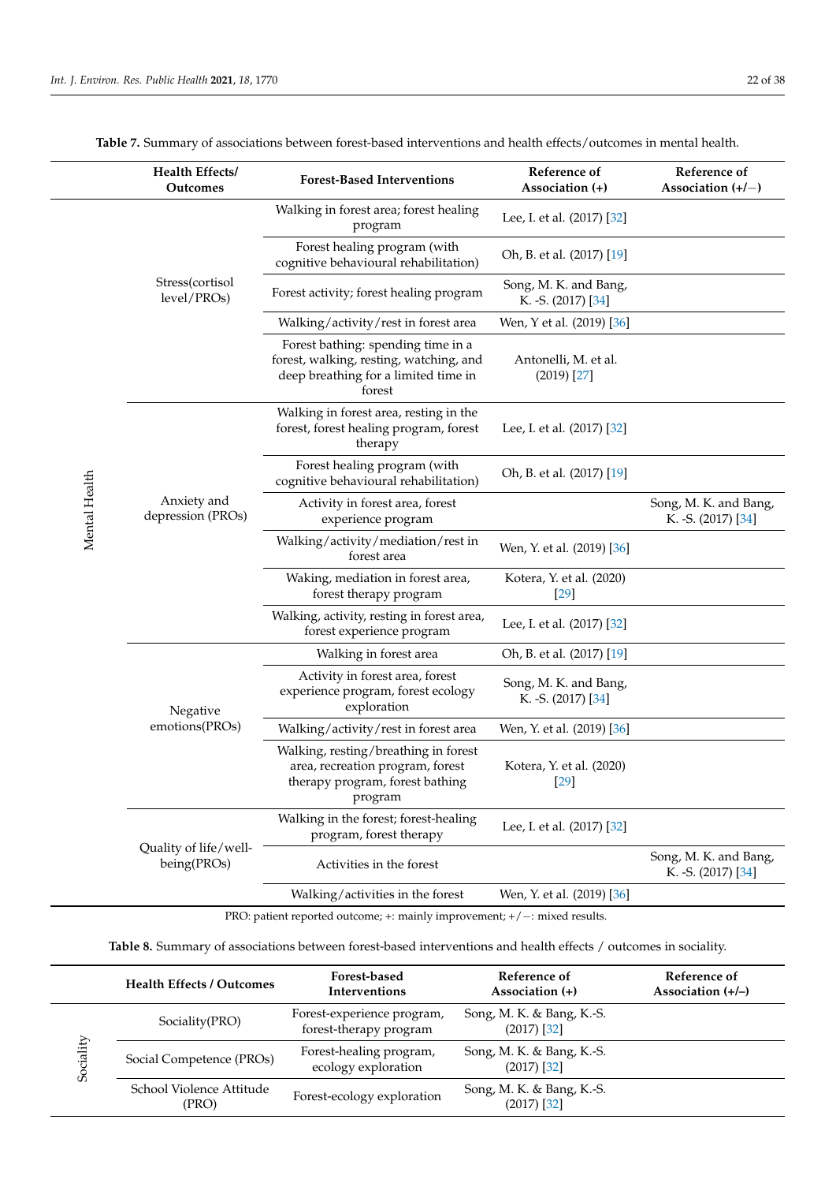**Table 7.** Summary of associations between forest-based interventions and health effects/outcomes in mental health.

| | Health Effects/ Outcomes | Forest-Based Interventions | Reference of Association (+) | Reference of Association (+/−) |
|---|---|---|---|---|
| Mental Health | Stress(cortisol level/PROs) | Walking in forest area; forest healing program | Lee, I. et al. (2017) [32] | |
| | | Forest healing program (with cognitive behavioural rehabilitation) | Oh, B. et al. (2017) [19] | |
| | | Forest activity; forest healing program | Song, M. K. and Bang, K. -S. (2017) [34] | |
| | | Walking/activity/rest in forest area | Wen, Y et al. (2019) [36] | |
| | | Forest bathing: spending time in a forest, walking, resting, watching, and deep breathing for a limited time in forest | Antonelli, M. et al. (2019) [27] | |
| | Anxiety and depression (PROs) | Walking in forest area, resting in the forest, forest healing program, forest therapy | Lee, I. et al. (2017) [32] | |
| | | Forest healing program (with cognitive behavioural rehabilitation) | Oh, B. et al. (2017) [19] | |
| | | Activity in forest area, forest experience program | | Song, M. K. and Bang, K. -S. (2017) [34] |
| | | Walking/activity/mediation/rest in forest area | Wen, Y. et al. (2019) [36] | |
| | | Waking, mediation in forest area, forest therapy program | Kotera, Y. et al. (2020) [29] | |
| | | Walking, activity, resting in forest area, forest experience program | Lee, I. et al. (2017) [32] | |
| | Negative emotions(PROs) | Walking in forest area | Oh, B. et al. (2017) [19] | |
| | | Activity in forest area, forest experience program, forest ecology exploration | Song, M. K. and Bang, K. -S. (2017) [34] | |
| | | Walking/activity/rest in forest area | Wen, Y. et al. (2019) [36] | |
| | | Walking, resting/breathing in forest area, recreation program, forest therapy program, forest bathing program | Kotera, Y. et al. (2020) [29] | |
| | Quality of life/well-being(PROs) | Walking in the forest; forest-healing program, forest therapy | Lee, I. et al. (2017) [32] | |
| | | Activities in the forest | | Song, M. K. and Bang, K. -S. (2017) [34] |
| | | Walking/activities in the forest | Wen, Y. et al. (2019) [36] | |

PRO: patient reported outcome; +: mainly improvement; +/−: mixed results.

**Table 8.** Summary of associations between forest-based interventions and health effects / outcomes in sociality.

| | Health Effects / Outcomes | Forest-based Interventions | Reference of Association (+) | Reference of Association (+/–) |
|---|---|---|---|---|
| Sociality | Sociality(PRO) | Forest-experience program, forest-therapy program | Song, M. K. & Bang, K.-S. (2017) [32] | |
| | Social Competence (PROs) | Forest-healing program, ecology exploration | Song, M. K. & Bang, K.-S. (2017) [32] | |
| | School Violence Attitude (PRO) | Forest-ecology exploration | Song, M. K. & Bang, K.-S. (2017) [32] | |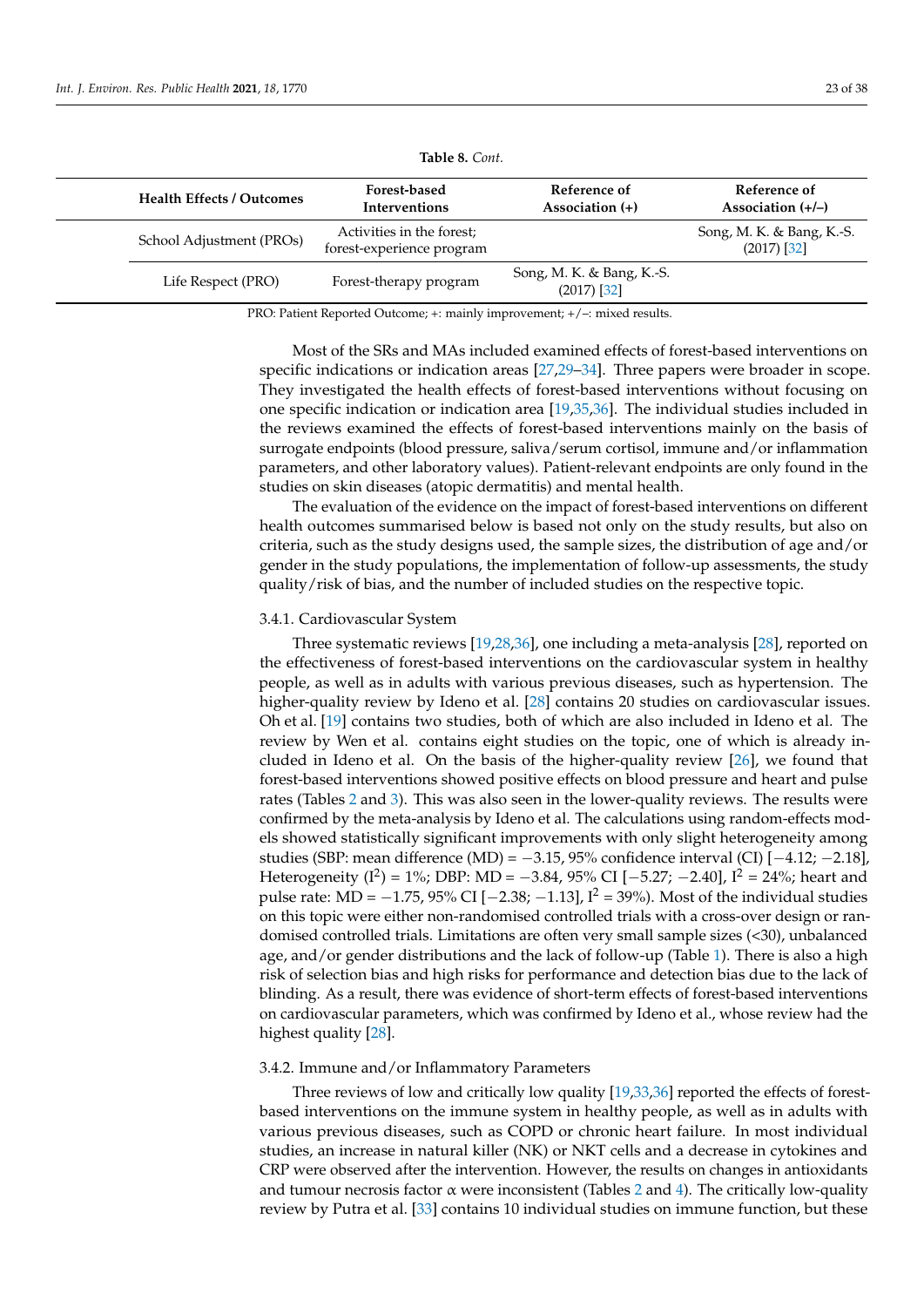**Table 8.** *Cont.*

| Health Effects / Outcomes | Forest-based Interventions | Reference of Association (+) | Reference of Association (+/–) |
|---|---|---|---|
| School Adjustment (PROs) | Activities in the forest; forest-experience program | | Song, M. K. & Bang, K.-S. (2017) [32] |
| Life Respect (PRO) | Forest-therapy program | Song, M. K. & Bang, K.-S. (2017) [32] | |

PRO: Patient Reported Outcome; +: mainly improvement; +/–: mixed results.

Most of the SRs and MAs included examined effects of forest-based interventions on specific indications or indication areas [27,29–34]. Three papers were broader in scope. They investigated the health effects of forest-based interventions without focusing on one specific indication or indication area [19,35,36]. The individual studies included in the reviews examined the effects of forest-based interventions mainly on the basis of surrogate endpoints (blood pressure, saliva/serum cortisol, immune and/or inflammation parameters, and other laboratory values). Patient-relevant endpoints are only found in the studies on skin diseases (atopic dermatitis) and mental health.

The evaluation of the evidence on the impact of forest-based interventions on different health outcomes summarised below is based not only on the study results, but also on criteria, such as the study designs used, the sample sizes, the distribution of age and/or gender in the study populations, the implementation of follow-up assessments, the study quality/risk of bias, and the number of included studies on the respective topic.

#### 3.4.1. Cardiovascular System

Three systematic reviews [19,28,36], one including a meta-analysis [28], reported on the effectiveness of forest-based interventions on the cardiovascular system in healthy people, as well as in adults with various previous diseases, such as hypertension. The higher-quality review by Ideno et al. [28] contains 20 studies on cardiovascular issues. Oh et al. [19] contains two studies, both of which are also included in Ideno et al. The review by Wen et al. contains eight studies on the topic, one of which is already included in Ideno et al. On the basis of the higher-quality review [26], we found that forest-based interventions showed positive effects on blood pressure and heart and pulse rates (Tables 2 and 3). This was also seen in the lower-quality reviews. The results were confirmed by the meta-analysis by Ideno et al. The calculations using random-effects models showed statistically significant improvements with only slight heterogeneity among studies (SBP: mean difference (MD) = −3.15, 95% confidence interval (CI) [−4.12; −2.18], Heterogeneity ($I^2$) = 1%; DBP: MD = −3.84, 95% CI [−5.27; −2.40], $I^2$ = 24%; heart and pulse rate: MD = −1.75, 95% CI [−2.38; −1.13], $I^2$ = 39%). Most of the individual studies on this topic were either non-randomised controlled trials with a cross-over design or randomised controlled trials. Limitations are often very small sample sizes (<30), unbalanced age, and/or gender distributions and the lack of follow-up (Table 1). There is also a high risk of selection bias and high risks for performance and detection bias due to the lack of blinding. As a result, there was evidence of short-term effects of forest-based interventions on cardiovascular parameters, which was confirmed by Ideno et al., whose review had the highest quality [28].

#### 3.4.2. Immune and/or Inflammatory Parameters

Three reviews of low and critically low quality [19,33,36] reported the effects of forest-based interventions on the immune system in healthy people, as well as in adults with various previous diseases, such as COPD or chronic heart failure. In most individual studies, an increase in natural killer (NK) or NKT cells and a decrease in cytokines and CRP were observed after the intervention. However, the results on changes in antioxidants and tumour necrosis factor α were inconsistent (Tables 2 and 4). The critically low-quality review by Putra et al. [33] contains 10 individual studies on immune function, but these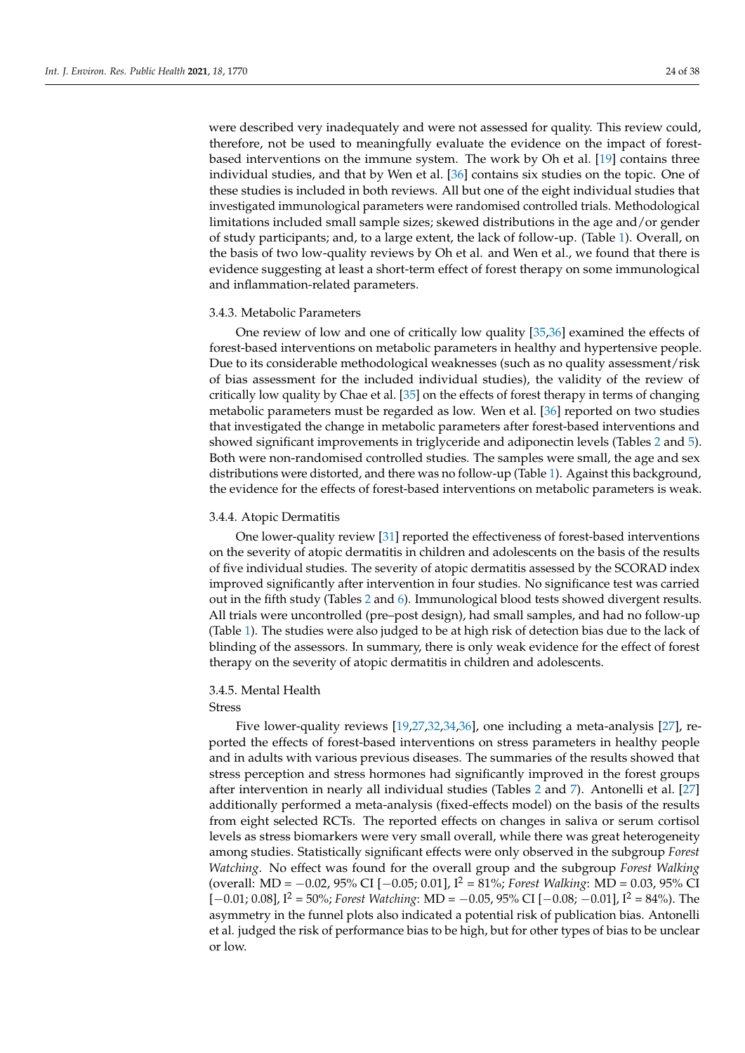were described very inadequately and were not assessed for quality. This review could, therefore, not be used to meaningfully evaluate the evidence on the impact of forest-based interventions on the immune system. The work by Oh et al. [19] contains three individual studies, and that by Wen et al. [36] contains six studies on the topic. One of these studies is included in both reviews. All but one of the eight individual studies that investigated immunological parameters were randomised controlled trials. Methodological limitations included small sample sizes; skewed distributions in the age and/or gender of study participants; and, to a large extent, the lack of follow-up. (Table 1). Overall, on the basis of two low-quality reviews by Oh et al. and Wen et al., we found that there is evidence suggesting at least a short-term effect of forest therapy on some immunological and inflammation-related parameters.

#### 3.4.3. Metabolic Parameters

One review of low and one of critically low quality [35,36] examined the effects of forest-based interventions on metabolic parameters in healthy and hypertensive people. Due to its considerable methodological weaknesses (such as no quality assessment/risk of bias assessment for the included individual studies), the validity of the review of critically low quality by Chae et al. [35] on the effects of forest therapy in terms of changing metabolic parameters must be regarded as low. Wen et al. [36] reported on two studies that investigated the change in metabolic parameters after forest-based interventions and showed significant improvements in triglyceride and adiponectin levels (Tables 2 and 5). Both were non-randomised controlled studies. The samples were small, the age and sex distributions were distorted, and there was no follow-up (Table 1). Against this background, the evidence for the effects of forest-based interventions on metabolic parameters is weak.

#### 3.4.4. Atopic Dermatitis

One lower-quality review [31] reported the effectiveness of forest-based interventions on the severity of atopic dermatitis in children and adolescents on the basis of the results of five individual studies. The severity of atopic dermatitis assessed by the SCORAD index improved significantly after intervention in four studies. No significance test was carried out in the fifth study (Tables 2 and 6). Immunological blood tests showed divergent results. All trials were uncontrolled (pre–post design), had small samples, and had no follow-up (Table 1). The studies were also judged to be at high risk of detection bias due to the lack of blinding of the assessors. In summary, there is only weak evidence for the effect of forest therapy on the severity of atopic dermatitis in children and adolescents.

#### 3.4.5. Mental Health

Stress

Five lower-quality reviews [19,27,32,34,36], one including a meta-analysis [27], reported the effects of forest-based interventions on stress parameters in healthy people and in adults with various previous diseases. The summaries of the results showed that stress perception and stress hormones had significantly improved in the forest groups after intervention in nearly all individual studies (Tables 2 and 7). Antonelli et al. [27] additionally performed a meta-analysis (fixed-effects model) on the basis of the results from eight selected RCTs. The reported effects on changes in saliva or serum cortisol levels as stress biomarkers were very small overall, while there was great heterogeneity among studies. Statistically significant effects were only observed in the subgroup *Forest Watching*. No effect was found for the overall group and the subgroup *Forest Walking* (overall: MD = −0.02, 95% CI [−0.05; 0.01], $I^2$ = 81%; *Forest Walking*: MD = 0.03, 95% CI [−0.01; 0.08], $I^2$ = 50%; *Forest Watching*: MD = −0.05, 95% CI [−0.08; −0.01], $I^2$ = 84%). The asymmetry in the funnel plots also indicated a potential risk of publication bias. Antonelli et al. judged the risk of performance bias to be high, but for other types of bias to be unclear or low.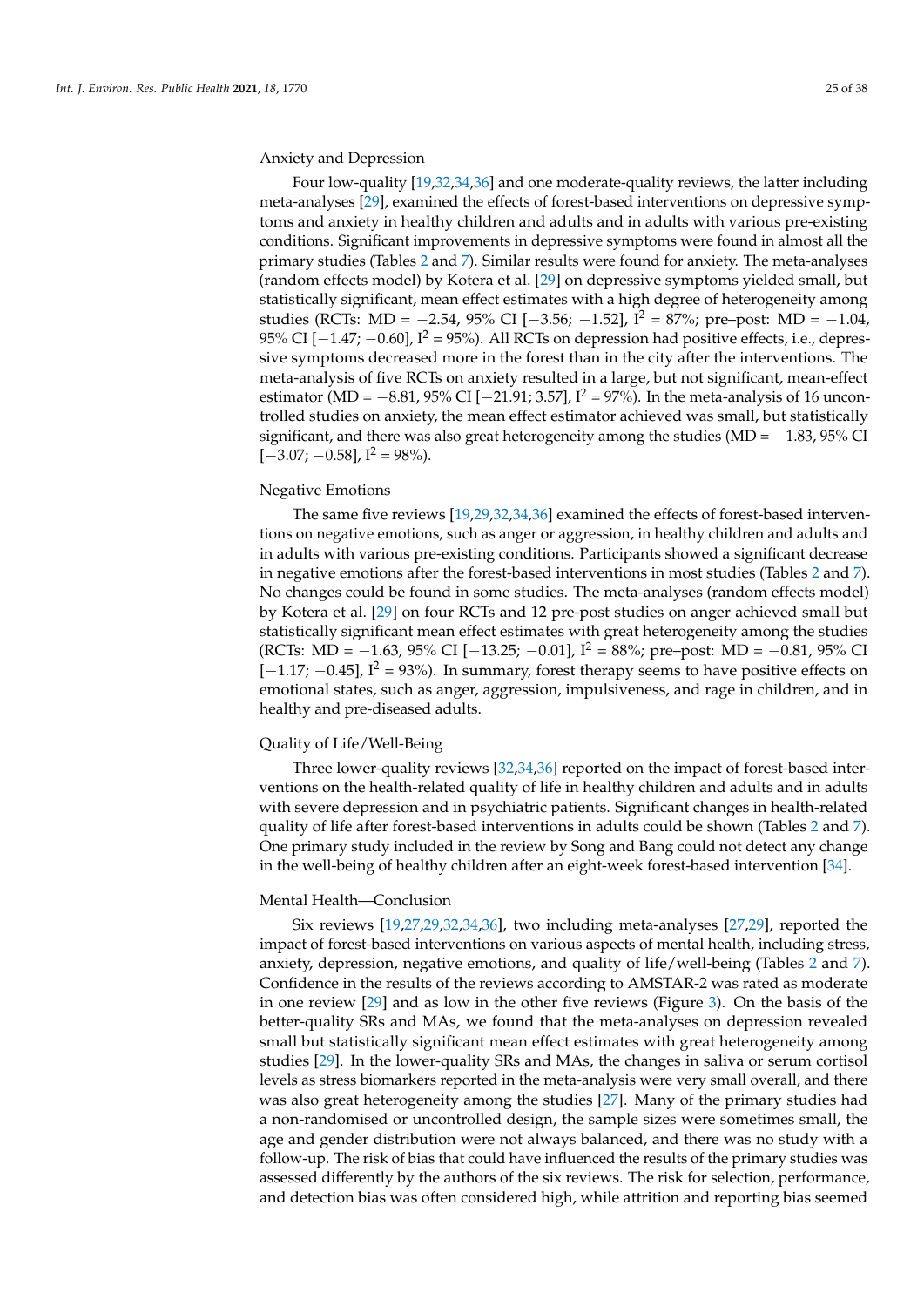Anxiety and Depression

Four low-quality [19,32,34,36] and one moderate-quality reviews, the latter including meta-analyses [29], examined the effects of forest-based interventions on depressive symptoms and anxiety in healthy children and adults and in adults with various pre-existing conditions. Significant improvements in depressive symptoms were found in almost all the primary studies (Tables 2 and 7). Similar results were found for anxiety. The meta-analyses (random effects model) by Kotera et al. [29] on depressive symptoms yielded small, but statistically significant, mean effect estimates with a high degree of heterogeneity among studies (RCTs: MD = −2.54, 95% CI [−3.56; −1.52], $I^2$ = 87%; pre–post: MD = −1.04, 95% CI [−1.47; −0.60], $I^2$ = 95%). All RCTs on depression had positive effects, i.e., depressive symptoms decreased more in the forest than in the city after the interventions. The meta-analysis of five RCTs on anxiety resulted in a large, but not significant, mean-effect estimator (MD = −8.81, 95% CI [−21.91; 3.57], $I^2$ = 97%). In the meta-analysis of 16 uncontrolled studies on anxiety, the mean effect estimator achieved was small, but statistically significant, and there was also great heterogeneity among the studies (MD = −1.83, 95% CI [−3.07; −0.58], $I^2$ = 98%).

Negative Emotions

The same five reviews [19,29,32,34,36] examined the effects of forest-based interventions on negative emotions, such as anger or aggression, in healthy children and adults and in adults with various pre-existing conditions. Participants showed a significant decrease in negative emotions after the forest-based interventions in most studies (Tables 2 and 7). No changes could be found in some studies. The meta-analyses (random effects model) by Kotera et al. [29] on four RCTs and 12 pre-post studies on anger achieved small but statistically significant mean effect estimates with great heterogeneity among the studies (RCTs: MD = −1.63, 95% CI [−13.25; −0.01], $I^2$ = 88%; pre–post: MD = −0.81, 95% CI [−1.17; −0.45], $I^2$ = 93%). In summary, forest therapy seems to have positive effects on emotional states, such as anger, aggression, impulsiveness, and rage in children, and in healthy and pre-diseased adults.

Quality of Life/Well-Being

Three lower-quality reviews [32,34,36] reported on the impact of forest-based interventions on the health-related quality of life in healthy children and adults and in adults with severe depression and in psychiatric patients. Significant changes in health-related quality of life after forest-based interventions in adults could be shown (Tables 2 and 7). One primary study included in the review by Song and Bang could not detect any change in the well-being of healthy children after an eight-week forest-based intervention [34].

Mental Health—Conclusion

Six reviews [19,27,29,32,34,36], two including meta-analyses [27,29], reported the impact of forest-based interventions on various aspects of mental health, including stress, anxiety, depression, negative emotions, and quality of life/well-being (Tables 2 and 7). Confidence in the results of the reviews according to AMSTAR-2 was rated as moderate in one review [29] and as low in the other five reviews (Figure 3). On the basis of the better-quality SRs and MAs, we found that the meta-analyses on depression revealed small but statistically significant mean effect estimates with great heterogeneity among studies [29]. In the lower-quality SRs and MAs, the changes in saliva or serum cortisol levels as stress biomarkers reported in the meta-analysis were very small overall, and there was also great heterogeneity among the studies [27]. Many of the primary studies had a non-randomised or uncontrolled design, the sample sizes were sometimes small, the age and gender distribution were not always balanced, and there was no study with a follow-up. The risk of bias that could have influenced the results of the primary studies was assessed differently by the authors of the six reviews. The risk for selection, performance, and detection bias was often considered high, while attrition and reporting bias seemed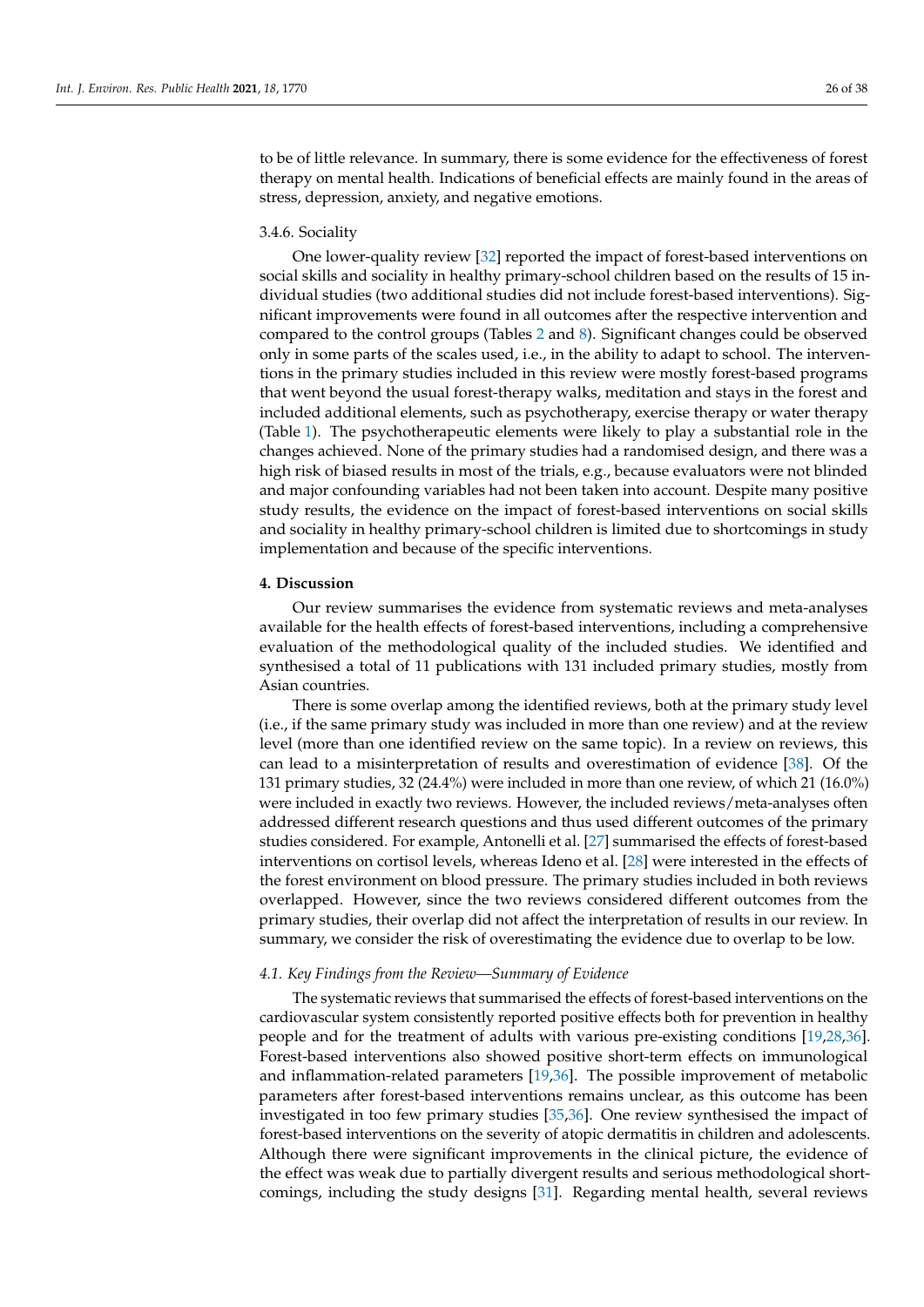to be of little relevance. In summary, there is some evidence for the effectiveness of forest therapy on mental health. Indications of beneficial effects are mainly found in the areas of stress, depression, anxiety, and negative emotions.

#### 3.4.6. Sociality

One lower-quality review [32] reported the impact of forest-based interventions on social skills and sociality in healthy primary-school children based on the results of 15 individual studies (two additional studies did not include forest-based interventions). Significant improvements were found in all outcomes after the respective intervention and compared to the control groups (Tables 2 and 8). Significant changes could be observed only in some parts of the scales used, i.e., in the ability to adapt to school. The interventions in the primary studies included in this review were mostly forest-based programs that went beyond the usual forest-therapy walks, meditation and stays in the forest and included additional elements, such as psychotherapy, exercise therapy or water therapy (Table 1). The psychotherapeutic elements were likely to play a substantial role in the changes achieved. None of the primary studies had a randomised design, and there was a high risk of biased results in most of the trials, e.g., because evaluators were not blinded and major confounding variables had not been taken into account. Despite many positive study results, the evidence on the impact of forest-based interventions on social skills and sociality in healthy primary-school children is limited due to shortcomings in study implementation and because of the specific interventions.

## 4. Discussion

Our review summarises the evidence from systematic reviews and meta-analyses available for the health effects of forest-based interventions, including a comprehensive evaluation of the methodological quality of the included studies. We identified and synthesised a total of 11 publications with 131 included primary studies, mostly from Asian countries.

There is some overlap among the identified reviews, both at the primary study level (i.e., if the same primary study was included in more than one review) and at the review level (more than one identified review on the same topic). In a review on reviews, this can lead to a misinterpretation of results and overestimation of evidence [38]. Of the 131 primary studies, 32 (24.4%) were included in more than one review, of which 21 (16.0%) were included in exactly two reviews. However, the included reviews/meta-analyses often addressed different research questions and thus used different outcomes of the primary studies considered. For example, Antonelli et al. [27] summarised the effects of forest-based interventions on cortisol levels, whereas Ideno et al. [28] were interested in the effects of the forest environment on blood pressure. The primary studies included in both reviews overlapped. However, since the two reviews considered different outcomes from the primary studies, their overlap did not affect the interpretation of results in our review. In summary, we consider the risk of overestimating the evidence due to overlap to be low.

### *4.1. Key Findings from the Review—Summary of Evidence*

The systematic reviews that summarised the effects of forest-based interventions on the cardiovascular system consistently reported positive effects both for prevention in healthy people and for the treatment of adults with various pre-existing conditions [19,28,36]. Forest-based interventions also showed positive short-term effects on immunological and inflammation-related parameters [19,36]. The possible improvement of metabolic parameters after forest-based interventions remains unclear, as this outcome has been investigated in too few primary studies [35,36]. One review synthesised the impact of forest-based interventions on the severity of atopic dermatitis in children and adolescents. Although there were significant improvements in the clinical picture, the evidence of the effect was weak due to partially divergent results and serious methodological shortcomings, including the study designs [31]. Regarding mental health, several reviews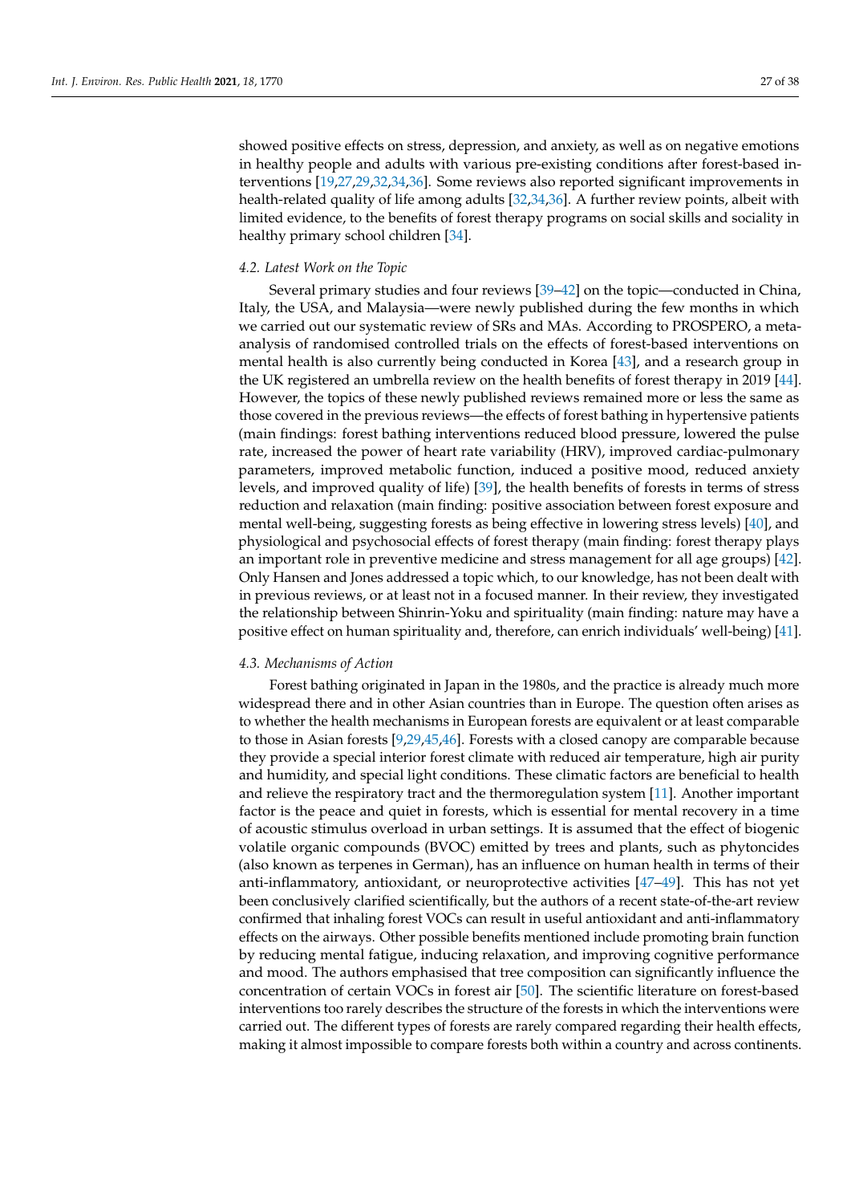showed positive effects on stress, depression, and anxiety, as well as on negative emotions in healthy people and adults with various pre-existing conditions after forest-based interventions [19,27,29,32,34,36]. Some reviews also reported significant improvements in health-related quality of life among adults [32,34,36]. A further review points, albeit with limited evidence, to the benefits of forest therapy programs on social skills and sociality in healthy primary school children [34].

### 4.2. Latest Work on the Topic

Several primary studies and four reviews [39–42] on the topic—conducted in China, Italy, the USA, and Malaysia—were newly published during the few months in which we carried out our systematic review of SRs and MAs. According to PROSPERO, a meta-analysis of randomised controlled trials on the effects of forest-based interventions on mental health is also currently being conducted in Korea [43], and a research group in the UK registered an umbrella review on the health benefits of forest therapy in 2019 [44]. However, the topics of these newly published reviews remained more or less the same as those covered in the previous reviews—the effects of forest bathing in hypertensive patients (main findings: forest bathing interventions reduced blood pressure, lowered the pulse rate, increased the power of heart rate variability (HRV), improved cardiac-pulmonary parameters, improved metabolic function, induced a positive mood, reduced anxiety levels, and improved quality of life) [39], the health benefits of forests in terms of stress reduction and relaxation (main finding: positive association between forest exposure and mental well-being, suggesting forests as being effective in lowering stress levels) [40], and physiological and psychosocial effects of forest therapy (main finding: forest therapy plays an important role in preventive medicine and stress management for all age groups) [42]. Only Hansen and Jones addressed a topic which, to our knowledge, has not been dealt with in previous reviews, or at least not in a focused manner. In their review, they investigated the relationship between Shinrin-Yoku and spirituality (main finding: nature may have a positive effect on human spirituality and, therefore, can enrich individuals' well-being) [41].

### 4.3. Mechanisms of Action

Forest bathing originated in Japan in the 1980s, and the practice is already much more widespread there and in other Asian countries than in Europe. The question often arises as to whether the health mechanisms in European forests are equivalent or at least comparable to those in Asian forests [9,29,45,46]. Forests with a closed canopy are comparable because they provide a special interior forest climate with reduced air temperature, high air purity and humidity, and special light conditions. These climatic factors are beneficial to health and relieve the respiratory tract and the thermoregulation system [11]. Another important factor is the peace and quiet in forests, which is essential for mental recovery in a time of acoustic stimulus overload in urban settings. It is assumed that the effect of biogenic volatile organic compounds (BVOC) emitted by trees and plants, such as phytoncides (also known as terpenes in German), has an influence on human health in terms of their anti-inflammatory, antioxidant, or neuroprotective activities [47–49]. This has not yet been conclusively clarified scientifically, but the authors of a recent state-of-the-art review confirmed that inhaling forest VOCs can result in useful antioxidant and anti-inflammatory effects on the airways. Other possible benefits mentioned include promoting brain function by reducing mental fatigue, inducing relaxation, and improving cognitive performance and mood. The authors emphasised that tree composition can significantly influence the concentration of certain VOCs in forest air [50]. The scientific literature on forest-based interventions too rarely describes the structure of the forests in which the interventions were carried out. The different types of forests are rarely compared regarding their health effects, making it almost impossible to compare forests both within a country and across continents.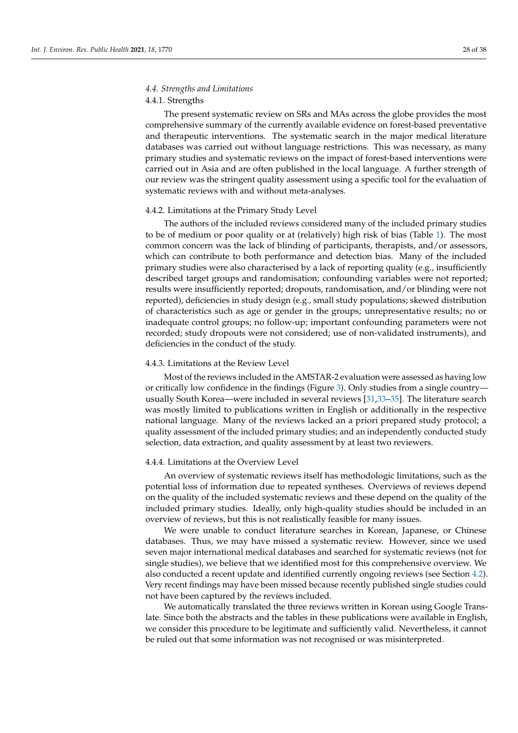### 4.4. Strengths and Limitations

#### 4.4.1. Strengths

The present systematic review on SRs and MAs across the globe provides the most comprehensive summary of the currently available evidence on forest-based preventative and therapeutic interventions. The systematic search in the major medical literature databases was carried out without language restrictions. This was necessary, as many primary studies and systematic reviews on the impact of forest-based interventions were carried out in Asia and are often published in the local language. A further strength of our review was the stringent quality assessment using a specific tool for the evaluation of systematic reviews with and without meta-analyses.

#### 4.4.2. Limitations at the Primary Study Level

The authors of the included reviews considered many of the included primary studies to be of medium or poor quality or at (relatively) high risk of bias (Table 1). The most common concern was the lack of blinding of participants, therapists, and/or assessors, which can contribute to both performance and detection bias. Many of the included primary studies were also characterised by a lack of reporting quality (e.g., insufficiently described target groups and randomisation; confounding variables were not reported; results were insufficiently reported; dropouts, randomisation, and/or blinding were not reported), deficiencies in study design (e.g., small study populations; skewed distribution of characteristics such as age or gender in the groups; unrepresentative results; no or inadequate control groups; no follow-up; important confounding parameters were not recorded; study dropouts were not considered; use of non-validated instruments), and deficiencies in the conduct of the study.

#### 4.4.3. Limitations at the Review Level

Most of the reviews included in the AMSTAR-2 evaluation were assessed as having low or critically low confidence in the findings (Figure 3). Only studies from a single country—usually South Korea—were included in several reviews [31,33–35]. The literature search was mostly limited to publications written in English or additionally in the respective national language. Many of the reviews lacked an a priori prepared study protocol; a quality assessment of the included primary studies; and an independently conducted study selection, data extraction, and quality assessment by at least two reviewers.

#### 4.4.4. Limitations at the Overview Level

An overview of systematic reviews itself has methodologic limitations, such as the potential loss of information due to repeated syntheses. Overviews of reviews depend on the quality of the included systematic reviews and these depend on the quality of the included primary studies. Ideally, only high-quality studies should be included in an overview of reviews, but this is not realistically feasible for many issues.

We were unable to conduct literature searches in Korean, Japanese, or Chinese databases. Thus, we may have missed a systematic review. However, since we used seven major international medical databases and searched for systematic reviews (not for single studies), we believe that we identified most for this comprehensive overview. We also conducted a recent update and identified currently ongoing reviews (see Section 4.2). Very recent findings may have been missed because recently published single studies could not have been captured by the reviews included.

We automatically translated the three reviews written in Korean using Google Translate. Since both the abstracts and the tables in these publications were available in English, we consider this procedure to be legitimate and sufficiently valid. Nevertheless, it cannot be ruled out that some information was not recognised or was misinterpreted.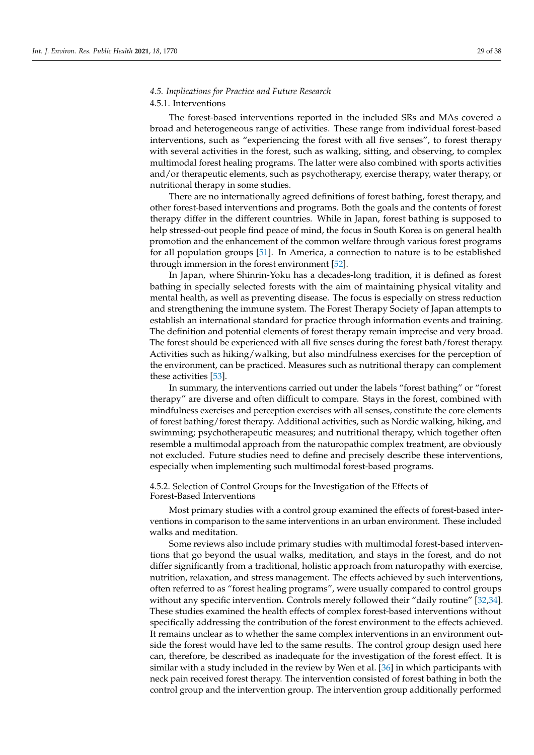### 4.5. Implications for Practice and Future Research

#### 4.5.1. Interventions

The forest-based interventions reported in the included SRs and MAs covered a broad and heterogeneous range of activities. These range from individual forest-based interventions, such as "experiencing the forest with all five senses", to forest therapy with several activities in the forest, such as walking, sitting, and observing, to complex multimodal forest healing programs. The latter were also combined with sports activities and/or therapeutic elements, such as psychotherapy, exercise therapy, water therapy, or nutritional therapy in some studies.

There are no internationally agreed definitions of forest bathing, forest therapy, and other forest-based interventions and programs. Both the goals and the contents of forest therapy differ in the different countries. While in Japan, forest bathing is supposed to help stressed-out people find peace of mind, the focus in South Korea is on general health promotion and the enhancement of the common welfare through various forest programs for all population groups [51]. In America, a connection to nature is to be established through immersion in the forest environment [52].

In Japan, where Shinrin-Yoku has a decades-long tradition, it is defined as forest bathing in specially selected forests with the aim of maintaining physical vitality and mental health, as well as preventing disease. The focus is especially on stress reduction and strengthening the immune system. The Forest Therapy Society of Japan attempts to establish an international standard for practice through information events and training. The definition and potential elements of forest therapy remain imprecise and very broad. The forest should be experienced with all five senses during the forest bath/forest therapy. Activities such as hiking/walking, but also mindfulness exercises for the perception of the environment, can be practiced. Measures such as nutritional therapy can complement these activities [53].

In summary, the interventions carried out under the labels "forest bathing" or "forest therapy" are diverse and often difficult to compare. Stays in the forest, combined with mindfulness exercises and perception exercises with all senses, constitute the core elements of forest bathing/forest therapy. Additional activities, such as Nordic walking, hiking, and swimming; psychotherapeutic measures; and nutritional therapy, which together often resemble a multimodal approach from the naturopathic complex treatment, are obviously not excluded. Future studies need to define and precisely describe these interventions, especially when implementing such multimodal forest-based programs.

#### 4.5.2. Selection of Control Groups for the Investigation of the Effects of Forest-Based Interventions

Most primary studies with a control group examined the effects of forest-based interventions in comparison to the same interventions in an urban environment. These included walks and meditation.

Some reviews also include primary studies with multimodal forest-based interventions that go beyond the usual walks, meditation, and stays in the forest, and do not differ significantly from a traditional, holistic approach from naturopathy with exercise, nutrition, relaxation, and stress management. The effects achieved by such interventions, often referred to as "forest healing programs", were usually compared to control groups without any specific intervention. Controls merely followed their "daily routine" [32,34]. These studies examined the health effects of complex forest-based interventions without specifically addressing the contribution of the forest environment to the effects achieved. It remains unclear as to whether the same complex interventions in an environment outside the forest would have led to the same results. The control group design used here can, therefore, be described as inadequate for the investigation of the forest effect. It is similar with a study included in the review by Wen et al. [36] in which participants with neck pain received forest therapy. The intervention consisted of forest bathing in both the control group and the intervention group. The intervention group additionally performed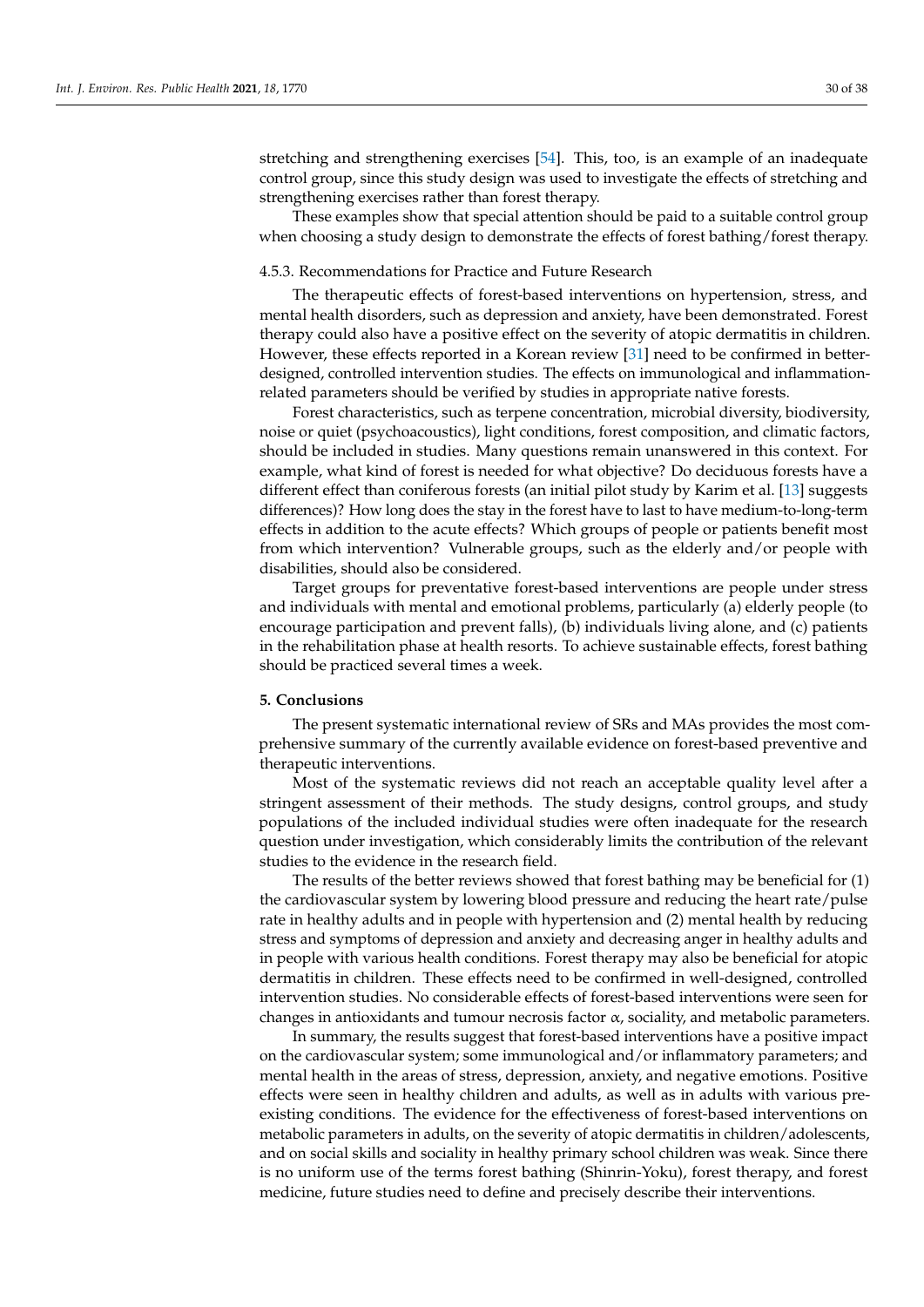stretching and strengthening exercises [54]. This, too, is an example of an inadequate control group, since this study design was used to investigate the effects of stretching and strengthening exercises rather than forest therapy.

These examples show that special attention should be paid to a suitable control group when choosing a study design to demonstrate the effects of forest bathing/forest therapy.

#### 4.5.3. Recommendations for Practice and Future Research

The therapeutic effects of forest-based interventions on hypertension, stress, and mental health disorders, such as depression and anxiety, have been demonstrated. Forest therapy could also have a positive effect on the severity of atopic dermatitis in children. However, these effects reported in a Korean review [31] need to be confirmed in better-designed, controlled intervention studies. The effects on immunological and inflammation-related parameters should be verified by studies in appropriate native forests.

Forest characteristics, such as terpene concentration, microbial diversity, biodiversity, noise or quiet (psychoacoustics), light conditions, forest composition, and climatic factors, should be included in studies. Many questions remain unanswered in this context. For example, what kind of forest is needed for what objective? Do deciduous forests have a different effect than coniferous forests (an initial pilot study by Karim et al. [13] suggests differences)? How long does the stay in the forest have to last to have medium-to-long-term effects in addition to the acute effects? Which groups of people or patients benefit most from which intervention? Vulnerable groups, such as the elderly and/or people with disabilities, should also be considered.

Target groups for preventative forest-based interventions are people under stress and individuals with mental and emotional problems, particularly (a) elderly people (to encourage participation and prevent falls), (b) individuals living alone, and (c) patients in the rehabilitation phase at health resorts. To achieve sustainable effects, forest bathing should be practiced several times a week.

## 5. Conclusions

The present systematic international review of SRs and MAs provides the most comprehensive summary of the currently available evidence on forest-based preventive and therapeutic interventions.

Most of the systematic reviews did not reach an acceptable quality level after a stringent assessment of their methods. The study designs, control groups, and study populations of the included individual studies were often inadequate for the research question under investigation, which considerably limits the contribution of the relevant studies to the evidence in the research field.

The results of the better reviews showed that forest bathing may be beneficial for (1) the cardiovascular system by lowering blood pressure and reducing the heart rate/pulse rate in healthy adults and in people with hypertension and (2) mental health by reducing stress and symptoms of depression and anxiety and decreasing anger in healthy adults and in people with various health conditions. Forest therapy may also be beneficial for atopic dermatitis in children. These effects need to be confirmed in well-designed, controlled intervention studies. No considerable effects of forest-based interventions were seen for changes in antioxidants and tumour necrosis factor $\alpha$, sociality, and metabolic parameters.

In summary, the results suggest that forest-based interventions have a positive impact on the cardiovascular system; some immunological and/or inflammatory parameters; and mental health in the areas of stress, depression, anxiety, and negative emotions. Positive effects were seen in healthy children and adults, as well as in adults with various pre-existing conditions. The evidence for the effectiveness of forest-based interventions on metabolic parameters in adults, on the severity of atopic dermatitis in children/adolescents, and on social skills and sociality in healthy primary school children was weak. Since there is no uniform use of the terms forest bathing (Shinrin-Yoku), forest therapy, and forest medicine, future studies need to define and precisely describe their interventions.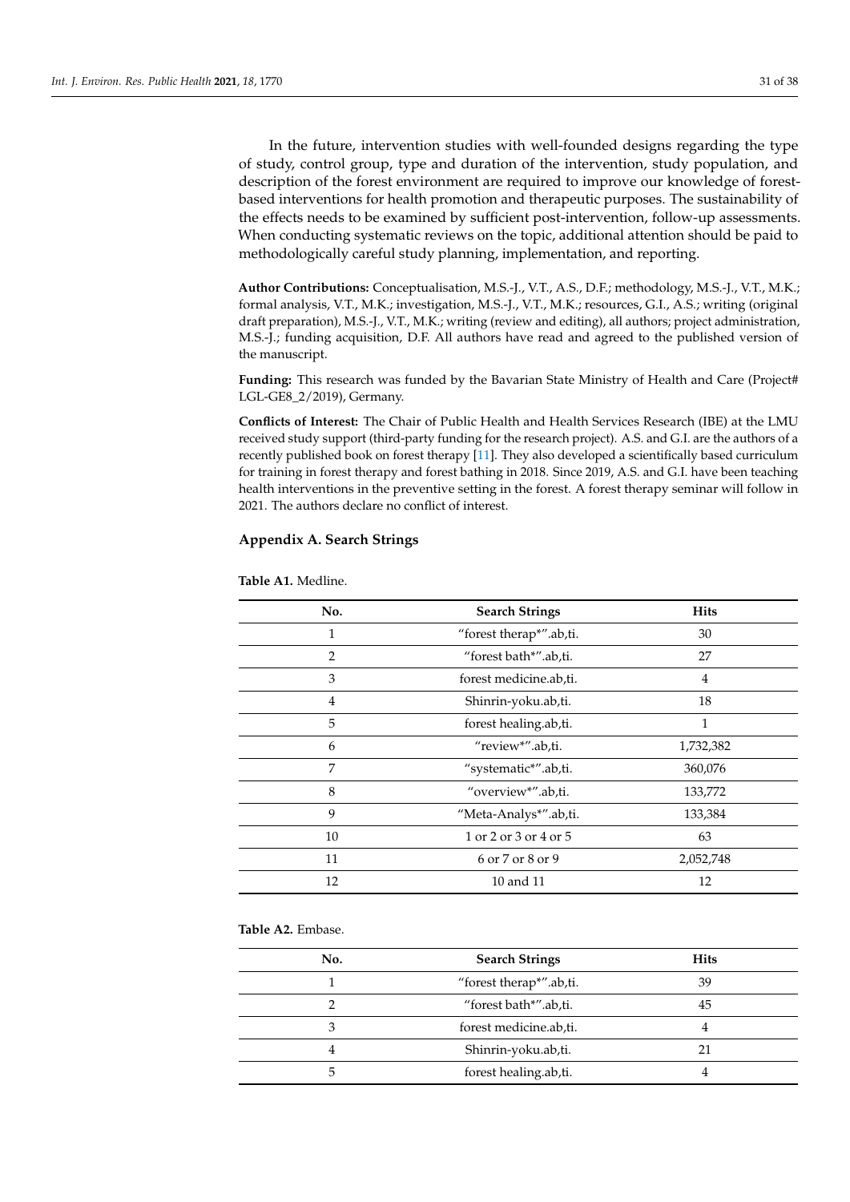In the future, intervention studies with well-founded designs regarding the type of study, control group, type and duration of the intervention, study population, and description of the forest environment are required to improve our knowledge of forest-based interventions for health promotion and therapeutic purposes. The sustainability of the effects needs to be examined by sufficient post-intervention, follow-up assessments. When conducting systematic reviews on the topic, additional attention should be paid to methodologically careful study planning, implementation, and reporting.

**Author Contributions:** Conceptualisation, M.S.-J., V.T., A.S., D.F.; methodology, M.S.-J., V.T., M.K.; formal analysis, V.T., M.K.; investigation, M.S.-J., V.T., M.K.; resources, G.I., A.S.; writing (original draft preparation), M.S.-J., V.T., M.K.; writing (review and editing), all authors; project administration, M.S.-J.; funding acquisition, D.F. All authors have read and agreed to the published version of the manuscript.

**Funding:** This research was funded by the Bavarian State Ministry of Health and Care (Project# LGL-GE8_2/2019), Germany.

**Conflicts of Interest:** The Chair of Public Health and Health Services Research (IBE) at the LMU received study support (third-party funding for the research project). A.S. and G.I. are the authors of a recently published book on forest therapy [11]. They also developed a scientifically based curriculum for training in forest therapy and forest bathing in 2018. Since 2019, A.S. and G.I. have been teaching health interventions in the preventive setting in the forest. A forest therapy seminar will follow in 2021. The authors declare no conflict of interest.

## Appendix A. Search Strings

**Table A1.** Medline.

| No. | Search Strings | Hits |
|---|---|---|
| 1 | "forest therap*".ab,ti. | 30 |
| 2 | "forest bath*".ab,ti. | 27 |
| 3 | forest medicine.ab,ti. | 4 |
| 4 | Shinrin-yoku.ab,ti. | 18 |
| 5 | forest healing.ab,ti. | 1 |
| 6 | "review*".ab,ti. | 1,732,382 |
| 7 | "systematic*".ab,ti. | 360,076 |
| 8 | "overview*".ab,ti. | 133,772 |
| 9 | "Meta-Analys*".ab,ti. | 133,384 |
| 10 | 1 or 2 or 3 or 4 or 5 | 63 |
| 11 | 6 or 7 or 8 or 9 | 2,052,748 |
| 12 | 10 and 11 | 12 |

**Table A2.** Embase.

| No. | Search Strings | Hits |
|---|---|---|
| 1 | "forest therap*".ab,ti. | 39 |
| 2 | "forest bath*".ab,ti. | 45 |
| 3 | forest medicine.ab,ti. | 4 |
| 4 | Shinrin-yoku.ab,ti. | 21 |
| 5 | forest healing.ab,ti. | 4 |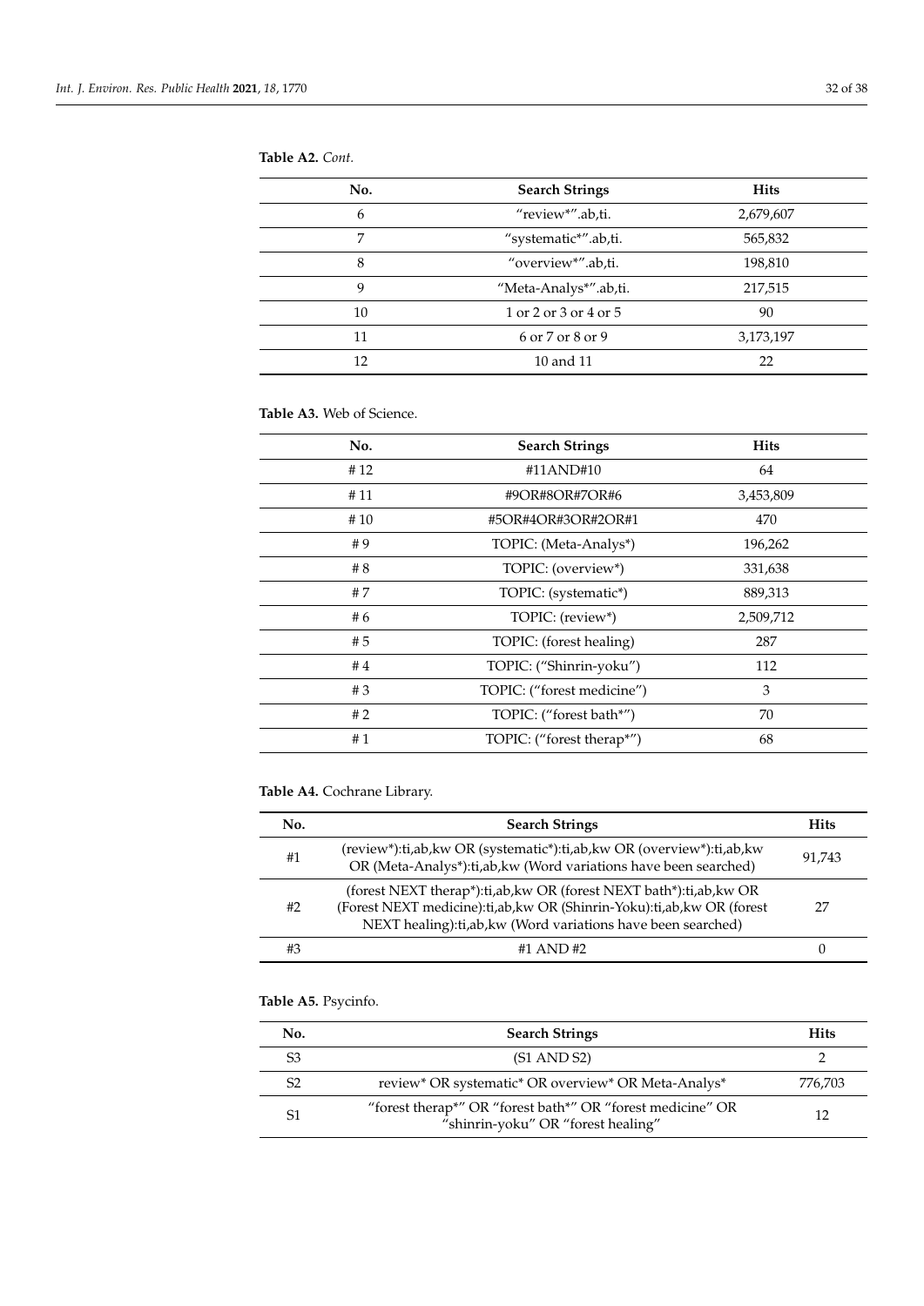**Table A2.** *Cont.*

| No. | Search Strings | Hits |
| --- | --- | --- |
| 6 | "review*".ab,ti. | 2,679,607 |
| 7 | "systematic*".ab,ti. | 565,832 |
| 8 | "overview*".ab,ti. | 198,810 |
| 9 | "Meta-Analys*".ab,ti. | 217,515 |
| 10 | 1 or 2 or 3 or 4 or 5 | 90 |
| 11 | 6 or 7 or 8 or 9 | 3,173,197 |
| 12 | 10 and 11 | 22 |

**Table A3.** Web of Science.

| No. | Search Strings | Hits |
| --- | --- | --- |
| # 12 | #11AND#10 | 64 |
| # 11 | #9OR#8OR#7OR#6 | 3,453,809 |
| # 10 | #5OR#4OR#3OR#2OR#1 | 470 |
| # 9 | TOPIC: (Meta-Analys*) | 196,262 |
| # 8 | TOPIC: (overview*) | 331,638 |
| # 7 | TOPIC: (systematic*) | 889,313 |
| # 6 | TOPIC: (review*) | 2,509,712 |
| # 5 | TOPIC: (forest healing) | 287 |
| # 4 | TOPIC: ("Shinrin-yoku") | 112 |
| # 3 | TOPIC: ("forest medicine") | 3 |
| # 2 | TOPIC: ("forest bath*") | 70 |
| # 1 | TOPIC: ("forest therap*") | 68 |

**Table A4.** Cochrane Library.

| No. | Search Strings | Hits |
| --- | --- | --- |
| #1 | (review*):ti,ab,kw OR (systematic*):ti,ab,kw OR (overview*):ti,ab,kw OR (Meta-Analys*):ti,ab,kw (Word variations have been searched) | 91,743 |
| #2 | (forest NEXT therap*):ti,ab,kw OR (forest NEXT bath*):ti,ab,kw OR (Forest NEXT medicine):ti,ab,kw OR (Shinrin-Yoku):ti,ab,kw OR (forest NEXT healing):ti,ab,kw (Word variations have been searched) | 27 |
| #3 | #1 AND #2 | 0 |

**Table A5.** Psycinfo.

| No. | Search Strings | Hits |
| --- | --- | --- |
| S3 | (S1 AND S2) | 2 |
| S2 | review* OR systematic* OR overview* OR Meta-Analys* | 776,703 |
| S1 | "forest therap*" OR "forest bath*" OR "forest medicine" OR "shinrin-yoku" OR "forest healing" | 12 |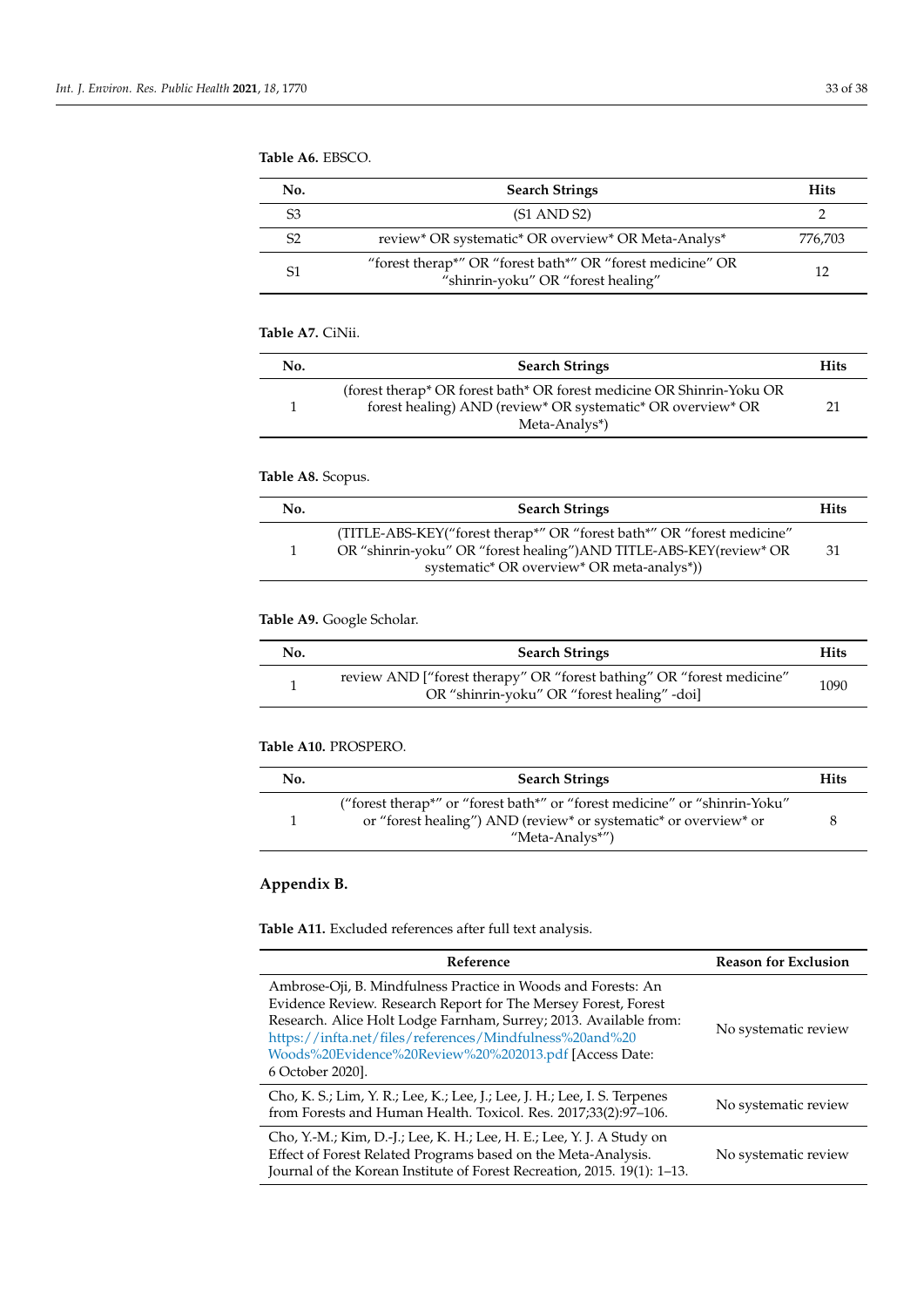**Table A6.** EBSCO.

| No. | Search Strings | Hits |
|---|---|---|
| S3 | (S1 AND S2) | 2 |
| S2 | review* OR systematic* OR overview* OR Meta-Analys* | 776,703 |
| S1 | "forest therap*" OR "forest bath*" OR "forest medicine" OR "shinrin-yoku" OR "forest healing" | 12 |

**Table A7.** CiNii.

| No. | Search Strings | Hits |
|---|---|---|
| 1 | (forest therap* OR forest bath* OR forest medicine OR Shinrin-Yoku OR forest healing) AND (review* OR systematic* OR overview* OR Meta-Analys*) | 21 |

**Table A8.** Scopus.

| No. | Search Strings | Hits |
|---|---|---|
| 1 | (TITLE-ABS-KEY("forest therap*" OR "forest bath*" OR "forest medicine" OR "shinrin-yoku" OR "forest healing")AND TITLE-ABS-KEY(review* OR systematic* OR overview* OR meta-analys*)) | 31 |

**Table A9.** Google Scholar.

| No. | Search Strings | Hits |
|---|---|---|
| 1 | review AND ["forest therapy" OR "forest bathing" OR "forest medicine" OR "shinrin-yoku" OR "forest healing" -doi] | 1090 |

**Table A10.** PROSPERO.

| No. | Search Strings | Hits |
|---|---|---|
| 1 | ("forest therap*" or "forest bath*" or "forest medicine" or "shinrin-Yoku" or "forest healing") AND (review* or systematic* or overview* or "Meta-Analys*") | 8 |

## Appendix B.

**Table A11.** Excluded references after full text analysis.

| Reference | Reason for Exclusion |
|---|---|
| Ambrose-Oji, B. Mindfulness Practice in Woods and Forests: An Evidence Review. Research Report for The Mersey Forest, Forest Research. Alice Holt Lodge Farnham, Surrey; 2013. Available from: https://infta.net/files/references/Mindfulness%20and%20Woods%20Evidence%20Review%20%202013.pdf [Access Date: 6 October 2020]. | No systematic review |
| Cho, K. S.; Lim, Y. R.; Lee, K.; Lee, J.; Lee, J. H.; Lee, I. S. Terpenes from Forests and Human Health. Toxicol. Res. 2017;33(2):97–106. | No systematic review |
| Cho, Y.-M.; Kim, D.-J.; Lee, K. H.; Lee, H. E.; Lee, Y. J. A Study on Effect of Forest Related Programs based on the Meta-Analysis. Journal of the Korean Institute of Forest Recreation, 2015. 19(1): 1–13. | No systematic review |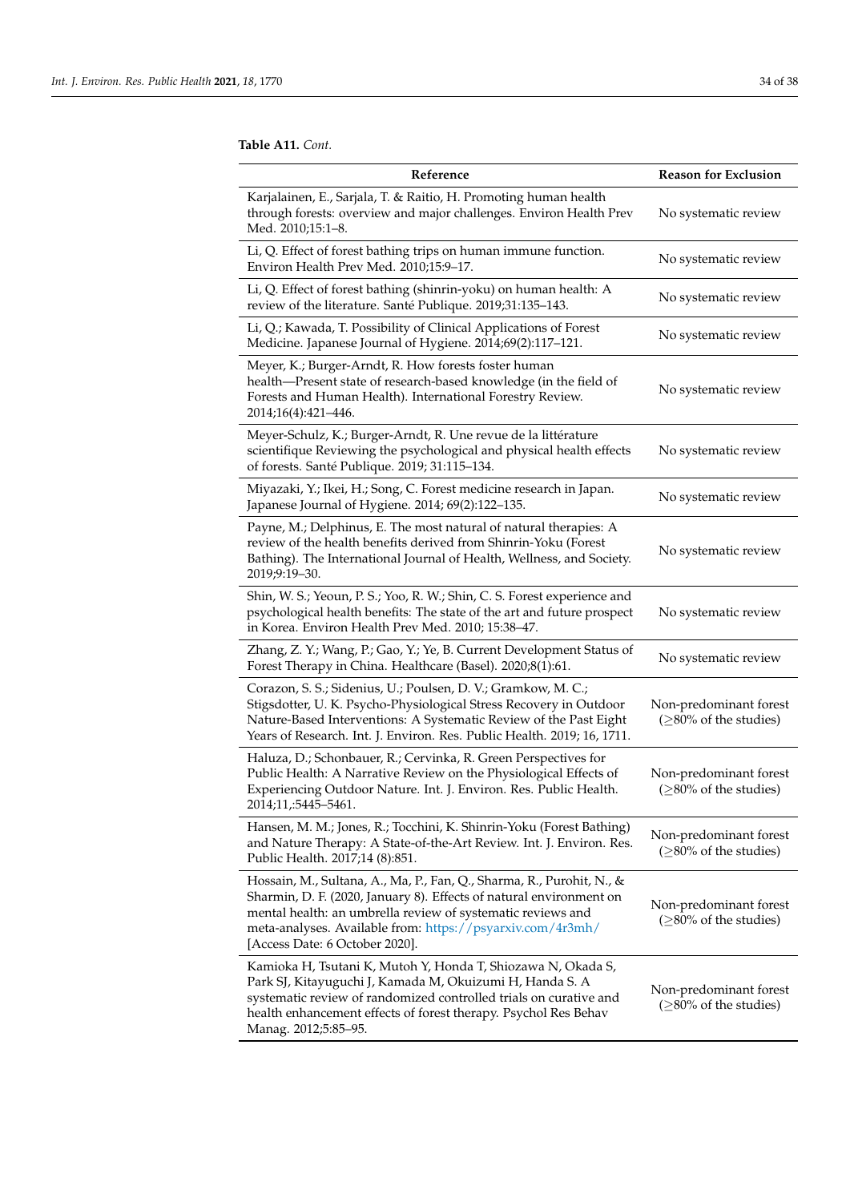**Table A11.** *Cont.*

| Reference | Reason for Exclusion |
|---|---|
| Karjalainen, E., Sarjala, T. & Raitio, H. Promoting human health through forests: overview and major challenges. Environ Health Prev Med. 2010;15:1–8. | No systematic review |
| Li, Q. Effect of forest bathing trips on human immune function. Environ Health Prev Med. 2010;15:9–17. | No systematic review |
| Li, Q. Effect of forest bathing (shinrin-yoku) on human health: A review of the literature. Santé Publique. 2019;31:135–143. | No systematic review |
| Li, Q.; Kawada, T. Possibility of Clinical Applications of Forest Medicine. Japanese Journal of Hygiene. 2014;69(2):117–121. | No systematic review |
| Meyer, K.; Burger-Arndt, R. How forests foster human health—Present state of research-based knowledge (in the field of Forests and Human Health). International Forestry Review. 2014;16(4):421–446. | No systematic review |
| Meyer-Schulz, K.; Burger-Arndt, R. Une revue de la littérature scientifique Reviewing the psychological and physical health effects of forests. Santé Publique. 2019; 31:115–134. | No systematic review |
| Miyazaki, Y.; Ikei, H.; Song, C. Forest medicine research in Japan. Japanese Journal of Hygiene. 2014; 69(2):122–135. | No systematic review |
| Payne, M.; Delphinus, E. The most natural of natural therapies: A review of the health benefits derived from Shinrin-Yoku (Forest Bathing). The International Journal of Health, Wellness, and Society. 2019;9:19–30. | No systematic review |
| Shin, W. S.; Yeoun, P. S.; Yoo, R. W.; Shin, C. S. Forest experience and psychological health benefits: The state of the art and future prospect in Korea. Environ Health Prev Med. 2010; 15:38–47. | No systematic review |
| Zhang, Z. Y.; Wang, P.; Gao, Y.; Ye, B. Current Development Status of Forest Therapy in China. Healthcare (Basel). 2020;8(1):61. | No systematic review |
| Corazon, S. S.; Sidenius, U.; Poulsen, D. V.; Gramkow, M. C.; Stigsdotter, U. K. Psycho-Physiological Stress Recovery in Outdoor Nature-Based Interventions: A Systematic Review of the Past Eight Years of Research. Int. J. Environ. Res. Public Health. 2019; 16, 1711. | Non-predominant forest ($\geq$80% of the studies) |
| Haluza, D.; Schonbauer, R.; Cervinka, R. Green Perspectives for Public Health: A Narrative Review on the Physiological Effects of Experiencing Outdoor Nature. Int. J. Environ. Res. Public Health. 2014;11,:5445–5461. | Non-predominant forest ($\geq$80% of the studies) |
| Hansen, M. M.; Jones, R.; Tocchini, K. Shinrin-Yoku (Forest Bathing) and Nature Therapy: A State-of-the-Art Review. Int. J. Environ. Res. Public Health. 2017;14 (8):851. | Non-predominant forest ($\geq$80% of the studies) |
| Hossain, M., Sultana, A., Ma, P., Fan, Q., Sharma, R., Purohit, N., & Sharmin, D. F. (2020, January 8). Effects of natural environment on mental health: an umbrella review of systematic reviews and meta-analyses. Available from: https://psyarxiv.com/4r3mh/ [Access Date: 6 October 2020]. | Non-predominant forest ($\geq$80% of the studies) |
| Kamioka H, Tsutani K, Mutoh Y, Honda T, Shiozawa N, Okada S, Park SJ, Kitayuguchi J, Kamada M, Okuizumi H, Handa S. A systematic review of randomized controlled trials on curative and health enhancement effects of forest therapy. Psychol Res Behav Manag. 2012;5:85–95. | Non-predominant forest ($\geq$80% of the studies) |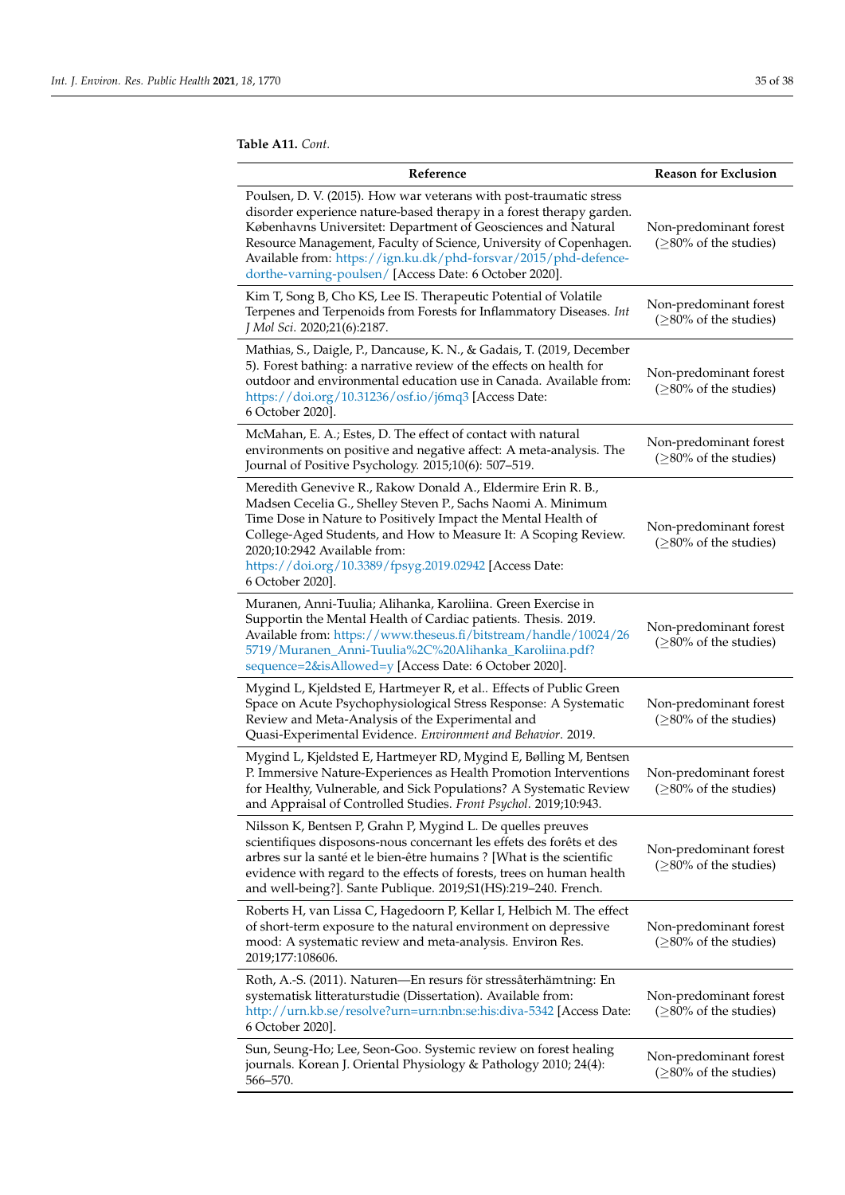**Table A11.** *Cont.*

| Reference | Reason for Exclusion |
| --- | --- |
| Poulsen, D. V. (2015). How war veterans with post-traumatic stress disorder experience nature-based therapy in a forest therapy garden. Københavns Universitet: Department of Geosciences and Natural Resource Management, Faculty of Science, University of Copenhagen. Available from: https://ign.ku.dk/phd-forsvar/2015/phd-defence-dorthe-varning-poulsen/ [Access Date: 6 October 2020]. | Non-predominant forest (≥80% of the studies) |
| Kim T, Song B, Cho KS, Lee IS. Therapeutic Potential of Volatile Terpenes and Terpenoids from Forests for Inflammatory Diseases. *Int J Mol Sci*. 2020;21(6):2187. | Non-predominant forest (≥80% of the studies) |
| Mathias, S., Daigle, P., Dancause, K. N., & Gadais, T. (2019, December 5). Forest bathing: a narrative review of the effects on health for outdoor and environmental education use in Canada. Available from: https://doi.org/10.31236/osf.io/j6mq3 [Access Date: 6 October 2020]. | Non-predominant forest (≥80% of the studies) |
| McMahan, E. A.; Estes, D. The effect of contact with natural environments on positive and negative affect: A meta-analysis. The Journal of Positive Psychology. 2015;10(6): 507–519. | Non-predominant forest (≥80% of the studies) |
| Meredith Genevive R., Rakow Donald A., Eldermire Erin R. B., Madsen Cecelia G., Shelley Steven P., Sachs Naomi A. Minimum Time Dose in Nature to Positively Impact the Mental Health of College-Aged Students, and How to Measure It: A Scoping Review. 2020;10:2942 Available from: https://doi.org/10.3389/fpsyg.2019.02942 [Access Date: 6 October 2020]. | Non-predominant forest (≥80% of the studies) |
| Muranen, Anni-Tuulia; Alihanka, Karoliina. Green Exercise in Supportin the Mental Health of Cardiac patients. Thesis. 2019. Available from: https://www.theseus.fi/bitstream/handle/10024/265719/Muranen_Anni-Tuulia%2C%20Alihanka_Karoliina.pdf?sequence=2&isAllowed=y [Access Date: 6 October 2020]. | Non-predominant forest (≥80% of the studies) |
| Mygind L, Kjeldsted E, Hartmeyer R, et al.. Effects of Public Green Space on Acute Psychophysiological Stress Response: A Systematic Review and Meta-Analysis of the Experimental and Quasi-Experimental Evidence. *Environment and Behavior*. 2019. | Non-predominant forest (≥80% of the studies) |
| Mygind L, Kjeldsted E, Hartmeyer RD, Mygind E, Bølling M, Bentsen P. Immersive Nature-Experiences as Health Promotion Interventions for Healthy, Vulnerable, and Sick Populations? A Systematic Review and Appraisal of Controlled Studies. *Front Psychol*. 2019;10:943. | Non-predominant forest (≥80% of the studies) |
| Nilsson K, Bentsen P, Grahn P, Mygind L. De quelles preuves scientifiques disposons-nous concernant les effets des forêts et des arbres sur la santé et le bien-être humains ? [What is the scientific evidence with regard to the effects of forests, trees on human health and well-being?]. Sante Publique. 2019;S1(HS):219–240. French. | Non-predominant forest (≥80% of the studies) |
| Roberts H, van Lissa C, Hagedoorn P, Kellar I, Helbich M. The effect of short-term exposure to the natural environment on depressive mood: A systematic review and meta-analysis. Environ Res. 2019;177:108606. | Non-predominant forest (≥80% of the studies) |
| Roth, A.-S. (2011). Naturen—En resurs för stressåterhämtning: En systematisk litteraturstudie (Dissertation). Available from: http://urn.kb.se/resolve?urn=urn:nbn:se:his:diva-5342 [Access Date: 6 October 2020]. | Non-predominant forest (≥80% of the studies) |
| Sun, Seung-Ho; Lee, Seon-Goo. Systemic review on forest healing journals. Korean J. Oriental Physiology & Pathology 2010; 24(4): 566–570. | Non-predominant forest (≥80% of the studies) |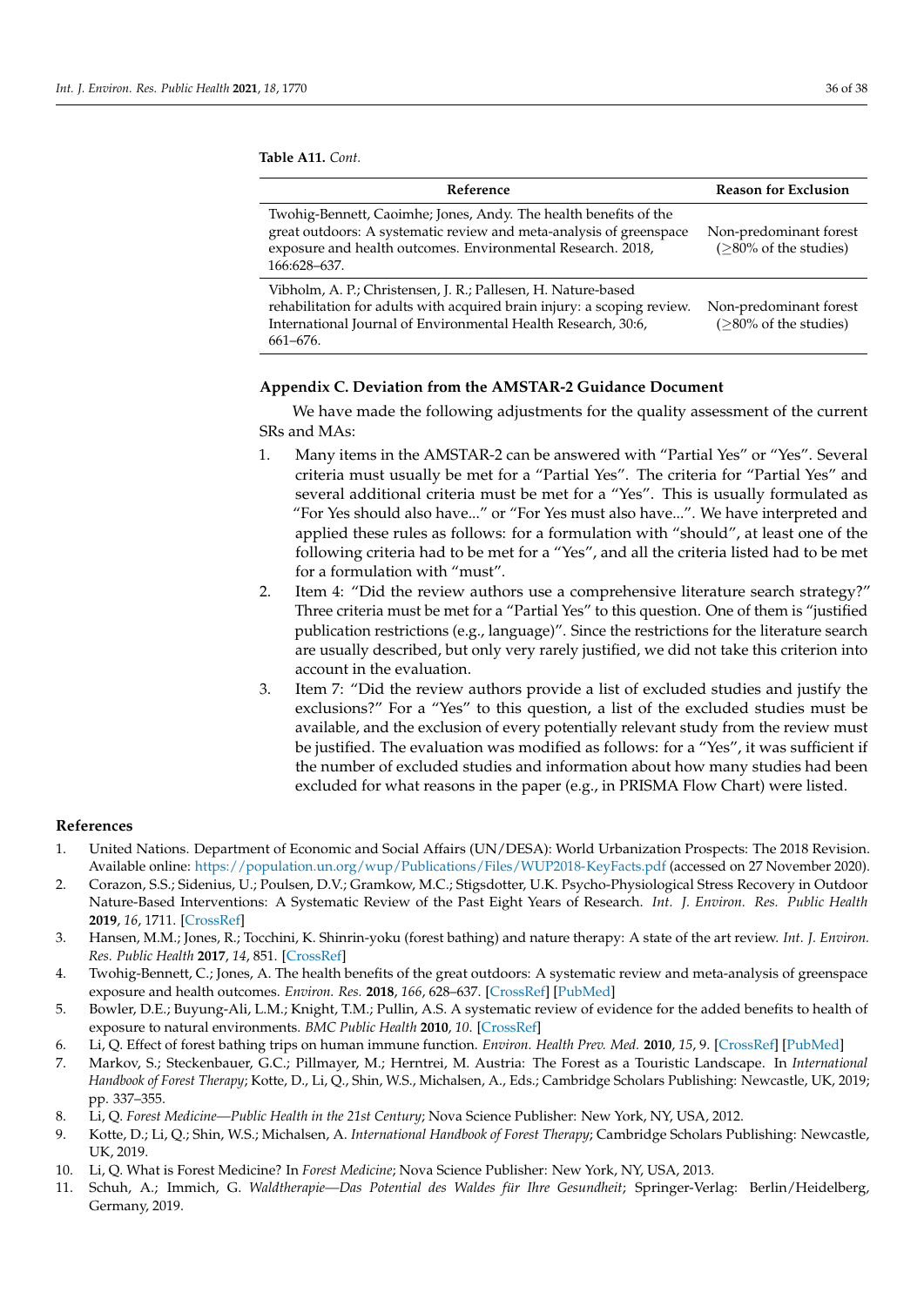**Table A11.** *Cont.*

| Reference | Reason for Exclusion |
| --- | --- |
| Twohig-Bennett, Caoimhe; Jones, Andy. The health benefits of the great outdoors: A systematic review and meta-analysis of greenspace exposure and health outcomes. Environmental Research. 2018, 166:628–637. | Non-predominant forest (≥80% of the studies) |
| Vibholm, A. P.; Christensen, J. R.; Pallesen, H. Nature-based rehabilitation for adults with acquired brain injury: a scoping review. International Journal of Environmental Health Research, 30:6, 661–676. | Non-predominant forest (≥80% of the studies) |

## Appendix C. Deviation from the AMSTAR-2 Guidance Document

We have made the following adjustments for the quality assessment of the current SRs and MAs:

1. Many items in the AMSTAR-2 can be answered with "Partial Yes" or "Yes". Several criteria must usually be met for a "Partial Yes". The criteria for "Partial Yes" and several additional criteria must be met for a "Yes". This is usually formulated as "For Yes should also have..." or "For Yes must also have...". We have interpreted and applied these rules as follows: for a formulation with "should", at least one of the following criteria had to be met for a "Yes", and all the criteria listed had to be met for a formulation with "must".
2. Item 4: "Did the review authors use a comprehensive literature search strategy?" Three criteria must be met for a "Partial Yes" to this question. One of them is "justified publication restrictions (e.g., language)". Since the restrictions for the literature search are usually described, but only very rarely justified, we did not take this criterion into account in the evaluation.
3. Item 7: "Did the review authors provide a list of excluded studies and justify the exclusions?" For a "Yes" to this question, a list of the excluded studies must be available, and the exclusion of every potentially relevant study from the review must be justified. The evaluation was modified as follows: for a "Yes", it was sufficient if the number of excluded studies and information about how many studies had been excluded for what reasons in the paper (e.g., in PRISMA Flow Chart) were listed.

## References

1. United Nations. Department of Economic and Social Affairs (UN/DESA): World Urbanization Prospects: The 2018 Revision. Available online: https://population.un.org/wup/Publications/Files/WUP2018-KeyFacts.pdf (accessed on 27 November 2020).
2. Corazon, S.S.; Sidenius, U.; Poulsen, D.V.; Gramkow, M.C.; Stigsdotter, U.K. Psycho-Physiological Stress Recovery in Outdoor Nature-Based Interventions: A Systematic Review of the Past Eight Years of Research. *Int. J. Environ. Res. Public Health* **2019**, *16*, 1711. [CrossRef]
3. Hansen, M.M.; Jones, R.; Tocchini, K. Shinrin-yoku (forest bathing) and nature therapy: A state of the art review. *Int. J. Environ. Res. Public Health* **2017**, *14*, 851. [CrossRef]
4. Twohig-Bennett, C.; Jones, A. The health benefits of the great outdoors: A systematic review and meta-analysis of greenspace exposure and health outcomes. *Environ. Res.* **2018**, *166*, 628–637. [CrossRef] [PubMed]
5. Bowler, D.E.; Buyung-Ali, L.M.; Knight, T.M.; Pullin, A.S. A systematic review of evidence for the added benefits to health of exposure to natural environments. *BMC Public Health* **2010**, *10*. [CrossRef]
6. Li, Q. Effect of forest bathing trips on human immune function. *Environ. Health Prev. Med.* **2010**, *15*, 9. [CrossRef] [PubMed]
7. Markov, S.; Steckenbauer, G.C.; Pillmayer, M.; Herntrei, M. Austria: The Forest as a Touristic Landscape. In *International Handbook of Forest Therapy*; Kotte, D., Li, Q., Shin, W.S., Michalsen, A., Eds.; Cambridge Scholars Publishing: Newcastle, UK, 2019; pp. 337–355.
8. Li, Q. *Forest Medicine—Public Health in the 21st Century*; Nova Science Publisher: New York, NY, USA, 2012.
9. Kotte, D.; Li, Q.; Shin, W.S.; Michalsen, A. *International Handbook of Forest Therapy*; Cambridge Scholars Publishing: Newcastle, UK, 2019.
10. Li, Q. What is Forest Medicine? In *Forest Medicine*; Nova Science Publisher: New York, NY, USA, 2013.
11. Schuh, A.; Immich, G. *Waldtherapie—Das Potential des Waldes für Ihre Gesundheit*; Springer-Verlag: Berlin/Heidelberg, Germany, 2019.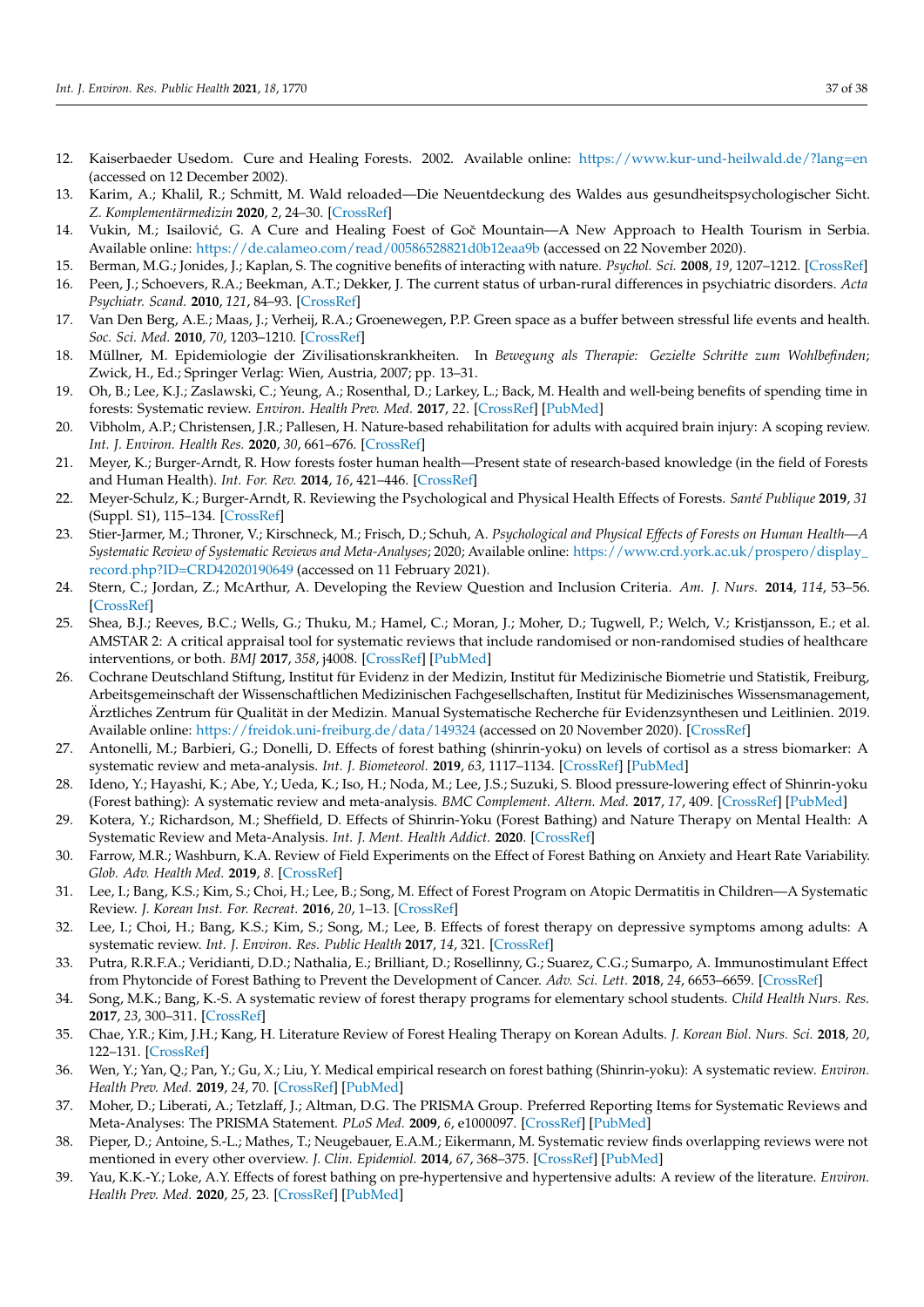12. Kaiserbaeder Usedom. Cure and Healing Forests. 2002. Available online: https://www.kur-und-heilwald.de/?lang=en (accessed on 12 December 2002).
13. Karim, A.; Khalil, R.; Schmitt, M. Wald reloaded—Die Neuentdeckung des Waldes aus gesundheitspsychologischer Sicht. *Z. Komplementärmedizin* **2020**, *2*, 24–30. [CrossRef]
14. Vukin, M.; Isailović, G. A Cure and Healing Foest of Goč Mountain—A New Approach to Health Tourism in Serbia. Available online: https://de.calameo.com/read/00586528821d0b12eaa9b (accessed on 22 November 2020).
15. Berman, M.G.; Jonides, J.; Kaplan, S. The cognitive benefits of interacting with nature. *Psychol. Sci.* **2008**, *19*, 1207–1212. [CrossRef]
16. Peen, J.; Schoevers, R.A.; Beekman, A.T.; Dekker, J. The current status of urban-rural differences in psychiatric disorders. *Acta Psychiatr. Scand.* **2010**, *121*, 84–93. [CrossRef]
17. Van Den Berg, A.E.; Maas, J.; Verheij, R.A.; Groenewegen, P.P. Green space as a buffer between stressful life events and health. *Soc. Sci. Med.* **2010**, *70*, 1203–1210. [CrossRef]
18. Müllner, M. Epidemiologie der Zivilisationskrankheiten. In *Bewegung als Therapie: Gezielte Schritte zum Wohlbefinden*; Zwick, H., Ed.; Springer Verlag: Wien, Austria, 2007; pp. 13–31.
19. Oh, B.; Lee, K.J.; Zaslawski, C.; Yeung, A.; Rosenthal, D.; Larkey, L.; Back, M. Health and well-being benefits of spending time in forests: Systematic review. *Environ. Health Prev. Med.* **2017**, *22*. [CrossRef] [PubMed]
20. Vibholm, A.P.; Christensen, J.R.; Pallesen, H. Nature-based rehabilitation for adults with acquired brain injury: A scoping review. *Int. J. Environ. Health Res.* **2020**, *30*, 661–676. [CrossRef]
21. Meyer, K.; Burger-Arndt, R. How forests foster human health—Present state of research-based knowledge (in the field of Forests and Human Health). *Int. For. Rev.* **2014**, *16*, 421–446. [CrossRef]
22. Meyer-Schulz, K.; Burger-Arndt, R. Reviewing the Psychological and Physical Health Effects of Forests. *Santé Publique* **2019**, *31* (Suppl. S1), 115–134. [CrossRef]
23. Stier-Jarmer, M.; Throner, V.; Kirschneck, M.; Frisch, D.; Schuh, A. *Psychological and Physical Effects of Forests on Human Health—A Systematic Review of Systematic Reviews and Meta-Analyses*; 2020; Available online: https://www.crd.york.ac.uk/prospero/display_record.php?ID=CRD42020190649 (accessed on 11 February 2021).
24. Stern, C.; Jordan, Z.; McArthur, A. Developing the Review Question and Inclusion Criteria. *Am. J. Nurs.* **2014**, *114*, 53–56. [CrossRef]
25. Shea, B.J.; Reeves, B.C.; Wells, G.; Thuku, M.; Hamel, C.; Moran, J.; Moher, D.; Tugwell, P.; Welch, V.; Kristjansson, E.; et al. AMSTAR 2: A critical appraisal tool for systematic reviews that include randomised or non-randomised studies of healthcare interventions, or both. *BMJ* **2017**, *358*, j4008. [CrossRef] [PubMed]
26. Cochrane Deutschland Stiftung, Institut für Evidenz in der Medizin, Institut für Medizinische Biometrie und Statistik, Freiburg, Arbeitsgemeinschaft der Wissenschaftlichen Medizinischen Fachgesellschaften, Institut für Medizinisches Wissensmanagement, Ärztliches Zentrum für Qualität in der Medizin. Manual Systematische Recherche für Evidenzsynthesen und Leitlinien. 2019. Available online: https://freidok.uni-freiburg.de/data/149324 (accessed on 20 November 2020). [CrossRef]
27. Antonelli, M.; Barbieri, G.; Donelli, D. Effects of forest bathing (shinrin-yoku) on levels of cortisol as a stress biomarker: A systematic review and meta-analysis. *Int. J. Biometeorol.* **2019**, *63*, 1117–1134. [CrossRef] [PubMed]
28. Ideno, Y.; Hayashi, K.; Abe, Y.; Ueda, K.; Iso, H.; Noda, M.; Lee, J.S.; Suzuki, S. Blood pressure-lowering effect of Shinrin-yoku (Forest bathing): A systematic review and meta-analysis. *BMC Complement. Altern. Med.* **2017**, *17*, 409. [CrossRef] [PubMed]
29. Kotera, Y.; Richardson, M.; Sheffield, D. Effects of Shinrin-Yoku (Forest Bathing) and Nature Therapy on Mental Health: A Systematic Review and Meta-Analysis. *Int. J. Ment. Health Addict.* **2020**. [CrossRef]
30. Farrow, M.R.; Washburn, K.A. Review of Field Experiments on the Effect of Forest Bathing on Anxiety and Heart Rate Variability. *Glob. Adv. Health Med.* **2019**, *8*. [CrossRef]
31. Lee, I.; Bang, K.S.; Kim, S.; Choi, H.; Lee, B.; Song, M. Effect of Forest Program on Atopic Dermatitis in Children—A Systematic Review. *J. Korean Inst. For. Recreat.* **2016**, *20*, 1–13. [CrossRef]
32. Lee, I.; Choi, H.; Bang, K.S.; Kim, S.; Song, M.; Lee, B. Effects of forest therapy on depressive symptoms among adults: A systematic review. *Int. J. Environ. Res. Public Health* **2017**, *14*, 321. [CrossRef]
33. Putra, R.R.F.A.; Veridianti, D.D.; Nathalia, E.; Brilliant, D.; Rosellinny, G.; Suarez, C.G.; Sumarpo, A. Immunostimulant Effect from Phytoncide of Forest Bathing to Prevent the Development of Cancer. *Adv. Sci. Lett.* **2018**, *24*, 6653–6659. [CrossRef]
34. Song, M.K.; Bang, K.-S. A systematic review of forest therapy programs for elementary school students. *Child Health Nurs. Res.* **2017**, *23*, 300–311. [CrossRef]
35. Chae, Y.R.; Kim, J.H.; Kang, H. Literature Review of Forest Healing Therapy on Korean Adults. *J. Korean Biol. Nurs. Sci.* **2018**, *20*, 122–131. [CrossRef]
36. Wen, Y.; Yan, Q.; Pan, Y.; Gu, X.; Liu, Y. Medical empirical research on forest bathing (Shinrin-yoku): A systematic review. *Environ. Health Prev. Med.* **2019**, *24*, 70. [CrossRef] [PubMed]
37. Moher, D.; Liberati, A.; Tetzlaff, J.; Altman, D.G. The PRISMA Group. Preferred Reporting Items for Systematic Reviews and Meta-Analyses: The PRISMA Statement. *PLoS Med.* **2009**, *6*, e1000097. [CrossRef] [PubMed]
38. Pieper, D.; Antoine, S.-L.; Mathes, T.; Neugebauer, E.A.M.; Eikermann, M. Systematic review finds overlapping reviews were not mentioned in every other overview. *J. Clin. Epidemiol.* **2014**, *67*, 368–375. [CrossRef] [PubMed]
39. Yau, K.K.-Y.; Loke, A.Y. Effects of forest bathing on pre-hypertensive and hypertensive adults: A review of the literature. *Environ. Health Prev. Med.* **2020**, *25*, 23. [CrossRef] [PubMed]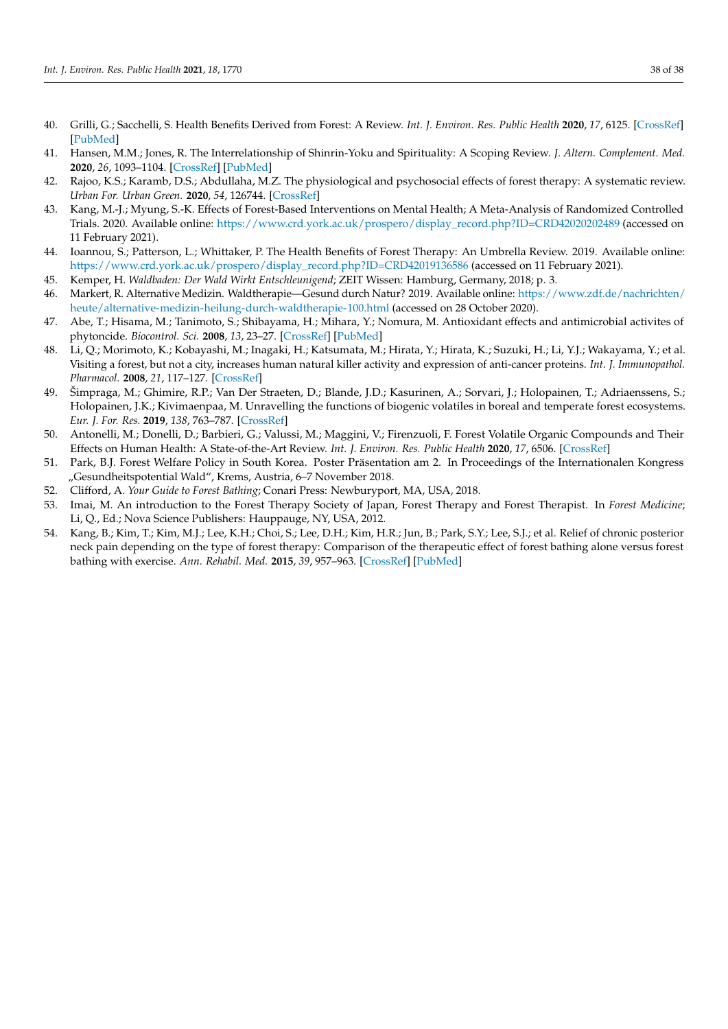40. Grilli, G.; Sacchelli, S. Health Benefits Derived from Forest: A Review. *Int. J. Environ. Res. Public Health* **2020**, *17*, 6125. [CrossRef] [PubMed]
41. Hansen, M.M.; Jones, R. The Interrelationship of Shinrin-Yoku and Spirituality: A Scoping Review. *J. Altern. Complement. Med.* **2020**, *26*, 1093–1104. [CrossRef] [PubMed]
42. Rajoo, K.S.; Karamb, D.S.; Abdullaha, M.Z. The physiological and psychosocial effects of forest therapy: A systematic review. *Urban For. Urban Green.* **2020**, *54*, 126744. [CrossRef]
43. Kang, M.-J.; Myung, S.-K. Effects of Forest-Based Interventions on Mental Health; A Meta-Analysis of Randomized Controlled Trials. 2020. Available online: https://www.crd.york.ac.uk/prospero/display_record.php?ID=CRD42020202489 (accessed on 11 February 2021).
44. Ioannou, S.; Patterson, L.; Whittaker, P. The Health Benefits of Forest Therapy: An Umbrella Review. 2019. Available online: https://www.crd.york.ac.uk/prospero/display_record.php?ID=CRD42019136586 (accessed on 11 February 2021).
45. Kemper, H. *Waldbaden: Der Wald Wirkt Entschleunigend*; ZEIT Wissen: Hamburg, Germany, 2018; p. 3.
46. Markert, R. Alternative Medizin. Waldtherapie—Gesund durch Natur? 2019. Available online: https://www.zdf.de/nachrichten/heute/alternative-medizin-heilung-durch-waldtherapie-100.html (accessed on 28 October 2020).
47. Abe, T.; Hisama, M.; Tanimoto, S.; Shibayama, H.; Mihara, Y.; Nomura, M. Antioxidant effects and antimicrobial activites of phytoncide. *Biocontrol. Sci.* **2008**, *13*, 23–27. [CrossRef] [PubMed]
48. Li, Q.; Morimoto, K.; Kobayashi, M.; Inagaki, H.; Katsumata, M.; Hirata, Y.; Hirata, K.; Suzuki, H.; Li, Y.J.; Wakayama, Y.; et al. Visiting a forest, but not a city, increases human natural killer activity and expression of anti-cancer proteins. *Int. J. Immunopathol. Pharmacol.* **2008**, *21*, 117–127. [CrossRef]
49. Šimpraga, M.; Ghimire, R.P.; Van Der Straeten, D.; Blande, J.D.; Kasurinen, A.; Sorvari, J.; Holopainen, T.; Adriaenssens, S.; Holopainen, J.K.; Kivimaenpaa, M. Unravelling the functions of biogenic volatiles in boreal and temperate forest ecosystems. *Eur. J. For. Res.* **2019**, *138*, 763–787. [CrossRef]
50. Antonelli, M.; Donelli, D.; Barbieri, G.; Valussi, M.; Maggini, V.; Firenzuoli, F. Forest Volatile Organic Compounds and Their Effects on Human Health: A State-of-the-Art Review. *Int. J. Environ. Res. Public Health* **2020**, *17*, 6506. [CrossRef]
51. Park, B.J. Forest Welfare Policy in South Korea. Poster Präsentation am 2. In Proceedings of the Internationalen Kongress „Gesundheitspotential Wald", Krems, Austria, 6–7 November 2018.
52. Clifford, A. *Your Guide to Forest Bathing*; Conari Press: Newburyport, MA, USA, 2018.
53. Imai, M. An introduction to the Forest Therapy Society of Japan, Forest Therapy and Forest Therapist. In *Forest Medicine*; Li, Q., Ed.; Nova Science Publishers: Hauppauge, NY, USA, 2012.
54. Kang, B.; Kim, T.; Kim, M.J.; Lee, K.H.; Choi, S.; Lee, D.H.; Kim, H.R.; Jun, B.; Park, S.Y.; Lee, S.J.; et al. Relief of chronic posterior neck pain depending on the type of forest therapy: Comparison of the therapeutic effect of forest bathing alone versus forest bathing with exercise. *Ann. Rehabil. Med.* **2015**, *39*, 957–963. [CrossRef] [PubMed]